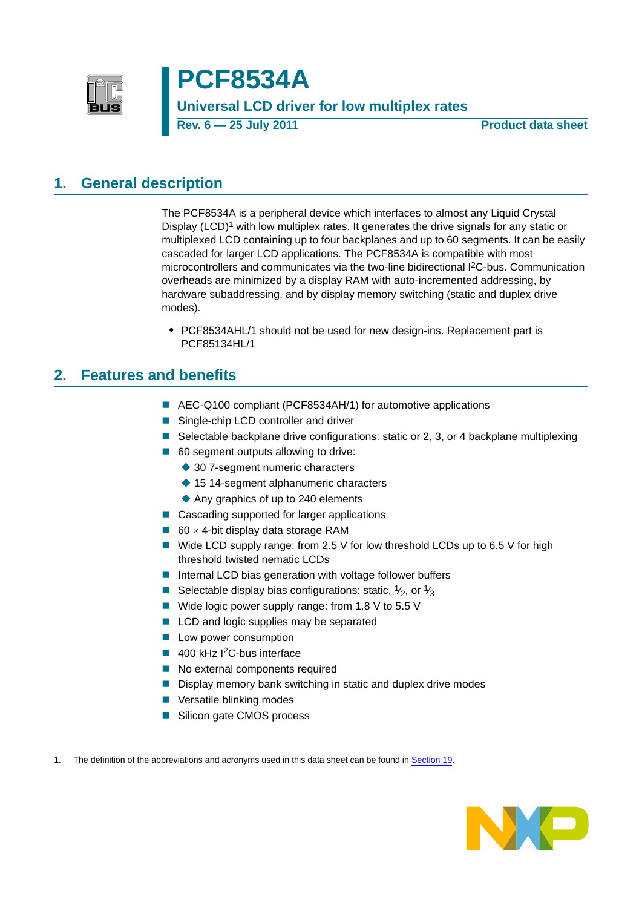# PCF8534A

## Universal LCD driver for low multiplex rates

**Rev. 6 — 25 July 2011** **Product data sheet**

## 1. General description

The PCF8534A is a peripheral device which interfaces to almost any Liquid Crystal Display (LCD)[1] with low multiplex rates. It generates the drive signals for any static or multiplexed LCD containing up to four backplanes and up to 60 segments. It can be easily cascaded for larger LCD applications. The PCF8534A is compatible with most microcontrollers and communicates via the two-line bidirectional I$^2$C-bus. Communication overheads are minimized by a display RAM with auto-incremented addressing, by hardware subaddressing, and by display memory switching (static and duplex drive modes).

- PCF8534AHL/1 should not be used for new design-ins. Replacement part is PCF85134HL/1

## 2. Features and benefits

- AEC-Q100 compliant (PCF8534AH/1) for automotive applications
- Single-chip LCD controller and driver
- Selectable backplane drive configurations: static or 2, 3, or 4 backplane multiplexing
- 60 segment outputs allowing to drive:
    - 30 7-segment numeric characters
    - 15 14-segment alphanumeric characters
    - Any graphics of up to 240 elements
- Cascading supported for larger applications
- 60 × 4-bit display data storage RAM
- Wide LCD supply range: from 2.5 V for low threshold LCDs up to 6.5 V for high threshold twisted nematic LCDs
- Internal LCD bias generation with voltage follower buffers
- Selectable display bias configurations: static, $\frac{1}{2}$, or $\frac{1}{3}$
- Wide logic power supply range: from 1.8 V to 5.5 V
- LCD and logic supplies may be separated
- Low power consumption
- 400 kHz I$^2$C-bus interface
- No external components required
- Display memory bank switching in static and duplex drive modes
- Versatile blinking modes
- Silicon gate CMOS process

1. The definition of the abbreviations and acronyms used in this data sheet can be found in Section 19.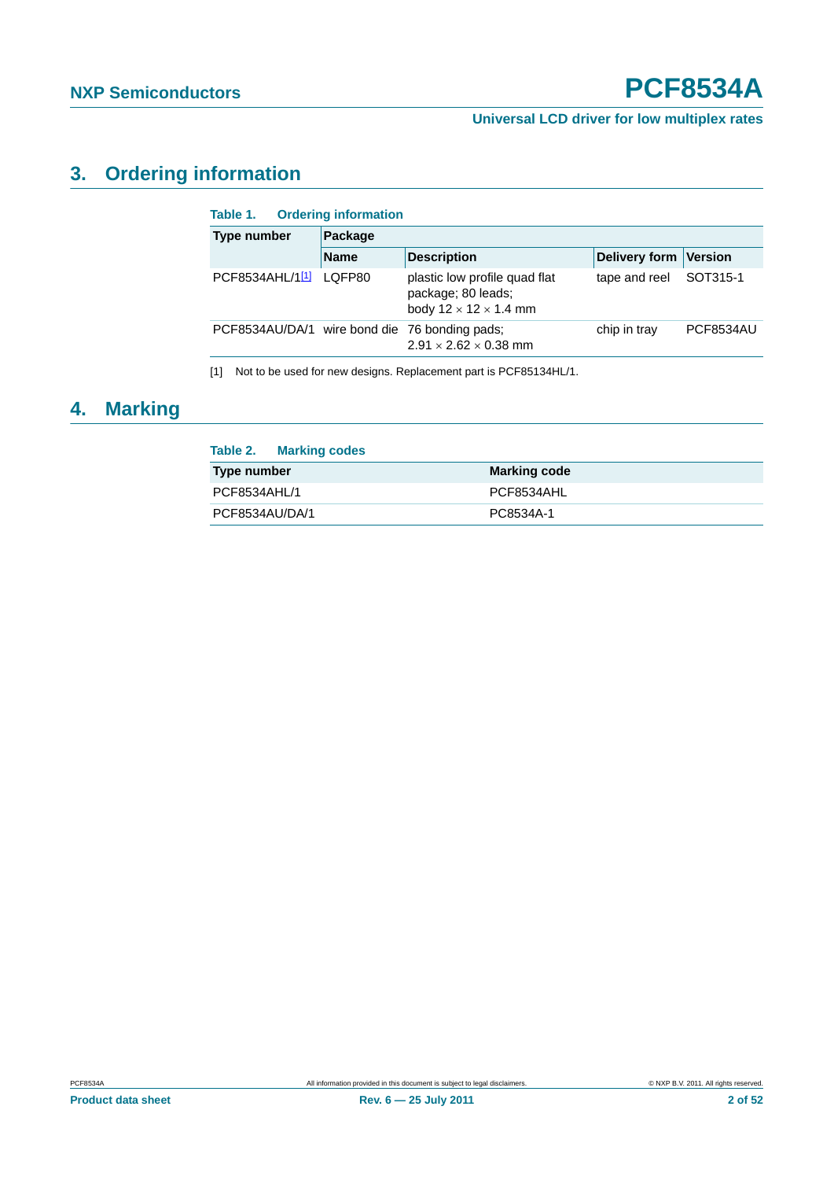## 3. Ordering information

**Table 1. Ordering information**

| Type number | Package | | | |
|---|---|---|---|---|
| | Name | Description | Delivery form | Version |
| PCF8534AHL/1[1] | LQFP80 | plastic low profile quad flat package; 80 leads; body 12 × 12 × 1.4 mm | tape and reel | SOT315-1 |
| PCF8534AU/DA/1 | wire bond die | 76 bonding pads; 2.91 × 2.62 × 0.38 mm | chip in tray | PCF8534AU |

[1] Not to be used for new designs. Replacement part is PCF85134HL/1.

## 4. Marking

**Table 2. Marking codes**

| Type number | Marking code |
|---|---|
| PCF8534AHL/1 | PCF8534AHL |
| PCF8534AU/DA/1 | PC8534A-1 |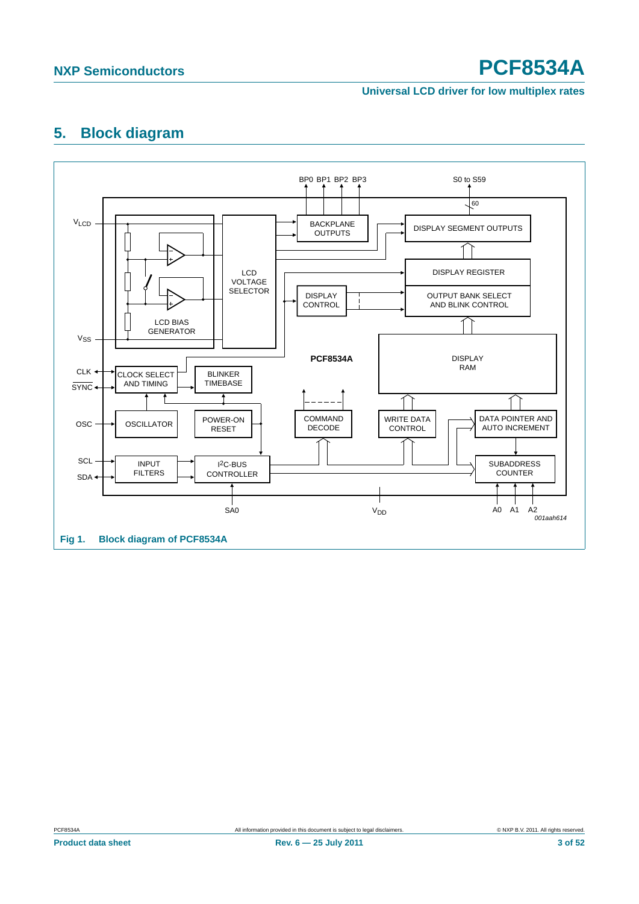## 5. Block diagram

Fig 1. Block diagram of PCF8534A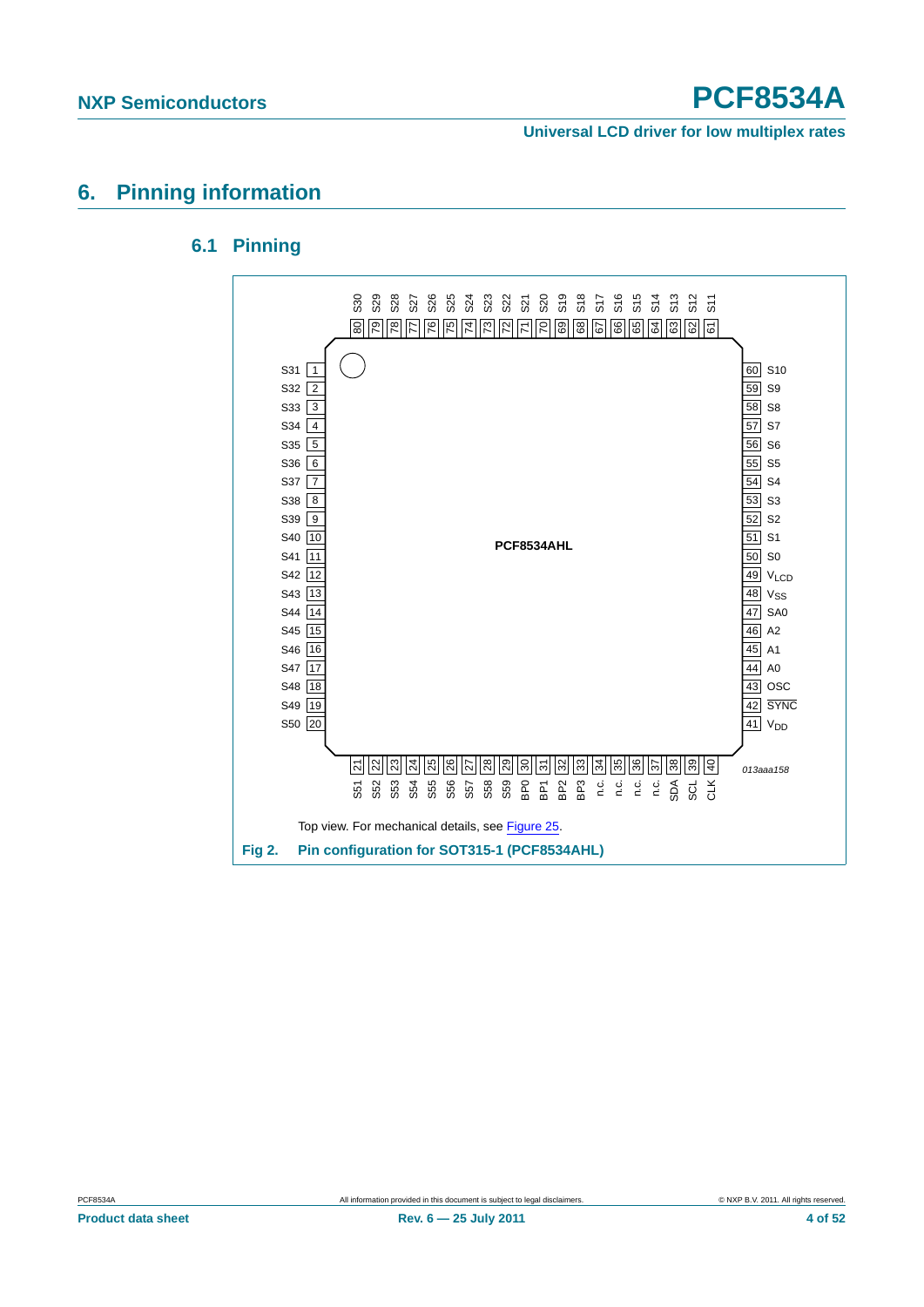# 6. Pinning information

## 6.1 Pinning

| Pin | Symbol | Pin | Symbol |
|---|---|---|---|
| 1 | S31 | 41 | $V_{DD}$ |
| 2 | S32 | 42 | SYNC |
| 3 | S33 | 43 | OSC |
| 4 | S34 | 44 | A0 |
| 5 | S35 | 45 | A1 |
| 6 | S36 | 46 | A2 |
| 7 | S37 | 47 | SA0 |
| 8 | S38 | 48 | $V_{SS}$ |
| 9 | S39 | 49 | $V_{LCD}$ |
| 10 | S40 | 50 | S0 |
| 11 | S41 | 51 | S1 |
| 12 | S42 | 52 | S2 |
| 13 | S43 | 53 | S3 |
| 14 | S44 | 54 | S4 |
| 15 | S45 | 55 | S5 |
| 16 | S46 | 56 | S6 |
| 17 | S47 | 57 | S7 |
| 18 | S48 | 58 | S8 |
| 19 | S49 | 59 | S9 |
| 20 | S50 | 60 | S10 |
| 21 | S51 | 61 | S11 |
| 22 | S52 | 62 | S12 |
| 23 | S53 | 63 | S13 |
| 24 | S54 | 64 | S14 |
| 25 | S55 | 65 | S15 |
| 26 | S56 | 66 | S16 |
| 27 | S57 | 67 | S17 |
| 28 | S58 | 68 | S18 |
| 29 | S59 | 69 | S19 |
| 30 | BP0 | 70 | S20 |
| 31 | BP1 | 71 | S21 |
| 32 | BP2 | 72 | S22 |
| 33 | BP3 | 73 | S23 |
| 34 | n.c. | 74 | S24 |
| 35 | n.c. | 75 | S25 |
| 36 | n.c. | 76 | S26 |
| 37 | n.c. | 77 | S27 |
| 38 | SDA | 78 | S28 |
| 39 | SCL | 79 | S29 |
| 40 | CLK | 80 | S30 |

PCF8534AHL

013aaa158

Top view. For mechanical details, see Figure 25.

**Fig 2. Pin configuration for SOT315-1 (PCF8534AHL)**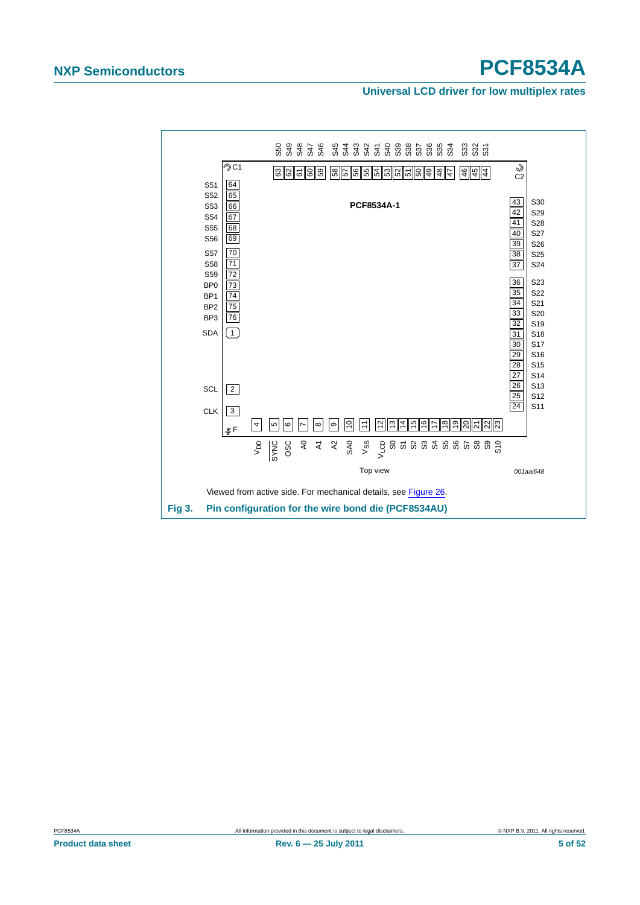PCF8534A-1

Top view

001aai648

Viewed from active side. For mechanical details, see Figure 26.

**Fig 3. Pin configuration for the wire bond die (PCF8534AU)**

| Pin | Symbol | Pin | Symbol | Pin | Symbol | Pin | Symbol |
|---|---|---|---|---|---|---|---|
| 1 | SDA | 20 | S7 | 39 | S26 | 58 | S45 |
| 2 | SCL | 21 | S8 | 40 | S27 | 59 | S46 |
| 3 | CLK | 22 | S9 | 41 | S28 | 60 | S47 |
| 4 | $V_{DD}$ | 23 | S10 | 42 | S29 | 61 | S48 |
| 5 | $\overline{SYNC}$ | 24 | S11 | 43 | S30 | 62 | S49 |
| 6 | OSC | 25 | S12 | 44 | S31 | 63 | S50 |
| 7 | A0 | 26 | S13 | 45 | S32 | 64 | S51 |
| 8 | A1 | 27 | S14 | 46 | S33 | 65 | S52 |
| 9 | A2 | 28 | S15 | 47 | S34 | 66 | S53 |
| 10 | SA0 | 29 | S16 | 48 | S35 | 67 | S54 |
| 11 | $V_{SS}$ | 30 | S17 | 49 | S36 | 68 | S55 |
| 12 | $V_{LCD}$ | 31 | S18 | 50 | S37 | 69 | S56 |
| 13 | S0 | 32 | S19 | 51 | S38 | 70 | S57 |
| 14 | S1 | 33 | S20 | 52 | S39 | 71 | S58 |
| 15 | S2 | 34 | S21 | 53 | S40 | 72 | S59 |
| 16 | S3 | 35 | S22 | 54 | S41 | 73 | BP0 |
| 17 | S4 | 36 | S23 | 55 | S42 | 74 | BP1 |
| 18 | S5 | 37 | S24 | 56 | S43 | 75 | BP2 |
| 19 | S6 | 38 | S25 | 57 | S44 | 76 | BP3 |

Alignment marks: C1, C2, F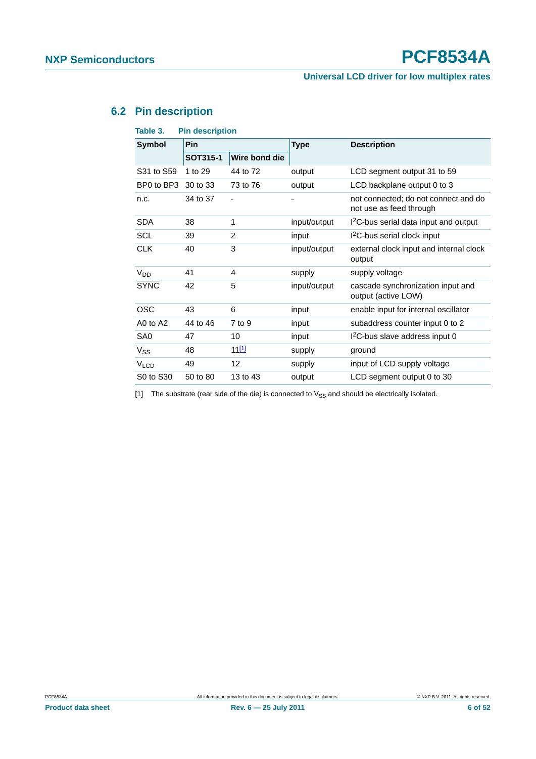## 6.2 Pin description

**Table 3. Pin description**

| Symbol | Pin | | Type | Description |
|---|---|---|---|---|
| | SOT315-1 | Wire bond die | | |
| S31 to S59 | 1 to 29 | 44 to 72 | output | LCD segment output 31 to 59 |
| BP0 to BP3 | 30 to 33 | 73 to 76 | output | LCD backplane output 0 to 3 |
| n.c. | 34 to 37 | - | - | not connected; do not connect and do not use as feed through |
| SDA | 38 | 1 | input/output | $I^2C$-bus serial data input and output |
| SCL | 39 | 2 | input | $I^2C$-bus serial clock input |
| CLK | 40 | 3 | input/output | external clock input and internal clock output |
| $V_{DD}$ | 41 | 4 | supply | supply voltage |
| $\overline{SYNC}$ | 42 | 5 | input/output | cascade synchronization input and output (active LOW) |
| OSC | 43 | 6 | input | enable input for internal oscillator |
| A0 to A2 | 44 to 46 | 7 to 9 | input | subaddress counter input 0 to 2 |
| SA0 | 47 | 10 | input | $I^2C$-bus slave address input 0 |
| $V_{SS}$ | 48 | 11[1] | supply | ground |
| $V_{LCD}$ | 49 | 12 | supply | input of LCD supply voltage |
| S0 to S30 | 50 to 80 | 13 to 43 | output | LCD segment output 0 to 30 |

[1] The substrate (rear side of the die) is connected to $V_{SS}$ and should be electrically isolated.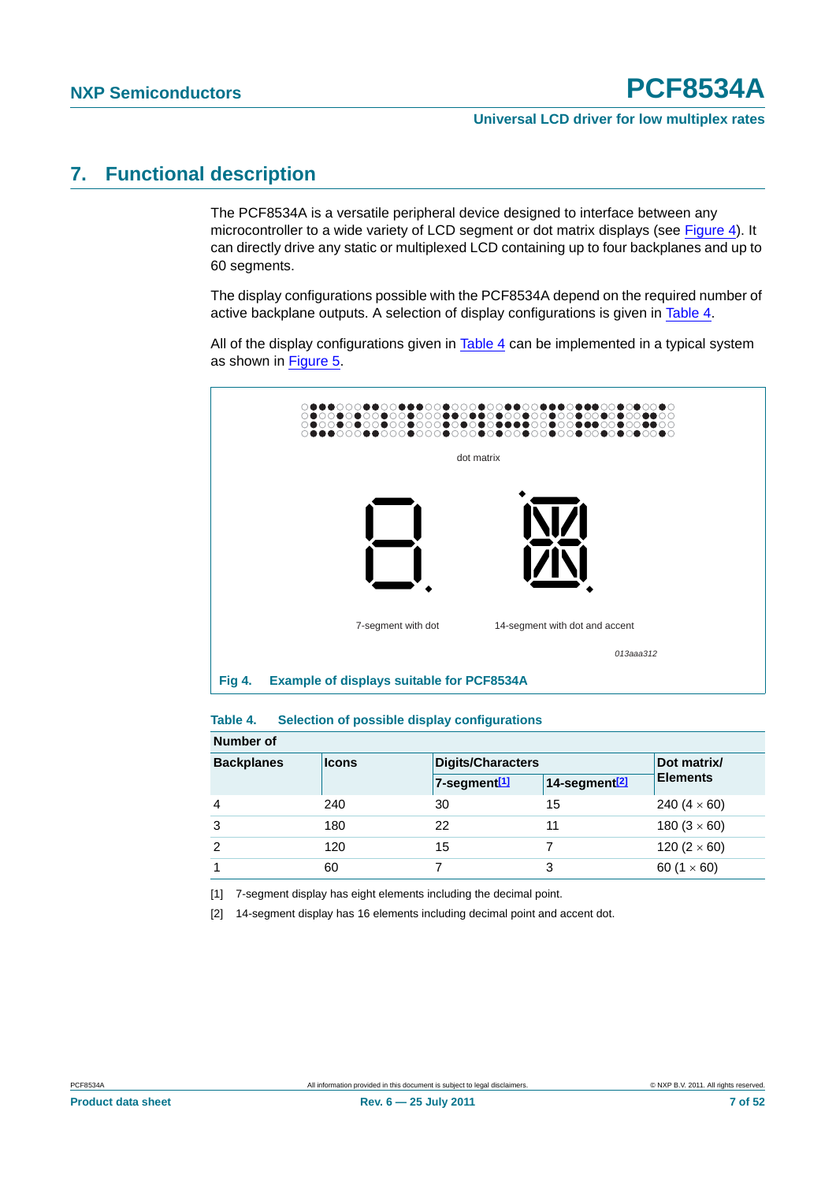# 7. Functional description

The PCF8534A is a versatile peripheral device designed to interface between any microcontroller to a wide variety of LCD segment or dot matrix displays (see Figure 4). It can directly drive any static or multiplexed LCD containing up to four backplanes and up to 60 segments.

The display configurations possible with the PCF8534A depend on the required number of active backplane outputs. A selection of display configurations is given in Table 4.

All of the display configurations given in Table 4 can be implemented in a typical system as shown in Figure 5.

dot matrix

7-segment with dot

14-segment with dot and accent

013aaa312

**Fig 4. Example of displays suitable for PCF8534A**

**Table 4. Selection of possible display configurations**

| Number of | | | | |
|---|---|---|---|---|
| **Backplanes** | **Icons** | **Digits/Characters** | | **Dot matrix/ Elements** |
| | | **7-segment[1]** | **14-segment[2]** | |
| 4 | 240 | 30 | 15 | 240 (4 × 60) |
| 3 | 180 | 22 | 11 | 180 (3 × 60) |
| 2 | 120 | 15 | 7 | 120 (2 × 60) |
| 1 | 60 | 7 | 3 | 60 (1 × 60) |

[1] 7-segment display has eight elements including the decimal point.

[2] 14-segment display has 16 elements including decimal point and accent dot.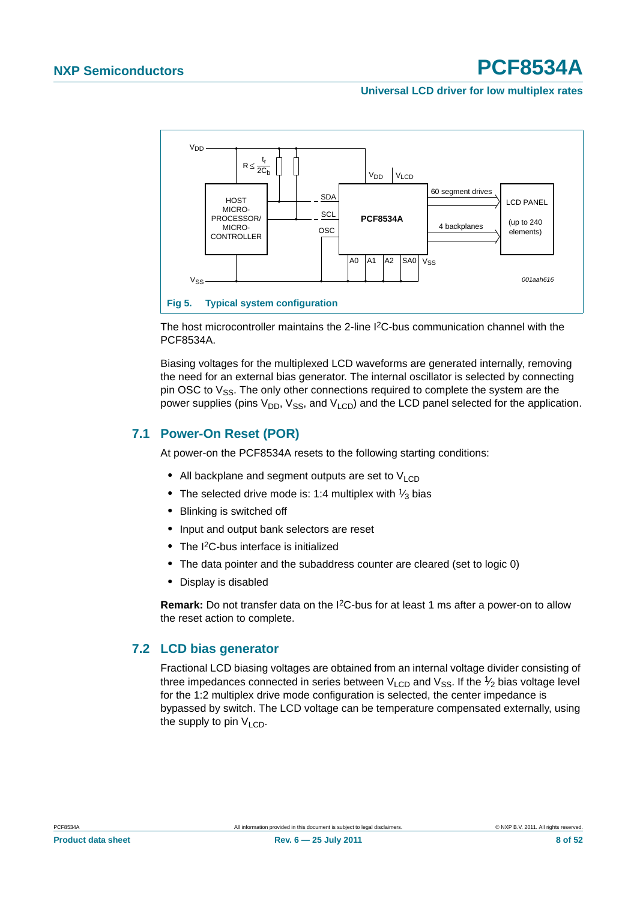Fig 5. Typical system configuration

The host microcontroller maintains the 2-line $I^2C$-bus communication channel with the PCF8534A.

Biasing voltages for the multiplexed LCD waveforms are generated internally, removing the need for an external bias generator. The internal oscillator is selected by connecting pin OSC to $V_{SS}$. The only other connections required to complete the system are the power supplies (pins $V_{DD}$, $V_{SS}$, and $V_{LCD}$) and the LCD panel selected for the application.

## 7.1 Power-On Reset (POR)

At power-on the PCF8534A resets to the following starting conditions:

- All backplane and segment outputs are set to $V_{LCD}$
- The selected drive mode is: 1:4 multiplex with $\frac{1}{3}$ bias
- Blinking is switched off
- Input and output bank selectors are reset
- The $I^2C$-bus interface is initialized
- The data pointer and the subaddress counter are cleared (set to logic 0)
- Display is disabled

**Remark:** Do not transfer data on the $I^2C$-bus for at least 1 ms after a power-on to allow the reset action to complete.

## 7.2 LCD bias generator

Fractional LCD biasing voltages are obtained from an internal voltage divider consisting of three impedances connected in series between $V_{LCD}$ and $V_{SS}$. If the $\frac{1}{2}$ bias voltage level for the 1:2 multiplex drive mode configuration is selected, the center impedance is bypassed by switch. The LCD voltage can be temperature compensated externally, using the supply to pin $V_{LCD}$.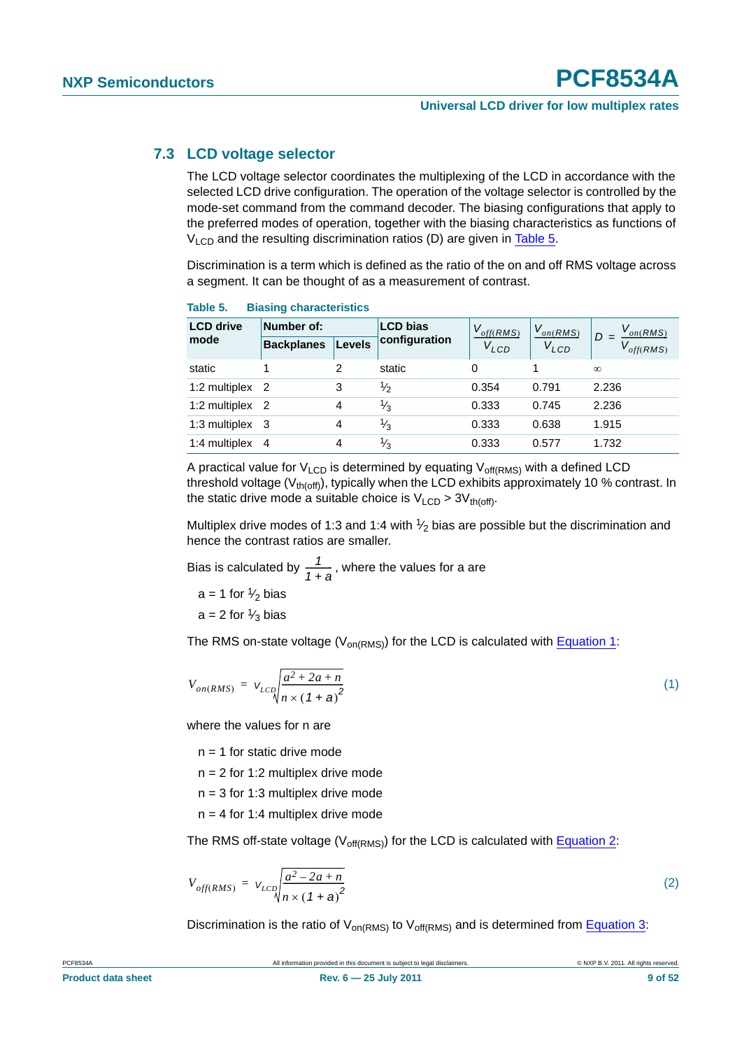### 7.3 LCD voltage selector

The LCD voltage selector coordinates the multiplexing of the LCD in accordance with the selected LCD drive configuration. The operation of the voltage selector is controlled by the mode-set command from the command decoder. The biasing configurations that apply to the preferred modes of operation, together with the biasing characteristics as functions of $V_{LCD}$ and the resulting discrimination ratios (D) are given in Table 5.

Discrimination is a term which is defined as the ratio of the on and off RMS voltage across a segment. It can be thought of as a measurement of contrast.

**Table 5. Biasing characteristics**

| LCD drive mode | Number of: | | LCD bias configuration | $\frac{V_{off(RMS)}}{V_{LCD}}$ | $\frac{V_{on(RMS)}}{V_{LCD}}$ | $D = \frac{V_{on(RMS)}}{V_{off(RMS)}}$ |
|---|---|---|---|---|---|---|
| | Backplanes | Levels | | | | |
| static | 1 | 2 | static | 0 | 1 | ∞ |
| 1:2 multiplex | 2 | 3 | $\frac{1}{2}$ | 0.354 | 0.791 | 2.236 |
| 1:2 multiplex | 2 | 4 | $\frac{1}{3}$ | 0.333 | 0.745 | 2.236 |
| 1:3 multiplex | 3 | 4 | $\frac{1}{3}$ | 0.333 | 0.638 | 1.915 |
| 1:4 multiplex | 4 | 4 | $\frac{1}{3}$ | 0.333 | 0.577 | 1.732 |

A practical value for $V_{LCD}$ is determined by equating $V_{off(RMS)}$ with a defined LCD threshold voltage ($V_{th(off)}$), typically when the LCD exhibits approximately 10 % contrast. In the static drive mode a suitable choice is $V_{LCD} > 3V_{th(off)}$.

Multiplex drive modes of 1:3 and 1:4 with $\frac{1}{2}$ bias are possible but the discrimination and hence the contrast ratios are smaller.

Bias is calculated by $\frac{1}{1+a}$, where the values for a are

a = 1 for $\frac{1}{2}$ bias

a = 2 for $\frac{1}{3}$ bias

The RMS on-state voltage ($V_{on(RMS)}$) for the LCD is calculated with Equation 1:

$$V_{on(RMS)} = V_{LCD}\sqrt{\frac{a^2 + 2a + n}{n \times (1+a)^2}} \tag{1}$$

where the values for n are

n = 1 for static drive mode

n = 2 for 1:2 multiplex drive mode

n = 3 for 1:3 multiplex drive mode

n = 4 for 1:4 multiplex drive mode

The RMS off-state voltage ($V_{off(RMS)}$) for the LCD is calculated with Equation 2:

$$V_{off(RMS)} = V_{LCD}\sqrt{\frac{a^2 - 2a + n}{n \times (1+a)^2}} \tag{2}$$

Discrimination is the ratio of $V_{on(RMS)}$ to $V_{off(RMS)}$ and is determined from Equation 3: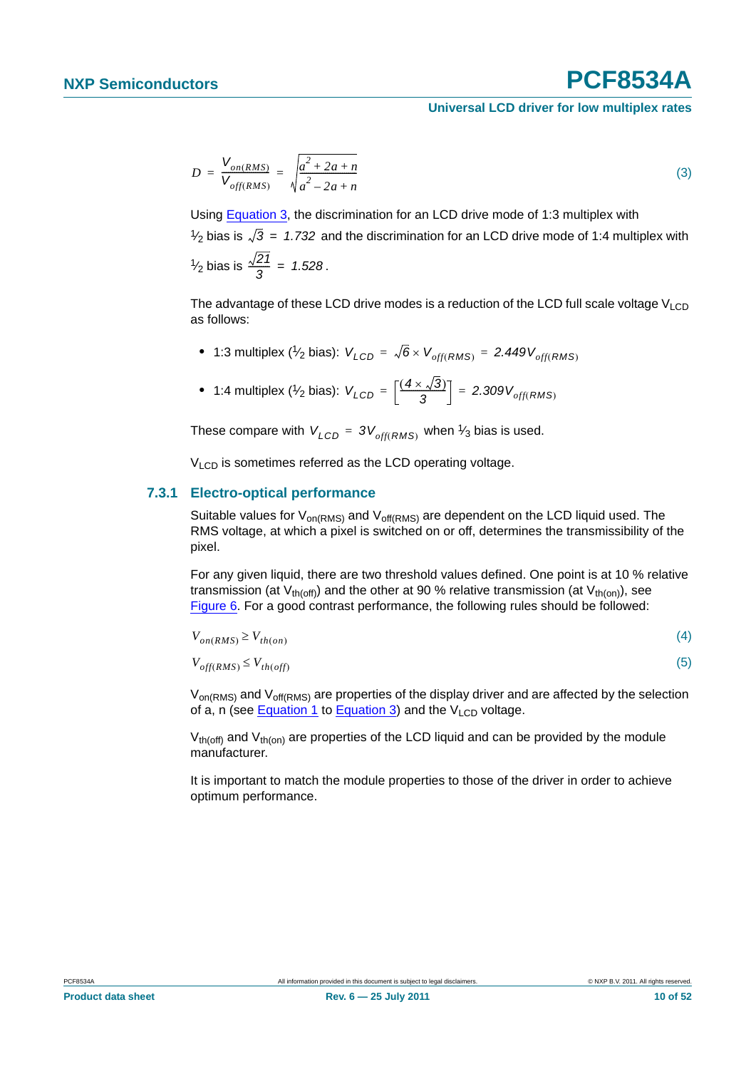$$D = \frac{V_{on(RMS)}}{V_{off(RMS)}} = \sqrt{\frac{a^2 + 2a + n}{a^2 - 2a + n}} \qquad (3)$$

Using Equation 3, the discrimination for an LCD drive mode of 1:3 multiplex with ½ bias is $\sqrt{3} = 1.732$ and the discrimination for an LCD drive mode of 1:4 multiplex with ½ bias is $\frac{\sqrt{21}}{3} = 1.528$.

The advantage of these LCD drive modes is a reduction of the LCD full scale voltage $V_{LCD}$ as follows:

- 1:3 multiplex (½ bias): $V_{LCD} = \sqrt{6} \times V_{off(RMS)} = 2.449 V_{off(RMS)}$
- 1:4 multiplex (½ bias): $V_{LCD} = \left[\frac{(4 \times \sqrt{3})}{3}\right] = 2.309 V_{off(RMS)}$

These compare with $V_{LCD} = 3V_{off(RMS)}$ when ⅓ bias is used.

$V_{LCD}$ is sometimes referred as the LCD operating voltage.

### 7.3.1 Electro-optical performance

Suitable values for $V_{on(RMS)}$ and $V_{off(RMS)}$ are dependent on the LCD liquid used. The RMS voltage, at which a pixel is switched on or off, determines the transmissibility of the pixel.

For any given liquid, there are two threshold values defined. One point is at 10 % relative transmission (at $V_{th(off)}$) and the other at 90 % relative transmission (at $V_{th(on)}$), see Figure 6. For a good contrast performance, the following rules should be followed:

$$V_{on(RMS)} \geq V_{th(on)} \qquad (4)$$

$$V_{off(RMS)} \leq V_{th(off)} \qquad (5)$$

$V_{on(RMS)}$ and $V_{off(RMS)}$ are properties of the display driver and are affected by the selection of a, n (see Equation 1 to Equation 3) and the $V_{LCD}$ voltage.

$V_{th(off)}$ and $V_{th(on)}$ are properties of the LCD liquid and can be provided by the module manufacturer.

It is important to match the module properties to those of the driver in order to achieve optimum performance.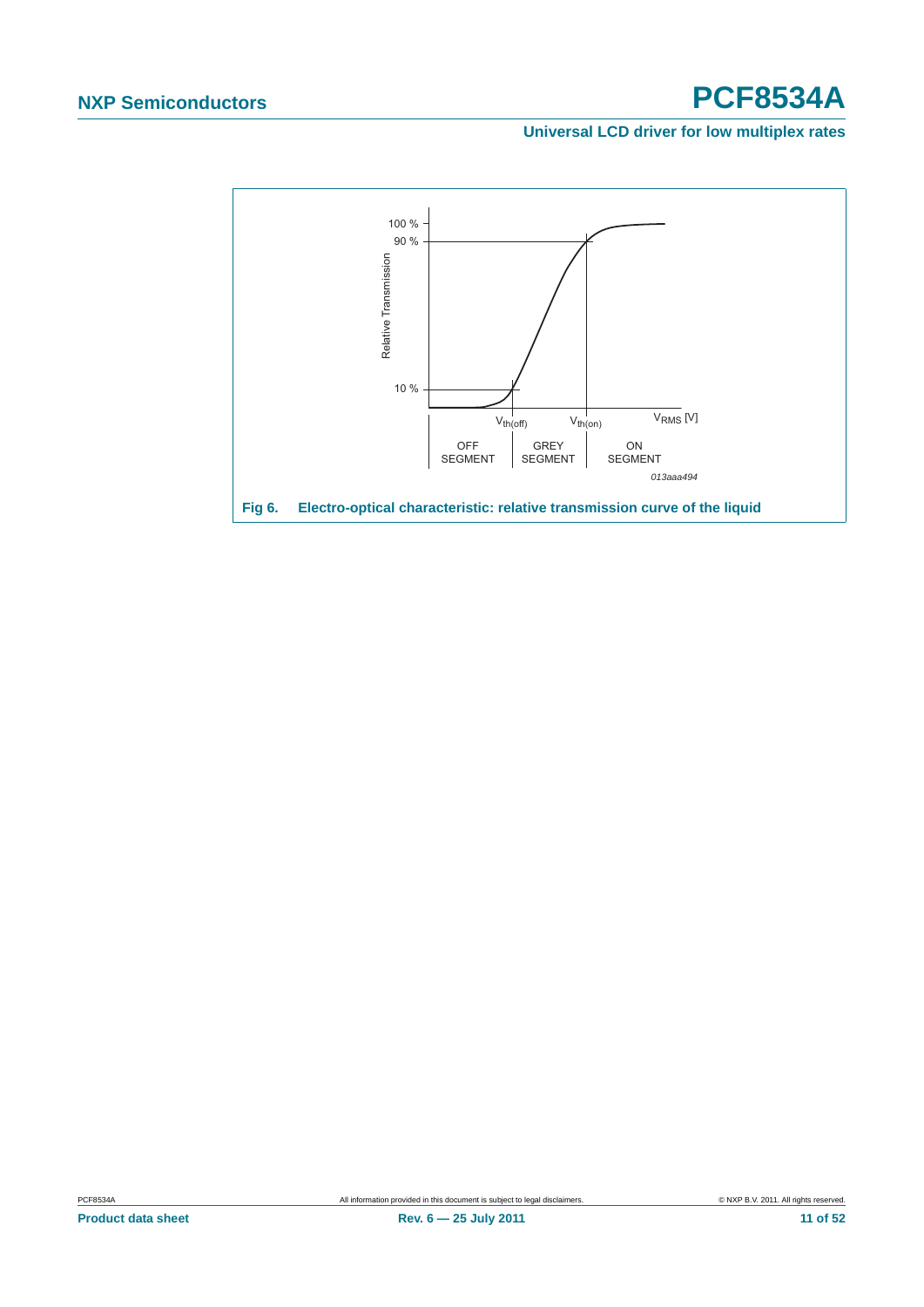Fig 6. Electro-optical characteristic: relative transmission curve of the liquid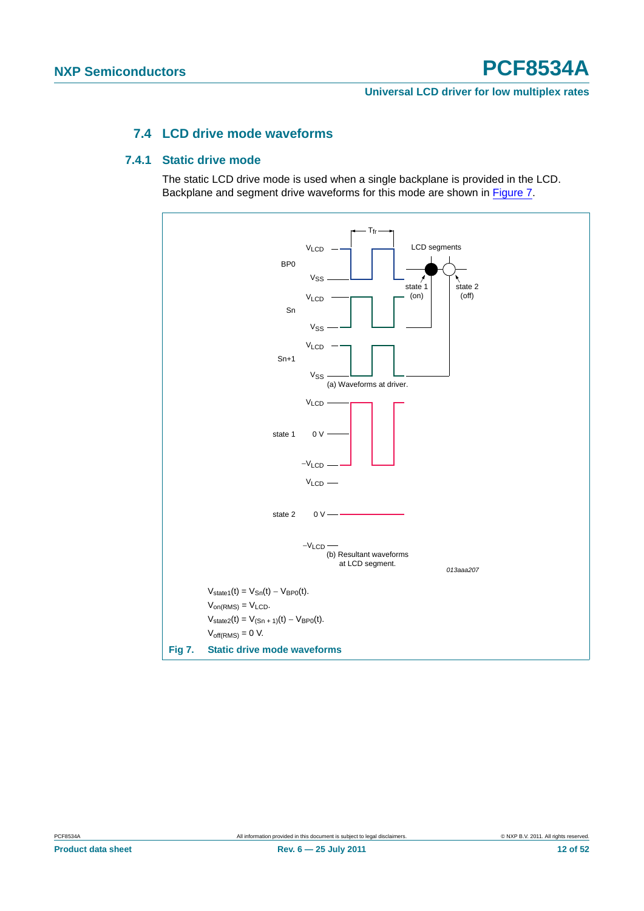## 7.4 LCD drive mode waveforms

### 7.4.1 Static drive mode

The static LCD drive mode is used when a single backplane is provided in the LCD. Backplane and segment drive waveforms for this mode are shown in Figure 7.

$V_{state1}(t) = V_{Sn}(t) - V_{BP0}(t)$.

$V_{on(RMS)} = V_{LCD}$.

$V_{state2}(t) = V_{(Sn+1)}(t) - V_{BP0}(t)$.

$V_{off(RMS)} = 0$ V.

**Fig 7. Static drive mode waveforms**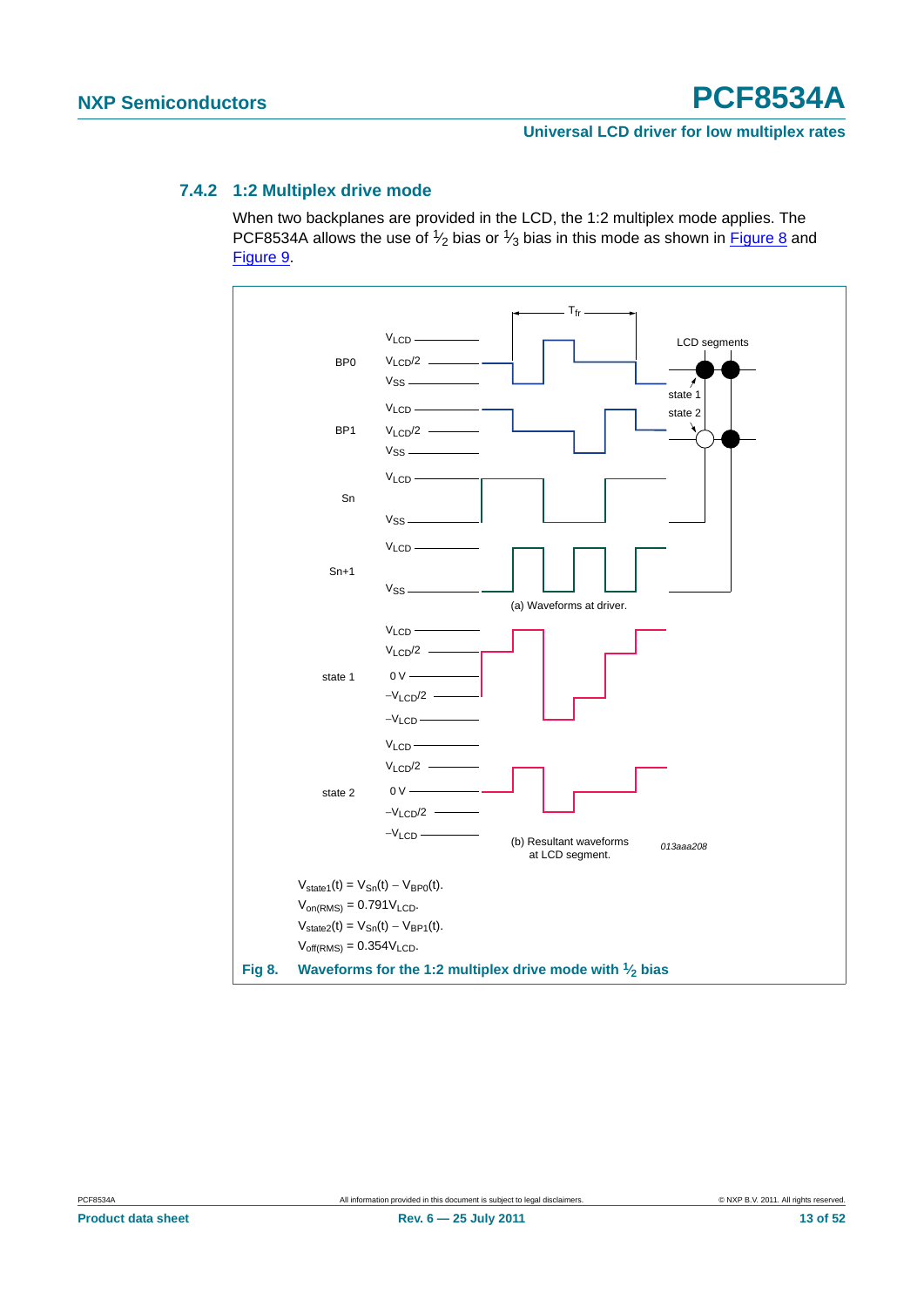### 7.4.2 1:2 Multiplex drive mode

When two backplanes are provided in the LCD, the 1:2 multiplex mode applies. The PCF8534A allows the use of $\frac{1}{2}$ bias or $\frac{1}{3}$ bias in this mode as shown in Figure 8 and Figure 9.

$V_{state1}(t) = V_{Sn}(t) - V_{BP0}(t)$.

$V_{on(RMS)} = 0.791V_{LCD}$.

$V_{state2}(t) = V_{Sn}(t) - V_{BP1}(t)$.

$V_{off(RMS)} = 0.354V_{LCD}$.

**Fig 8. Waveforms for the 1:2 multiplex drive mode with $\frac{1}{2}$ bias**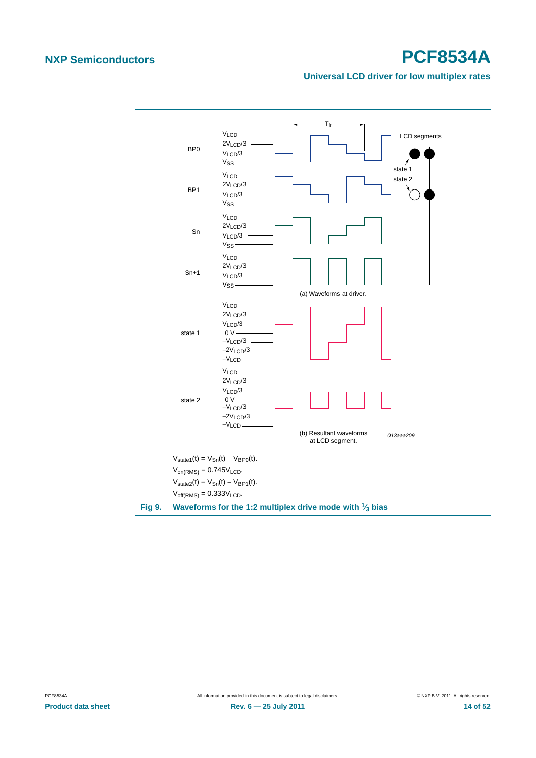$V_{state1}(t) = V_{Sn}(t) - V_{BP0}(t)$.

$V_{on(RMS)} = 0.745V_{LCD}$.

$V_{state2}(t) = V_{Sn}(t) - V_{BP1}(t)$.

$V_{off(RMS)} = 0.333V_{LCD}$.

**Fig 9. Waveforms for the 1:2 multiplex drive mode with $\frac{1}{3}$ bias**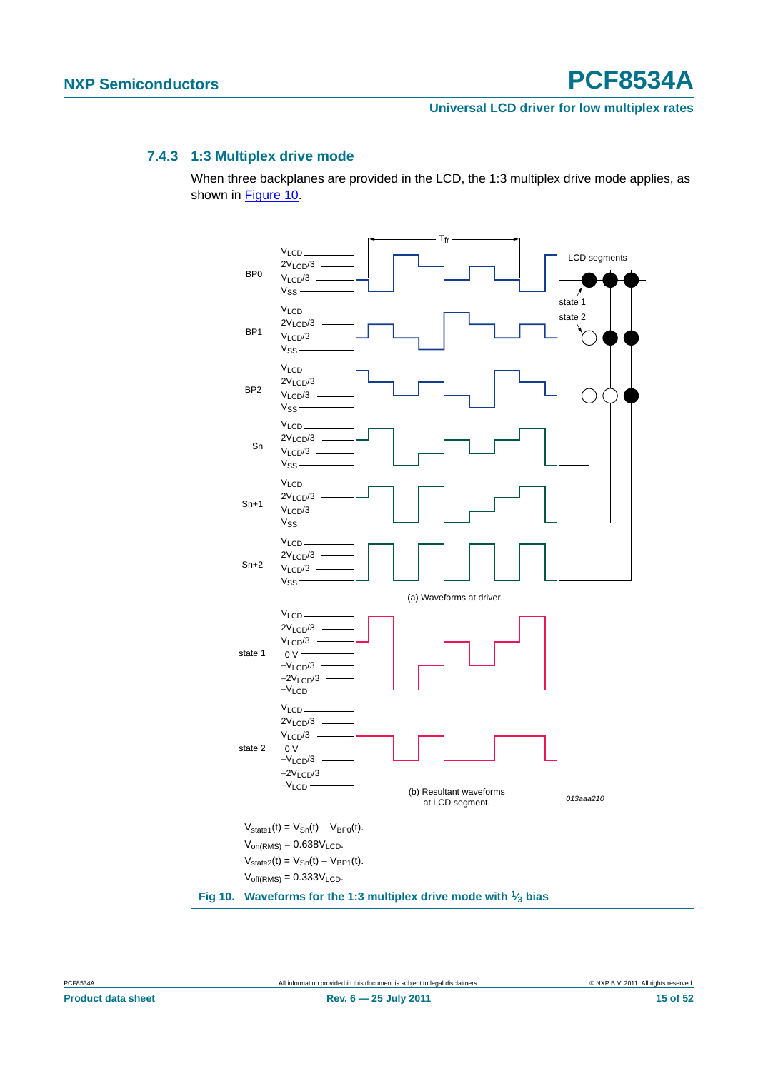### 7.4.3 1:3 Multiplex drive mode

When three backplanes are provided in the LCD, the 1:3 multiplex drive mode applies, as shown in Figure 10.

$V_{state1}(t) = V_{Sn}(t) - V_{BP0}(t)$.

$V_{on(RMS)} = 0.638V_{LCD}$.

$V_{state2}(t) = V_{Sn}(t) - V_{BP1}(t)$.

$V_{off(RMS)} = 0.333V_{LCD}$.

**Fig 10. Waveforms for the 1:3 multiplex drive mode with $\frac{1}{3}$ bias**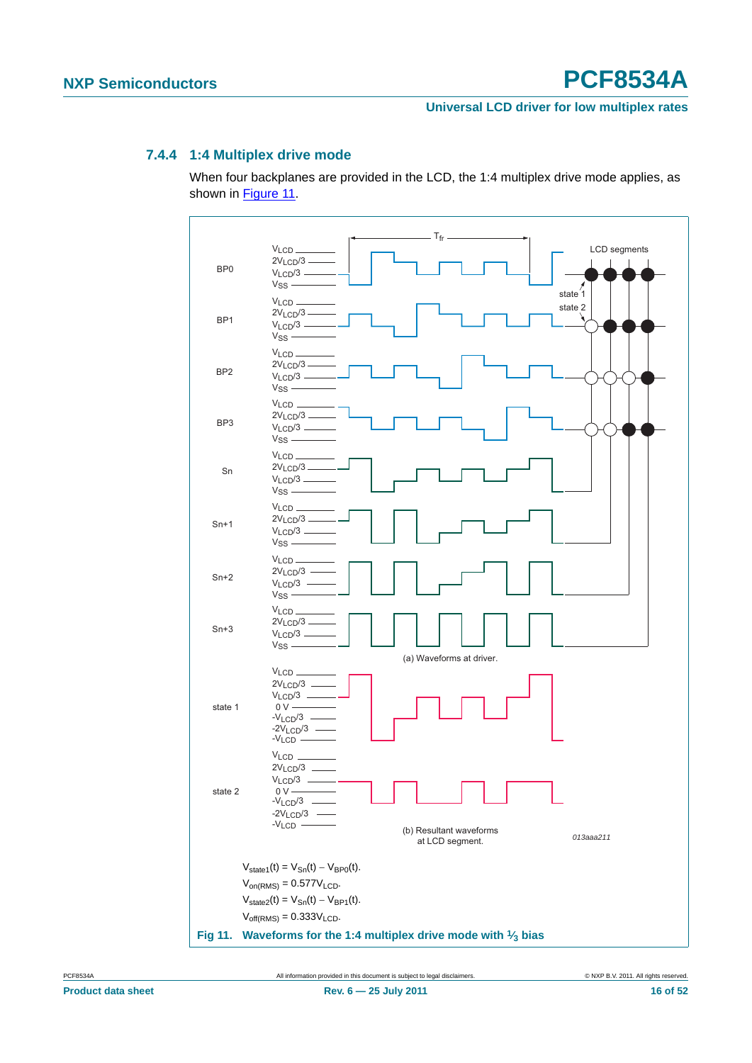### 7.4.4 1:4 Multiplex drive mode

When four backplanes are provided in the LCD, the 1:4 multiplex drive mode applies, as shown in Figure 11.

$V_{state1}(t) = V_{Sn}(t) - V_{BP0}(t)$.

$V_{on(RMS)} = 0.577V_{LCD}$.

$V_{state2}(t) = V_{Sn}(t) - V_{BP1}(t)$.

$V_{off(RMS)} = 0.333V_{LCD}$.

**Fig 11. Waveforms for the 1:4 multiplex drive mode with ⅓ bias**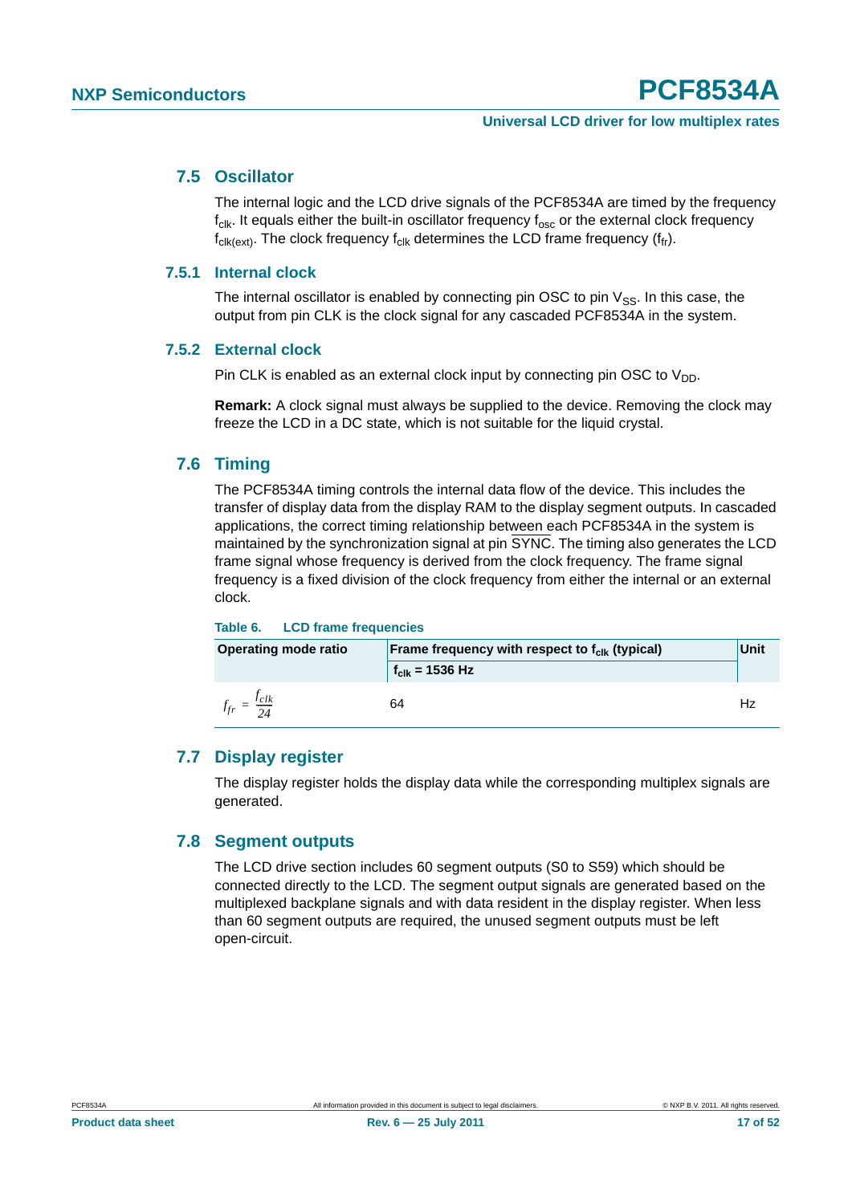## 7.5 Oscillator

The internal logic and the LCD drive signals of the PCF8534A are timed by the frequency $f_{clk}$. It equals either the built-in oscillator frequency $f_{osc}$ or the external clock frequency $f_{clk(ext)}$. The clock frequency $f_{clk}$ determines the LCD frame frequency ($f_{fr}$).

### 7.5.1 Internal clock

The internal oscillator is enabled by connecting pin OSC to pin $V_{SS}$. In this case, the output from pin CLK is the clock signal for any cascaded PCF8534A in the system.

### 7.5.2 External clock

Pin CLK is enabled as an external clock input by connecting pin OSC to $V_{DD}$.

**Remark:** A clock signal must always be supplied to the device. Removing the clock may freeze the LCD in a DC state, which is not suitable for the liquid crystal.

## 7.6 Timing

The PCF8534A timing controls the internal data flow of the device. This includes the transfer of display data from the display RAM to the display segment outputs. In cascaded applications, the correct timing relationship between each PCF8534A in the system is maintained by the synchronization signal at pin $\overline{SYNC}$. The timing also generates the LCD frame signal whose frequency is derived from the clock frequency. The frame signal frequency is a fixed division of the clock frequency from either the internal or an external clock.

**Table 6. LCD frame frequencies**

| Operating mode ratio | Frame frequency with respect to $f_{clk}$ (typical) | Unit |
|---|---|---|
| | $f_{clk}$ = 1536 Hz | |
| $f_{fr} = \frac{f_{clk}}{24}$ | 64 | Hz |

## 7.7 Display register

The display register holds the display data while the corresponding multiplex signals are generated.

## 7.8 Segment outputs

The LCD drive section includes 60 segment outputs (S0 to S59) which should be connected directly to the LCD. The segment output signals are generated based on the multiplexed backplane signals and with data resident in the display register. When less than 60 segment outputs are required, the unused segment outputs must be left open-circuit.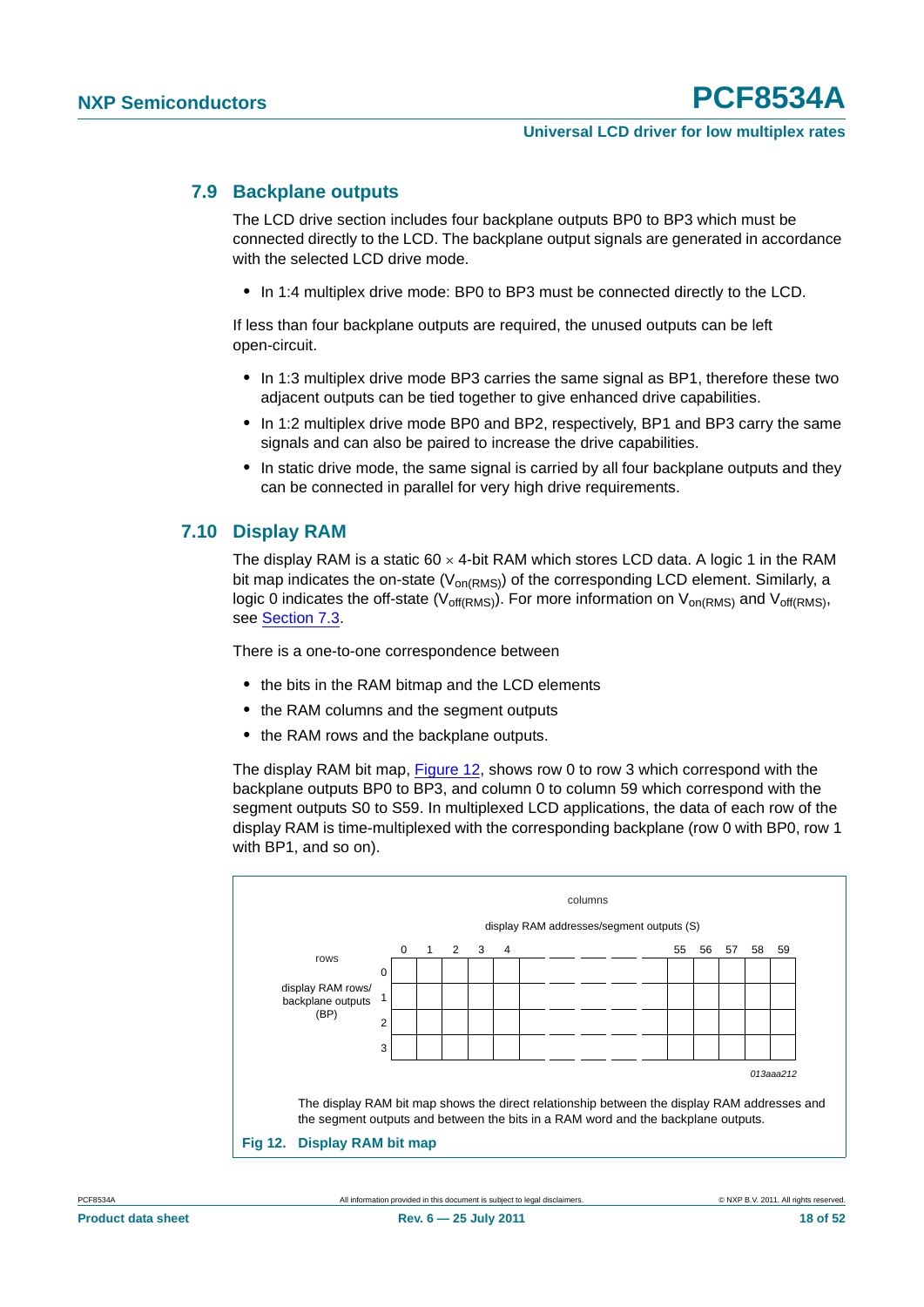## 7.9 Backplane outputs

The LCD drive section includes four backplane outputs BP0 to BP3 which must be connected directly to the LCD. The backplane output signals are generated in accordance with the selected LCD drive mode.

- In 1:4 multiplex drive mode: BP0 to BP3 must be connected directly to the LCD.

If less than four backplane outputs are required, the unused outputs can be left open-circuit.

- In 1:3 multiplex drive mode BP3 carries the same signal as BP1, therefore these two adjacent outputs can be tied together to give enhanced drive capabilities.
- In 1:2 multiplex drive mode BP0 and BP2, respectively, BP1 and BP3 carry the same signals and can also be paired to increase the drive capabilities.
- In static drive mode, the same signal is carried by all four backplane outputs and they can be connected in parallel for very high drive requirements.

## 7.10 Display RAM

The display RAM is a static 60 × 4-bit RAM which stores LCD data. A logic 1 in the RAM bit map indicates the on-state ($V_{on(RMS)}$) of the corresponding LCD element. Similarly, a logic 0 indicates the off-state ($V_{off(RMS)}$). For more information on $V_{on(RMS)}$ and $V_{off(RMS)}$, see Section 7.3.

There is a one-to-one correspondence between

- the bits in the RAM bitmap and the LCD elements
- the RAM columns and the segment outputs
- the RAM rows and the backplane outputs.

The display RAM bit map, Figure 12, shows row 0 to row 3 which correspond with the backplane outputs BP0 to BP3, and column 0 to column 59 which correspond with the segment outputs S0 to S59. In multiplexed LCD applications, the data of each row of the display RAM is time-multiplexed with the corresponding backplane (row 0 with BP0, row 1 with BP1, and so on).

columns

display RAM addresses/segment outputs (S)

| rows: display RAM rows/backplane outputs (BP) | 0 | 1 | 2 | 3 | 4 | ... | 55 | 56 | 57 | 58 | 59 |
|---|---|---|---|---|---|---|---|---|---|---|---|
| 0 | | | | | | | | | | | |
| 1 | | | | | | | | | | | |
| 2 | | | | | | | | | | | |
| 3 | | | | | | | | | | | |

013aaa212

The display RAM bit map shows the direct relationship between the display RAM addresses and the segment outputs and between the bits in a RAM word and the backplane outputs.

**Fig 12. Display RAM bit map**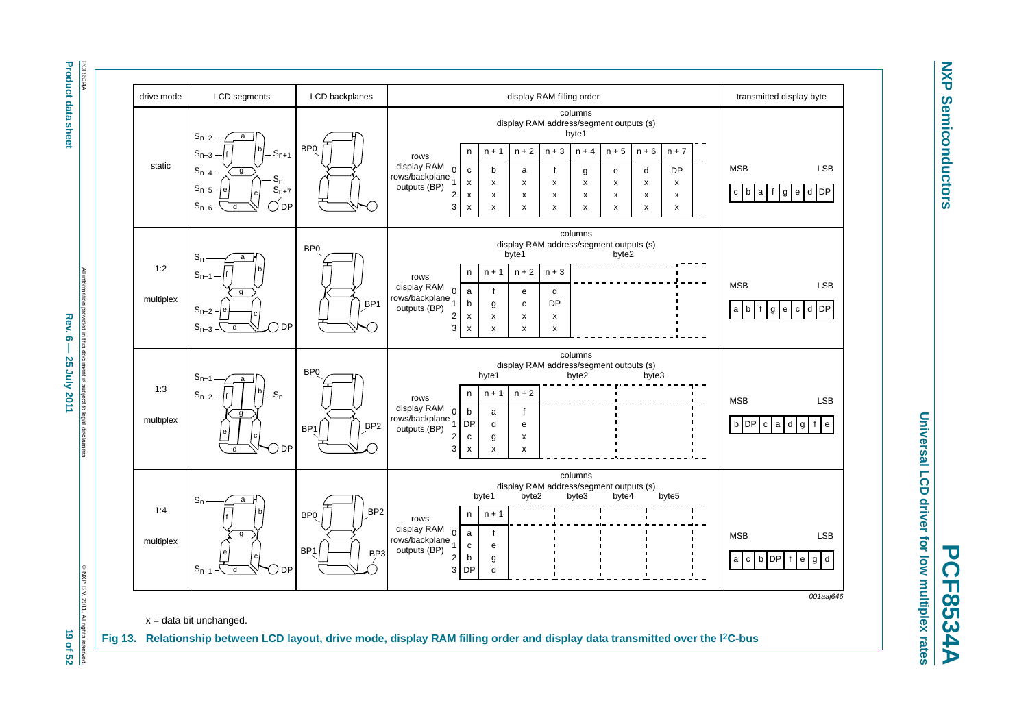| drive mode | LCD segments | LCD backplanes | display RAM filling order | transmitted display byte |
|---|---|---|---|---|
| static | $S_{n+2}$: a; $S_{n+3}$: f; $S_{n+1}$: b; $S_{n+4}$: g; $S_n$; $S_{n+5}$: e; $S_{n+7}$: c; $S_{n+6}$: d; DP | BP0 | columns: display RAM address/segment outputs (s), byte1. Rows display RAM rows/backplane outputs (BP): n, n+1, n+2, n+3, n+4, n+5, n+6, n+7 — row 0: c, b, a, f, g, e, d, DP; rows 1–3: x | MSB … LSB: c b a f g e d DP |
| 1:2 multiplex | $S_n$: a, b; $S_{n+1}$: f, g; $S_{n+2}$: e, c; $S_{n+3}$: d, DP | BP0, BP1 | columns: byte1, byte2. n, n+1, n+2, n+3 — row 0: a, f, e, d; row 1: b, g, c, DP; rows 2–3: x | MSB … LSB: a b f g e c d DP |
| 1:3 multiplex | $S_{n+1}$: a, b; $S_{n+2}$: f, g, e; $S_n$: b, c, DP | BP0, BP1, BP2 | columns: byte1, byte2, byte3. n, n+1, n+2 — row 0: b, a, f; row 1: DP, d, e; row 2: c, g, x; row 3: x, x, x | MSB … LSB: b DP c a d g f e |
| 1:4 multiplex | $S_n$: a, b, c, DP; $S_{n+1}$: f, g, e, d | BP0, BP1, BP2, BP3 | columns: byte1, byte2, byte3, byte4, byte5. n, n+1 — row 0: a, f; row 1: c, e; row 2: b, g; row 3: DP, d | MSB … LSB: a c b DP f e g d |

001aaj646

x = data bit unchanged.

**Fig 13. Relationship between LCD layout, drive mode, display RAM filling order and display data transmitted over the I²C-bus**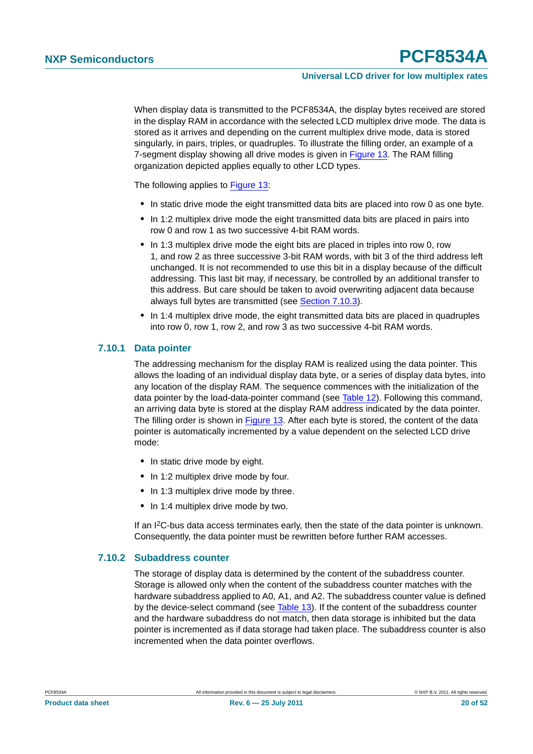When display data is transmitted to the PCF8534A, the display bytes received are stored in the display RAM in accordance with the selected LCD multiplex drive mode. The data is stored as it arrives and depending on the current multiplex drive mode, data is stored singularly, in pairs, triples, or quadruples. To illustrate the filling order, an example of a 7-segment display showing all drive modes is given in Figure 13. The RAM filling organization depicted applies equally to other LCD types.

The following applies to Figure 13:

- In static drive mode the eight transmitted data bits are placed into row 0 as one byte.
- In 1:2 multiplex drive mode the eight transmitted data bits are placed in pairs into row 0 and row 1 as two successive 4-bit RAM words.
- In 1:3 multiplex drive mode the eight bits are placed in triples into row 0, row 1, and row 2 as three successive 3-bit RAM words, with bit 3 of the third address left unchanged. It is not recommended to use this bit in a display because of the difficult addressing. This last bit may, if necessary, be controlled by an additional transfer to this address. But care should be taken to avoid overwriting adjacent data because always full bytes are transmitted (see Section 7.10.3).
- In 1:4 multiplex drive mode, the eight transmitted data bits are placed in quadruples into row 0, row 1, row 2, and row 3 as two successive 4-bit RAM words.

### 7.10.1 Data pointer

The addressing mechanism for the display RAM is realized using the data pointer. This allows the loading of an individual display data byte, or a series of display data bytes, into any location of the display RAM. The sequence commences with the initialization of the data pointer by the load-data-pointer command (see Table 12). Following this command, an arriving data byte is stored at the display RAM address indicated by the data pointer. The filling order is shown in Figure 13. After each byte is stored, the content of the data pointer is automatically incremented by a value dependent on the selected LCD drive mode:

- In static drive mode by eight.
- In 1:2 multiplex drive mode by four.
- In 1:3 multiplex drive mode by three.
- In 1:4 multiplex drive mode by two.

If an I$^2$C-bus data access terminates early, then the state of the data pointer is unknown. Consequently, the data pointer must be rewritten before further RAM accesses.

### 7.10.2 Subaddress counter

The storage of display data is determined by the content of the subaddress counter. Storage is allowed only when the content of the subaddress counter matches with the hardware subaddress applied to A0, A1, and A2. The subaddress counter value is defined by the device-select command (see Table 13). If the content of the subaddress counter and the hardware subaddress do not match, then data storage is inhibited but the data pointer is incremented as if data storage had taken place. The subaddress counter is also incremented when the data pointer overflows.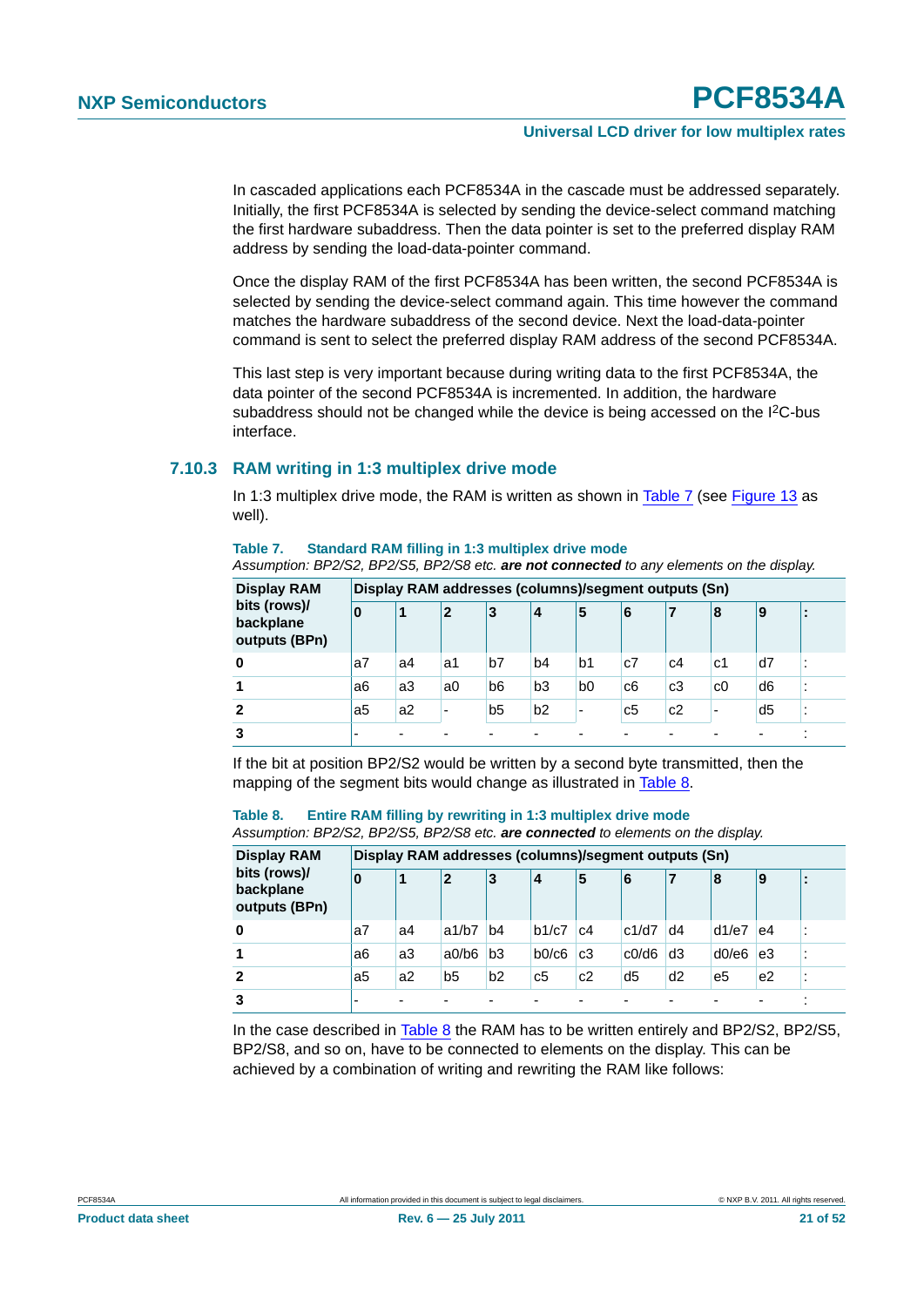In cascaded applications each PCF8534A in the cascade must be addressed separately. Initially, the first PCF8534A is selected by sending the device-select command matching the first hardware subaddress. Then the data pointer is set to the preferred display RAM address by sending the load-data-pointer command.

Once the display RAM of the first PCF8534A has been written, the second PCF8534A is selected by sending the device-select command again. This time however the command matches the hardware subaddress of the second device. Next the load-data-pointer command is sent to select the preferred display RAM address of the second PCF8534A.

This last step is very important because during writing data to the first PCF8534A, the data pointer of the second PCF8534A is incremented. In addition, the hardware subaddress should not be changed while the device is being accessed on the I2C-bus interface.

### 7.10.3 RAM writing in 1:3 multiplex drive mode

In 1:3 multiplex drive mode, the RAM is written as shown in Table 7 (see Figure 13 as well).

**Table 7. Standard RAM filling in 1:3 multiplex drive mode**

*Assumption: BP2/S2, BP2/S5, BP2/S8 etc.* ***are not connected*** *to any elements on the display.*

| Display RAM bits (rows)/ backplane outputs (BPn) | Display RAM addresses (columns)/segment outputs (Sn) | | | | | | | | | | |
|---|---|---|---|---|---|---|---|---|---|---|---|
| | **0** | **1** | **2** | **3** | **4** | **5** | **6** | **7** | **8** | **9** | **:** |
| **0** | a7 | a4 | a1 | b7 | b4 | b1 | c7 | c4 | c1 | d7 | : |
| **1** | a6 | a3 | a0 | b6 | b3 | b0 | c6 | c3 | c0 | d6 | : |
| **2** | a5 | a2 | - | b5 | b2 | - | c5 | c2 | - | d5 | : |
| **3** | - | - | - | - | - | - | - | - | - | - | : |

If the bit at position BP2/S2 would be written by a second byte transmitted, then the mapping of the segment bits would change as illustrated in Table 8.

**Table 8. Entire RAM filling by rewriting in 1:3 multiplex drive mode**

*Assumption: BP2/S2, BP2/S5, BP2/S8 etc.* ***are connected*** *to elements on the display.*

| Display RAM bits (rows)/ backplane outputs (BPn) | Display RAM addresses (columns)/segment outputs (Sn) | | | | | | | | | | |
|---|---|---|---|---|---|---|---|---|---|---|---|
| | **0** | **1** | **2** | **3** | **4** | **5** | **6** | **7** | **8** | **9** | **:** |
| **0** | a7 | a4 | a1/b7 | b4 | b1/c7 | c4 | c1/d7 | d4 | d1/e7 | e4 | : |
| **1** | a6 | a3 | a0/b6 | b3 | b0/c6 | c3 | c0/d6 | d3 | d0/e6 | e3 | : |
| **2** | a5 | a2 | b5 | b2 | c5 | c2 | d5 | d2 | e5 | e2 | : |
| **3** | - | - | - | - | - | - | - | - | - | - | : |

In the case described in Table 8 the RAM has to be written entirely and BP2/S2, BP2/S5, BP2/S8, and so on, have to be connected to elements on the display. This can be achieved by a combination of writing and rewriting the RAM like follows: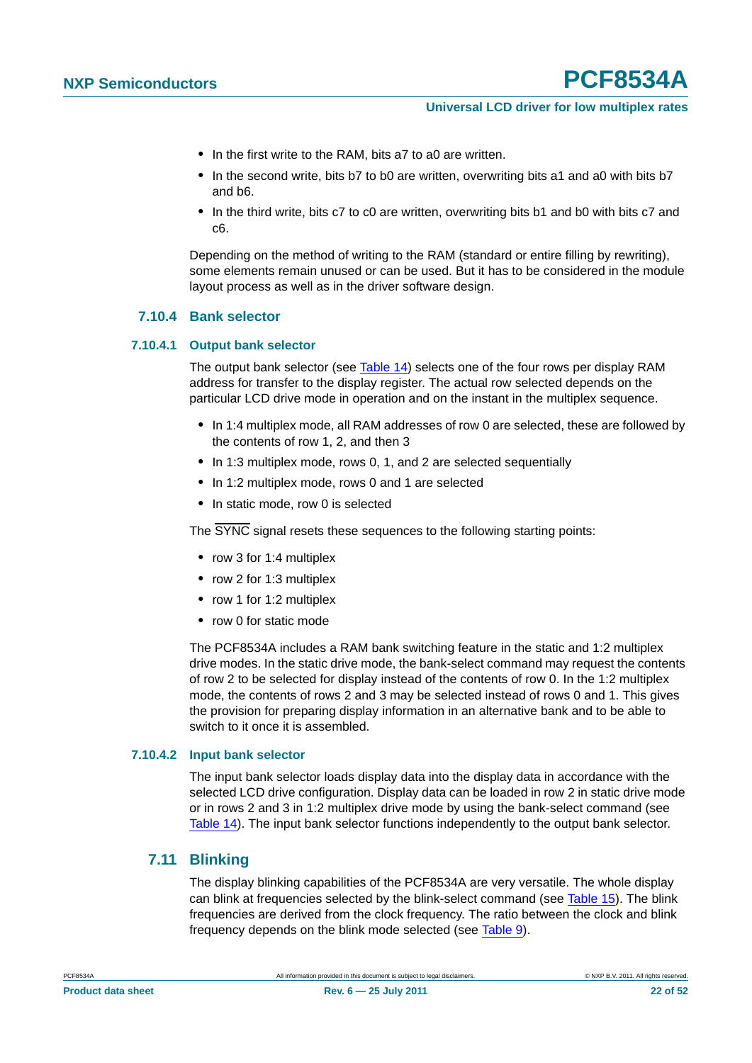- In the first write to the RAM, bits a7 to a0 are written.
- In the second write, bits b7 to b0 are written, overwriting bits a1 and a0 with bits b7 and b6.
- In the third write, bits c7 to c0 are written, overwriting bits b1 and b0 with bits c7 and c6.

Depending on the method of writing to the RAM (standard or entire filling by rewriting), some elements remain unused or can be used. But it has to be considered in the module layout process as well as in the driver software design.

### 7.10.4 Bank selector

#### 7.10.4.1 Output bank selector

The output bank selector (see Table 14) selects one of the four rows per display RAM address for transfer to the display register. The actual row selected depends on the particular LCD drive mode in operation and on the instant in the multiplex sequence.

- In 1:4 multiplex mode, all RAM addresses of row 0 are selected, these are followed by the contents of row 1, 2, and then 3
- In 1:3 multiplex mode, rows 0, 1, and 2 are selected sequentially
- In 1:2 multiplex mode, rows 0 and 1 are selected
- In static mode, row 0 is selected

The $\overline{\text{SYNC}}$ signal resets these sequences to the following starting points:

- row 3 for 1:4 multiplex
- row 2 for 1:3 multiplex
- row 1 for 1:2 multiplex
- row 0 for static mode

The PCF8534A includes a RAM bank switching feature in the static and 1:2 multiplex drive modes. In the static drive mode, the bank-select command may request the contents of row 2 to be selected for display instead of the contents of row 0. In the 1:2 multiplex mode, the contents of rows 2 and 3 may be selected instead of rows 0 and 1. This gives the provision for preparing display information in an alternative bank and to be able to switch to it once it is assembled.

#### 7.10.4.2 Input bank selector

The input bank selector loads display data into the display data in accordance with the selected LCD drive configuration. Display data can be loaded in row 2 in static drive mode or in rows 2 and 3 in 1:2 multiplex drive mode by using the bank-select command (see Table 14). The input bank selector functions independently to the output bank selector.

## 7.11 Blinking

The display blinking capabilities of the PCF8534A are very versatile. The whole display can blink at frequencies selected by the blink-select command (see Table 15). The blink frequencies are derived from the clock frequency. The ratio between the clock and blink frequency depends on the blink mode selected (see Table 9).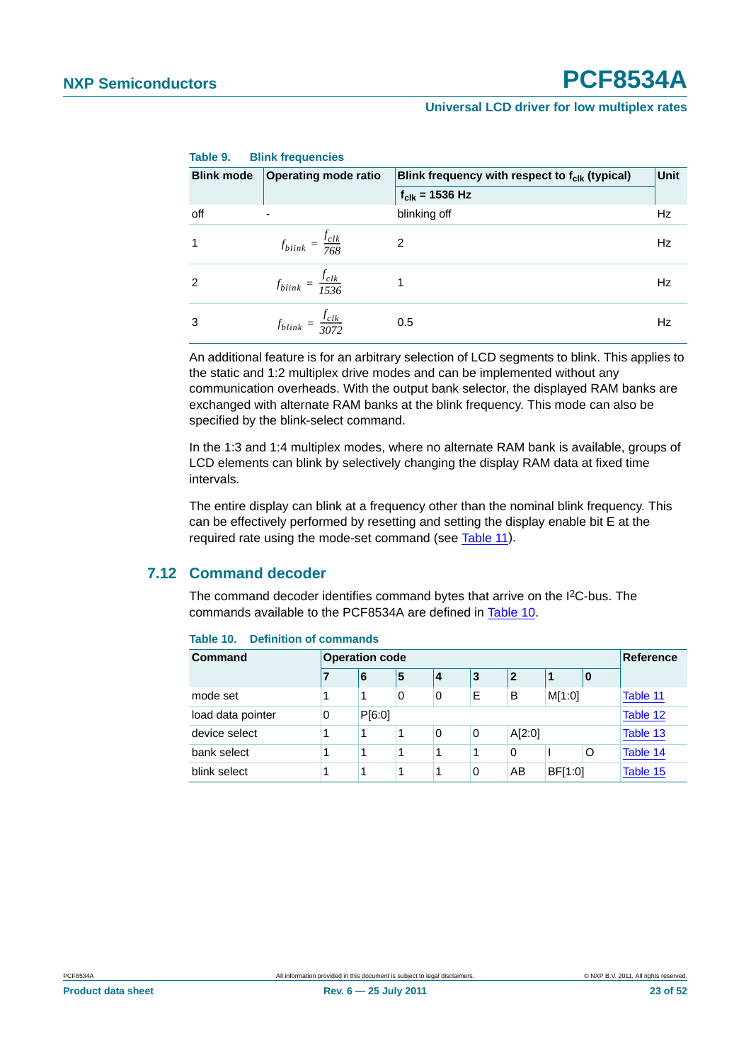Table 9. Blink frequencies

| Blink mode | Operating mode ratio | Blink frequency with respect to $f_{clk}$ (typical) | Unit |
|---|---|---|---|
| | | $f_{clk}$ = 1536 Hz | |
| off | - | blinking off | Hz |
| 1 | $f_{blink} = \frac{f_{clk}}{768}$ | 2 | Hz |
| 2 | $f_{blink} = \frac{f_{clk}}{1536}$ | 1 | Hz |
| 3 | $f_{blink} = \frac{f_{clk}}{3072}$ | 0.5 | Hz |

An additional feature is for an arbitrary selection of LCD segments to blink. This applies to the static and 1:2 multiplex drive modes and can be implemented without any communication overheads. With the output bank selector, the displayed RAM banks are exchanged with alternate RAM banks at the blink frequency. This mode can also be specified by the blink-select command.

In the 1:3 and 1:4 multiplex modes, where no alternate RAM bank is available, groups of LCD elements can blink by selectively changing the display RAM data at fixed time intervals.

The entire display can blink at a frequency other than the nominal blink frequency. This can be effectively performed by resetting and setting the display enable bit E at the required rate using the mode-set command (see Table 11).

## 7.12 Command decoder

The command decoder identifies command bytes that arrive on the I²C-bus. The commands available to the PCF8534A are defined in Table 10.

Table 10. Definition of commands

| Command | Operation code | | | | | | | | Reference |
|---|---|---|---|---|---|---|---|---|---|
| | 7 | 6 | 5 | 4 | 3 | 2 | 1 | 0 | |
| mode set | 1 | 1 | 0 | 0 | E | B | M[1:0] | | Table 11 |
| load data pointer | 0 | P[6:0] | | | | | | | Table 12 |
| device select | 1 | 1 | 1 | 0 | 0 | A[2:0] | | | Table 13 |
| bank select | 1 | 1 | 1 | 1 | 1 | 0 | I | O | Table 14 |
| blink select | 1 | 1 | 1 | 1 | 0 | AB | BF[1:0] | | Table 15 |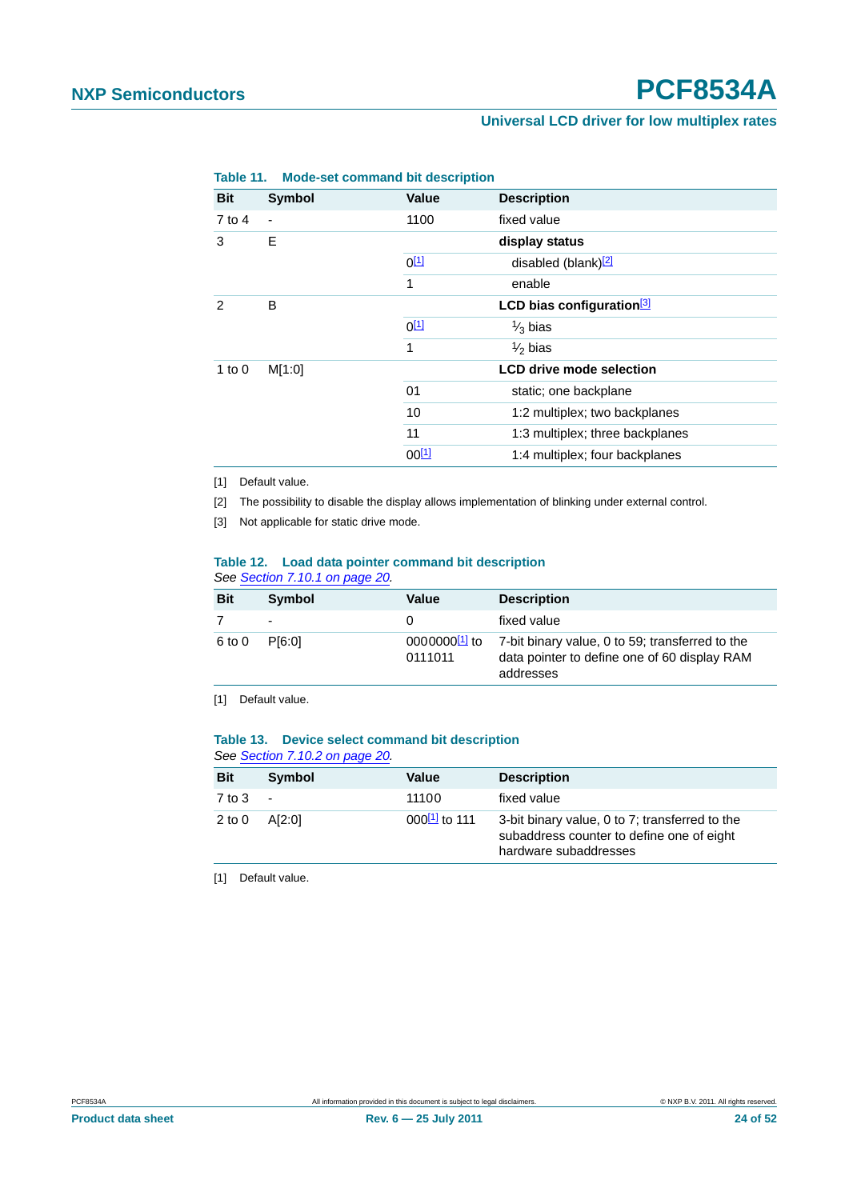**Table 11. Mode-set command bit description**

| Bit | Symbol | Value | Description |
|---|---|---|---|
| 7 to 4 | - | 1100 | fixed value |
| 3 | E | | **display status** |
| | | 0[1] | disabled (blank)[2] |
| | | 1 | enable |
| 2 | B | | **LCD bias configuration**[3] |
| | | 0[1] | $\frac{1}{3}$ bias |
| | | 1 | $\frac{1}{2}$ bias |
| 1 to 0 | M[1:0] | | **LCD drive mode selection** |
| | | 01 | static; one backplane |
| | | 10 | 1:2 multiplex; two backplanes |
| | | 11 | 1:3 multiplex; three backplanes |
| | | 00[1] | 1:4 multiplex; four backplanes |

[1] Default value.

[2] The possibility to disable the display allows implementation of blinking under external control.

[3] Not applicable for static drive mode.

**Table 12. Load data pointer command bit description**

*See Section 7.10.1 on page 20.*

| Bit | Symbol | Value | Description |
|---|---|---|---|
| 7 | - | 0 | fixed value |
| 6 to 0 | P[6:0] | 0000000[1] to 0111011 | 7-bit binary value, 0 to 59; transferred to the data pointer to define one of 60 display RAM addresses |

[1] Default value.

**Table 13. Device select command bit description**

*See Section 7.10.2 on page 20.*

| Bit | Symbol | Value | Description |
|---|---|---|---|
| 7 to 3 | - | 11100 | fixed value |
| 2 to 0 | A[2:0] | 000[1] to 111 | 3-bit binary value, 0 to 7; transferred to the subaddress counter to define one of eight hardware subaddresses |

[1] Default value.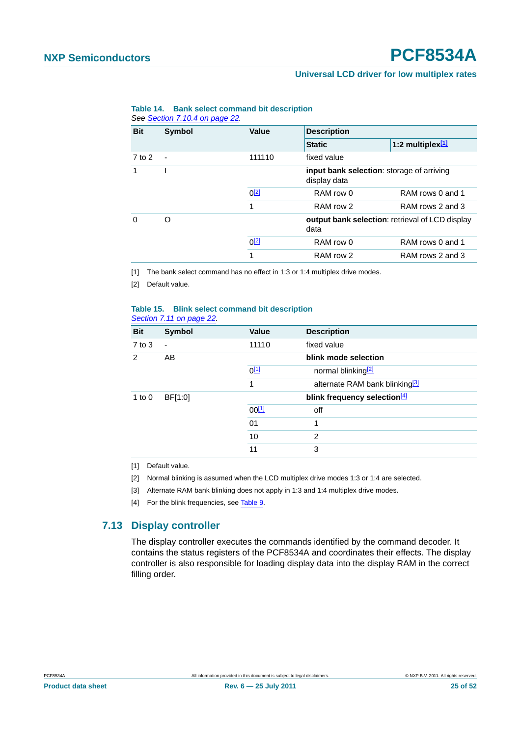**Table 14. Bank select command bit description**

*See Section 7.10.4 on page 22.*

| Bit | Symbol | Value | Description | |
|---|---|---|---|---|
| | | | Static | 1:2 multiplex[1] |
| 7 to 2 | - | 111110 | fixed value | |
| 1 | I | | **input bank selection**: storage of arriving display data | |
| | | 0[2] | RAM row 0 | RAM rows 0 and 1 |
| | | 1 | RAM row 2 | RAM rows 2 and 3 |
| 0 | O | | **output bank selection**: retrieval of LCD display data | |
| | | 0[2] | RAM row 0 | RAM rows 0 and 1 |
| | | 1 | RAM row 2 | RAM rows 2 and 3 |

[1] The bank select command has no effect in 1:3 or 1:4 multiplex drive modes.

[2] Default value.

**Table 15. Blink select command bit description**

*Section 7.11 on page 22.*

| Bit | Symbol | Value | Description |
|---|---|---|---|
| 7 to 3 | - | 11110 | fixed value |
| 2 | AB | | **blink mode selection** |
| | | 0[1] | normal blinking[2] |
| | | 1 | alternate RAM bank blinking[3] |
| 1 to 0 | BF[1:0] | | **blink frequency selection**[4] |
| | | 00[1] | off |
| | | 01 | 1 |
| | | 10 | 2 |
| | | 11 | 3 |

[1] Default value.

[2] Normal blinking is assumed when the LCD multiplex drive modes 1:3 or 1:4 are selected.

[3] Alternate RAM bank blinking does not apply in 1:3 and 1:4 multiplex drive modes.

[4] For the blink frequencies, see Table 9.

## 7.13 Display controller

The display controller executes the commands identified by the command decoder. It contains the status registers of the PCF8534A and coordinates their effects. The display controller is also responsible for loading display data into the display RAM in the correct filling order.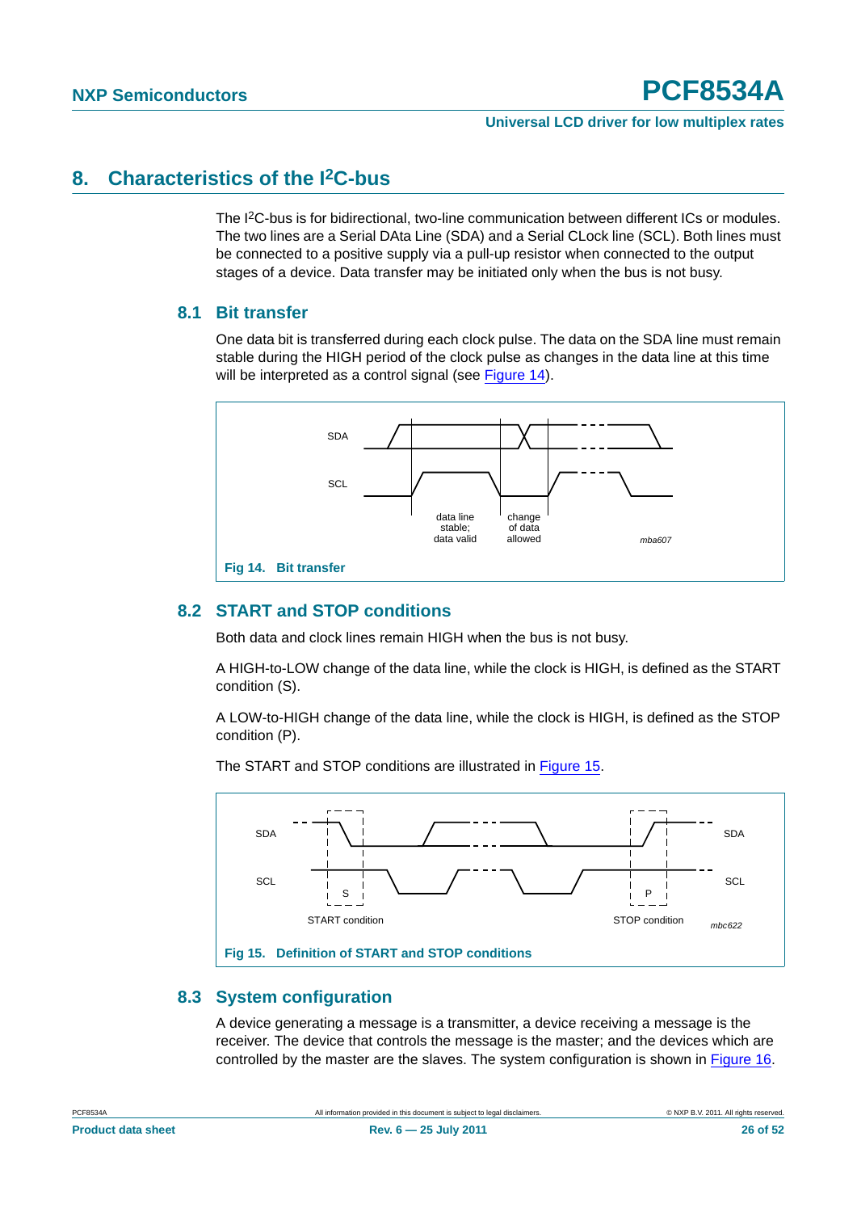## 8. Characteristics of the I2C-bus

The I2C-bus is for bidirectional, two-line communication between different ICs or modules. The two lines are a Serial DAta Line (SDA) and a Serial CLock line (SCL). Both lines must be connected to a positive supply via a pull-up resistor when connected to the output stages of a device. Data transfer may be initiated only when the bus is not busy.

### 8.1 Bit transfer

One data bit is transferred during each clock pulse. The data on the SDA line must remain stable during the HIGH period of the clock pulse as changes in the data line at this time will be interpreted as a control signal (see Figure 14).

**Fig 14. Bit transfer**

### 8.2 START and STOP conditions

Both data and clock lines remain HIGH when the bus is not busy.

A HIGH-to-LOW change of the data line, while the clock is HIGH, is defined as the START condition (S).

A LOW-to-HIGH change of the data line, while the clock is HIGH, is defined as the STOP condition (P).

The START and STOP conditions are illustrated in Figure 15.

**Fig 15. Definition of START and STOP conditions**

### 8.3 System configuration

A device generating a message is a transmitter, a device receiving a message is the receiver. The device that controls the message is the master; and the devices which are controlled by the master are the slaves. The system configuration is shown in Figure 16.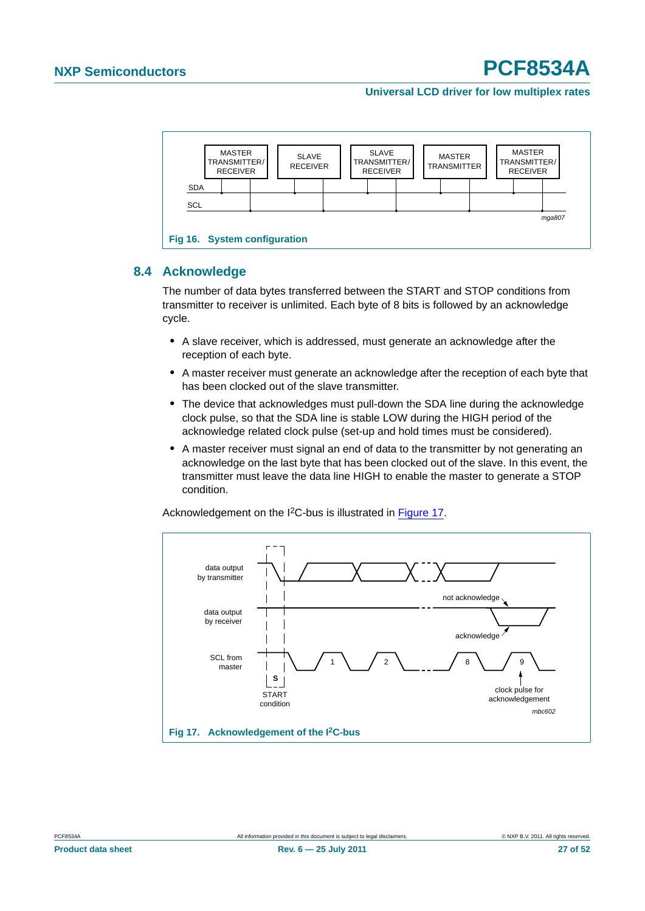Fig 16. System configuration

## 8.4 Acknowledge

The number of data bytes transferred between the START and STOP conditions from transmitter to receiver is unlimited. Each byte of 8 bits is followed by an acknowledge cycle.

- A slave receiver, which is addressed, must generate an acknowledge after the reception of each byte.
- A master receiver must generate an acknowledge after the reception of each byte that has been clocked out of the slave transmitter.
- The device that acknowledges must pull-down the SDA line during the acknowledge clock pulse, so that the SDA line is stable LOW during the HIGH period of the acknowledge related clock pulse (set-up and hold times must be considered).
- A master receiver must signal an end of data to the transmitter by not generating an acknowledge on the last byte that has been clocked out of the slave. In this event, the transmitter must leave the data line HIGH to enable the master to generate a STOP condition.

Acknowledgement on the I$^2$C-bus is illustrated in Figure 17.

Fig 17. Acknowledgement of the I$^2$C-bus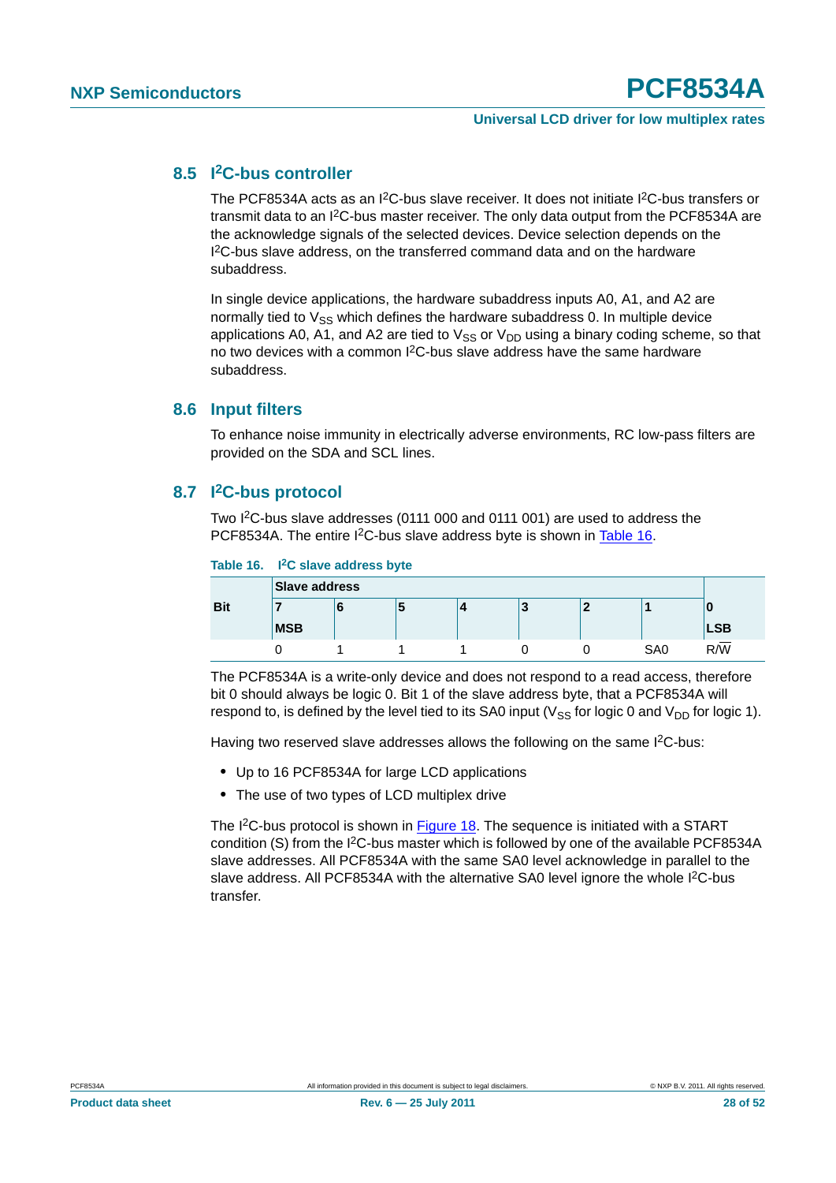## 8.5 I²C-bus controller

The PCF8534A acts as an I²C-bus slave receiver. It does not initiate I²C-bus transfers or transmit data to an I²C-bus master receiver. The only data output from the PCF8534A are the acknowledge signals of the selected devices. Device selection depends on the I²C-bus slave address, on the transferred command data and on the hardware subaddress.

In single device applications, the hardware subaddress inputs A0, A1, and A2 are normally tied to $V_{SS}$ which defines the hardware subaddress 0. In multiple device applications A0, A1, and A2 are tied to $V_{SS}$ or $V_{DD}$ using a binary coding scheme, so that no two devices with a common I²C-bus slave address have the same hardware subaddress.

## 8.6 Input filters

To enhance noise immunity in electrically adverse environments, RC low-pass filters are provided on the SDA and SCL lines.

## 8.7 I²C-bus protocol

Two I²C-bus slave addresses (0111 000 and 0111 001) are used to address the PCF8534A. The entire I²C-bus slave address byte is shown in Table 16.

**Table 16. I²C slave address byte**

| Bit | Slave address | | | | | | | |
|---|---|---|---|---|---|---|---|---|
| | 7 MSB | 6 | 5 | 4 | 3 | 2 | 1 | 0 LSB |
| | 0 | 1 | 1 | 1 | 0 | 0 | SA0 | R/$\overline{W}$ |

The PCF8534A is a write-only device and does not respond to a read access, therefore bit 0 should always be logic 0. Bit 1 of the slave address byte, that a PCF8534A will respond to, is defined by the level tied to its SA0 input ($V_{SS}$ for logic 0 and $V_{DD}$ for logic 1).

Having two reserved slave addresses allows the following on the same I²C-bus:

- Up to 16 PCF8534A for large LCD applications
- The use of two types of LCD multiplex drive

The I²C-bus protocol is shown in Figure 18. The sequence is initiated with a START condition (S) from the I²C-bus master which is followed by one of the available PCF8534A slave addresses. All PCF8534A with the same SA0 level acknowledge in parallel to the slave address. All PCF8534A with the alternative SA0 level ignore the whole I²C-bus transfer.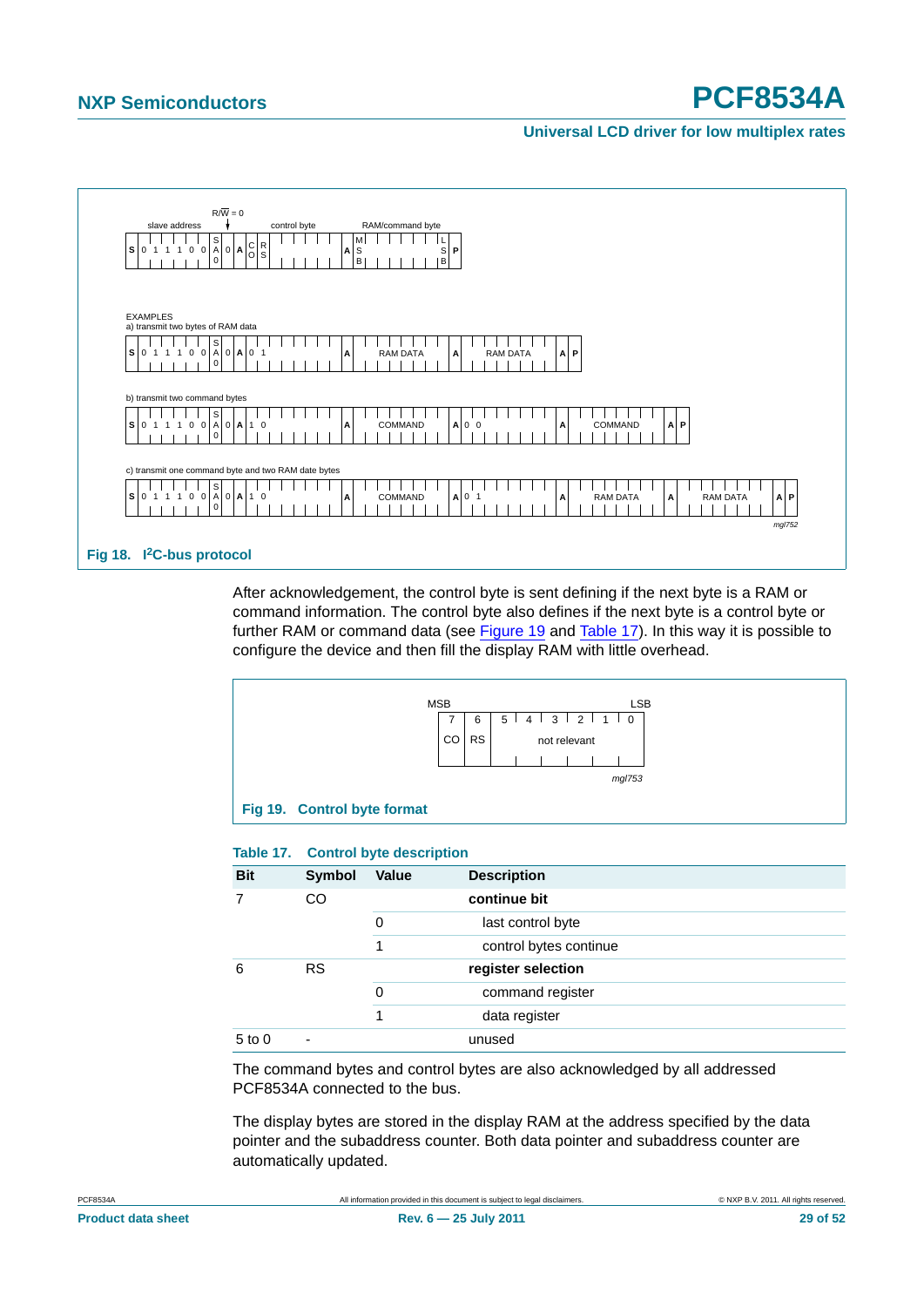Fig 18. I²C-bus protocol

After acknowledgement, the control byte is sent defining if the next byte is a RAM or command information. The control byte also defines if the next byte is a control byte or further RAM or command data (see Figure 19 and Table 17). In this way it is possible to configure the device and then fill the display RAM with little overhead.

Fig 19. Control byte format

**Table 17. Control byte description**

| Bit | Symbol | Value | Description |
|---|---|---|---|
| 7 | CO | | **continue bit** |
| | | 0 | last control byte |
| | | 1 | control bytes continue |
| 6 | RS | | **register selection** |
| | | 0 | command register |
| | | 1 | data register |
| 5 to 0 | - | | unused |

The command bytes and control bytes are also acknowledged by all addressed PCF8534A connected to the bus.

The display bytes are stored in the display RAM at the address specified by the data pointer and the subaddress counter. Both data pointer and subaddress counter are automatically updated.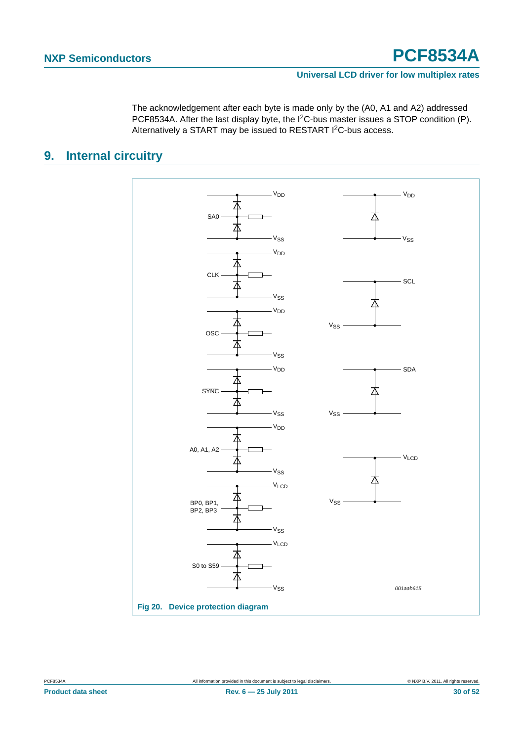The acknowledgement after each byte is made only by the (A0, A1 and A2) addressed PCF8534A. After the last display byte, the I$^2$C-bus master issues a STOP condition (P). Alternatively a START may be issued to RESTART I$^2$C-bus access.

## 9. Internal circuitry

**Fig 20. Device protection diagram**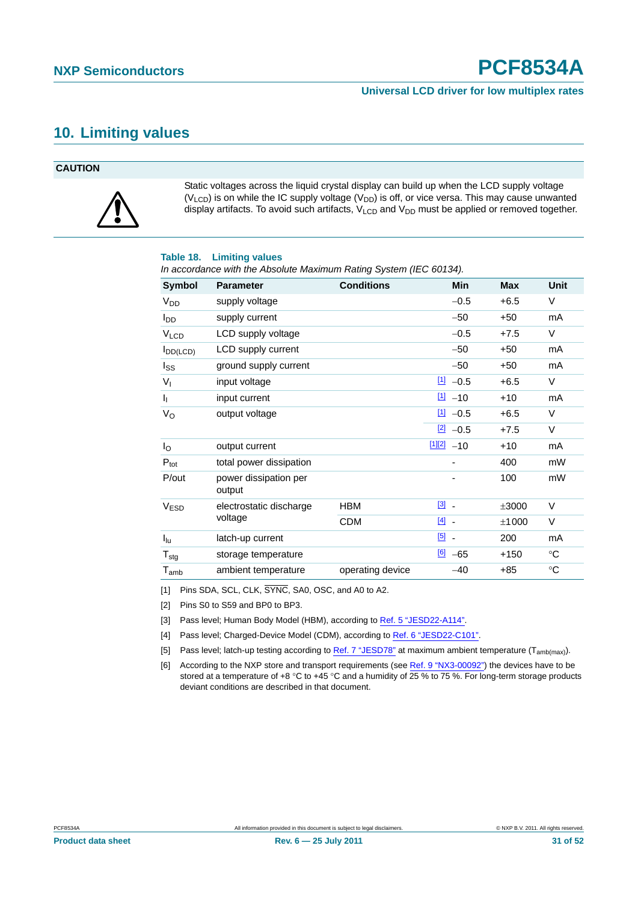# 10. Limiting values

**CAUTION**

Static voltages across the liquid crystal display can build up when the LCD supply voltage ($V_{LCD}$) is on while the IC supply voltage ($V_{DD}$) is off, or vice versa. This may cause unwanted display artifacts. To avoid such artifacts, $V_{LCD}$ and $V_{DD}$ must be applied or removed together.

**Table 18. Limiting values**

*In accordance with the Absolute Maximum Rating System (IEC 60134).*

| Symbol | Parameter | Conditions | | Min | Max | Unit |
|---|---|---|---|---|---|---|
| $V_{DD}$ | supply voltage | | | −0.5 | +6.5 | V |
| $I_{DD}$ | supply current | | | −50 | +50 | mA |
| $V_{LCD}$ | LCD supply voltage | | | −0.5 | +7.5 | V |
| $I_{DD(LCD)}$ | LCD supply current | | | −50 | +50 | mA |
| $I_{SS}$ | ground supply current | | | −50 | +50 | mA |
| $V_I$ | input voltage | | [1] | −0.5 | +6.5 | V |
| $I_I$ | input current | | [1] | −10 | +10 | mA |
| $V_O$ | output voltage | | [1] | −0.5 | +6.5 | V |
| | | | [2] | −0.5 | +7.5 | V |
| $I_O$ | output current | | [1][2] | −10 | +10 | mA |
| $P_{tot}$ | total power dissipation | | | - | 400 | mW |
| P/out | power dissipation per output | | | - | 100 | mW |
| $V_{ESD}$ | electrostatic discharge voltage | HBM | [3] | - | ±3000 | V |
| | | CDM | [4] | - | ±1000 | V |
| $I_{lu}$ | latch-up current | | [5] | - | 200 | mA |
| $T_{stg}$ | storage temperature | | [6] | −65 | +150 | °C |
| $T_{amb}$ | ambient temperature | operating device | | −40 | +85 | °C |

[1] Pins SDA, SCL, CLK, $\overline{\text{SYNC}}$, SA0, OSC, and A0 to A2.

[2] Pins S0 to S59 and BP0 to BP3.

[3] Pass level; Human Body Model (HBM), according to Ref. 5 “JESD22-A114”.

[4] Pass level; Charged-Device Model (CDM), according to Ref. 6 “JESD22-C101”.

[5] Pass level; latch-up testing according to Ref. 7 “JESD78” at maximum ambient temperature ($T_{amb(max)}$).

[6] According to the NXP store and transport requirements (see Ref. 9 “NX3-00092”) the devices have to be stored at a temperature of +8 °C to +45 °C and a humidity of 25 % to 75 %. For long-term storage products deviant conditions are described in that document.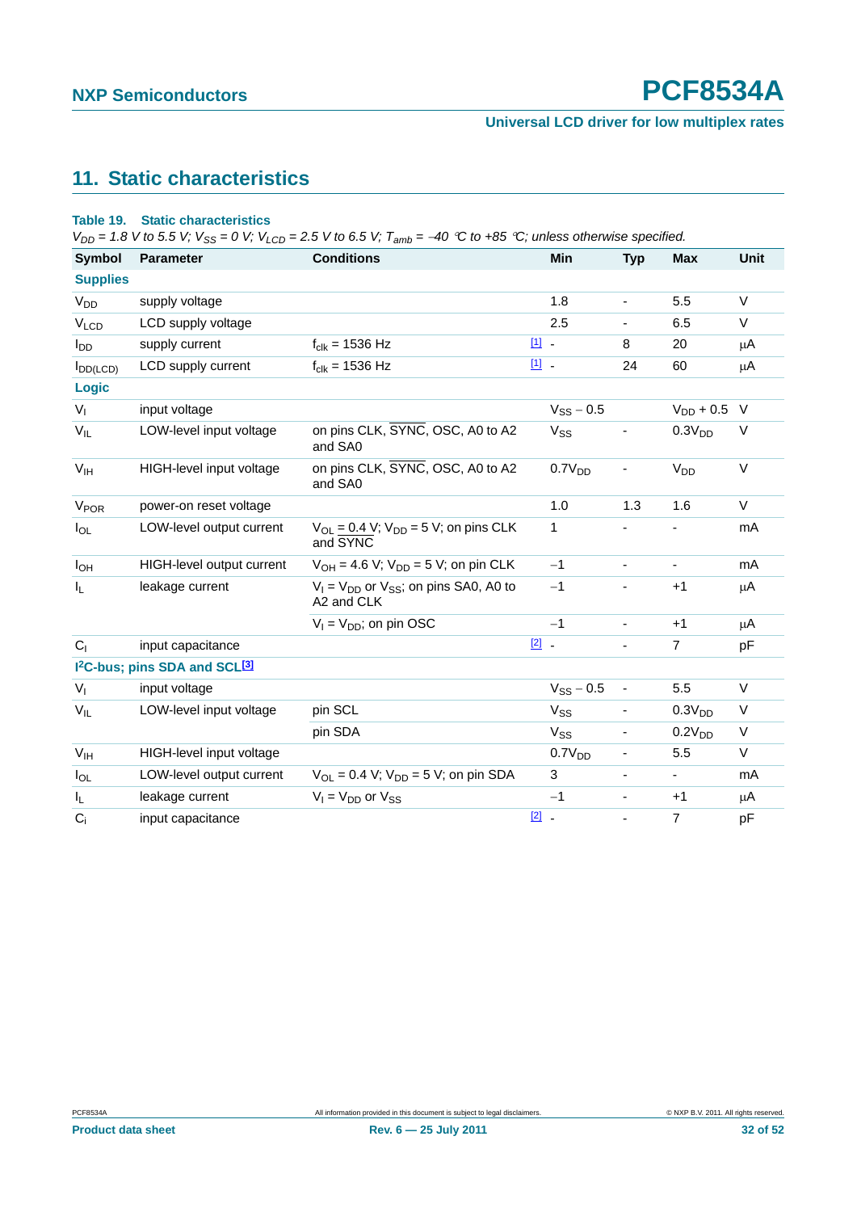## 11. Static characteristics

**Table 19. Static characteristics**

*$V_{DD}$ = 1.8 V to 5.5 V; $V_{SS}$ = 0 V; $V_{LCD}$ = 2.5 V to 6.5 V; $T_{amb}$ = −40 °C to +85 °C; unless otherwise specified.*

| Symbol | Parameter | Conditions | | Min | Typ | Max | Unit |
|---|---|---|---|---|---|---|---|
| **Supplies** | | | | | | | |
| $V_{DD}$ | supply voltage | | | 1.8 | - | 5.5 | V |
| $V_{LCD}$ | LCD supply voltage | | | 2.5 | - | 6.5 | V |
| $I_{DD}$ | supply current | $f_{clk}$ = 1536 Hz | [1] | - | 8 | 20 | μA |
| $I_{DD(LCD)}$ | LCD supply current | $f_{clk}$ = 1536 Hz | [1] | - | 24 | 60 | μA |
| **Logic** | | | | | | | |
| $V_I$ | input voltage | | | $V_{SS}$ − 0.5 | | $V_{DD}$ + 0.5 | V |
| $V_{IL}$ | LOW-level input voltage | on pins CLK, $\overline{SYNC}$, OSC, A0 to A2 and SA0 | | $V_{SS}$ | - | $0.3V_{DD}$ | V |
| $V_{IH}$ | HIGH-level input voltage | on pins CLK, $\overline{SYNC}$, OSC, A0 to A2 and SA0 | | $0.7V_{DD}$ | - | $V_{DD}$ | V |
| $V_{POR}$ | power-on reset voltage | | | 1.0 | 1.3 | 1.6 | V |
| $I_{OL}$ | LOW-level output current | $V_{OL}$ = 0.4 V; $V_{DD}$ = 5 V; on pins CLK and $\overline{SYNC}$ | | 1 | - | - | mA |
| $I_{OH}$ | HIGH-level output current | $V_{OH}$ = 4.6 V; $V_{DD}$ = 5 V; on pin CLK | | −1 | - | - | mA |
| $I_L$ | leakage current | $V_I$ = $V_{DD}$ or $V_{SS}$; on pins SA0, A0 to A2 and CLK | | −1 | - | +1 | μA |
| | | $V_I$ = $V_{DD}$; on pin OSC | | −1 | - | +1 | μA |
| $C_I$ | input capacitance | | [2] | - | - | 7 | pF |
| **I²C-bus; pins SDA and SCL[3]** | | | | | | | |
| $V_I$ | input voltage | | | $V_{SS}$ − 0.5 | - | 5.5 | V |
| $V_{IL}$ | LOW-level input voltage | pin SCL | | $V_{SS}$ | - | $0.3V_{DD}$ | V |
| | | pin SDA | | $V_{SS}$ | - | $0.2V_{DD}$ | V |
| $V_{IH}$ | HIGH-level input voltage | | | $0.7V_{DD}$ | - | 5.5 | V |
| $I_{OL}$ | LOW-level output current | $V_{OL}$ = 0.4 V; $V_{DD}$ = 5 V; on pin SDA | | 3 | - | - | mA |
| $I_L$ | leakage current | $V_I$ = $V_{DD}$ or $V_{SS}$ | | −1 | - | +1 | μA |
| $C_i$ | input capacitance | | [2] | - | - | 7 | pF |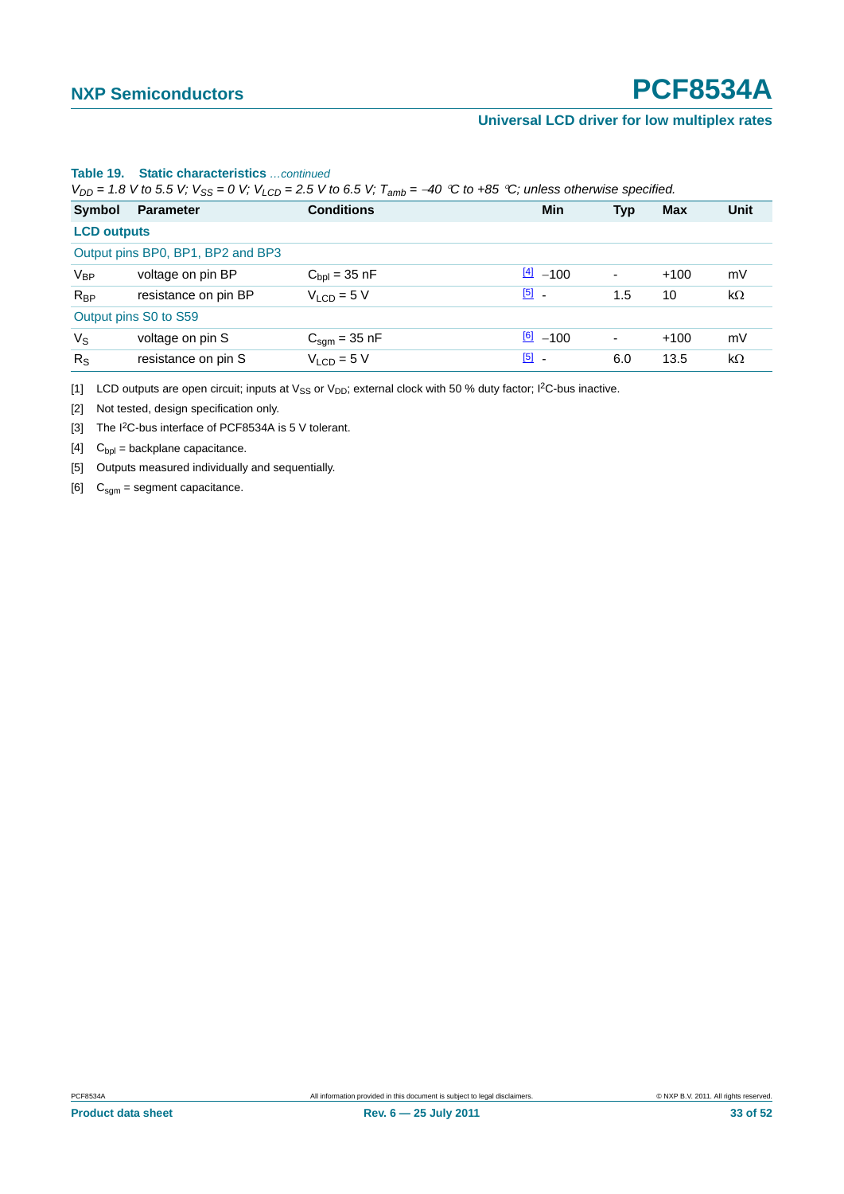**Table 19. Static characteristics** *...continued*

*$V_{DD}$ = 1.8 V to 5.5 V; $V_{SS}$ = 0 V; $V_{LCD}$ = 2.5 V to 6.5 V; $T_{amb}$ = −40 °C to +85 °C; unless otherwise specified.*

| Symbol | Parameter | Conditions | | Min | Typ | Max | Unit |
|---|---|---|---|---|---|---|---|
| **LCD outputs** | | | | | | | |
| Output pins BP0, BP1, BP2 and BP3 | | | | | | | |
| $V_{BP}$ | voltage on pin BP | $C_{bpl}$ = 35 nF | [4] | −100 | - | +100 | mV |
| $R_{BP}$ | resistance on pin BP | $V_{LCD}$ = 5 V | [5] | - | 1.5 | 10 | kΩ |
| Output pins S0 to S59 | | | | | | | |
| $V_S$ | voltage on pin S | $C_{sgm}$ = 35 nF | [6] | −100 | - | +100 | mV |
| $R_S$ | resistance on pin S | $V_{LCD}$ = 5 V | [5] | - | 6.0 | 13.5 | kΩ |

[1] LCD outputs are open circuit; inputs at $V_{SS}$ or $V_{DD}$; external clock with 50 % duty factor; I²C-bus inactive.

[2] Not tested, design specification only.

[3] The I²C-bus interface of PCF8534A is 5 V tolerant.

[4] $C_{bpl}$ = backplane capacitance.

[5] Outputs measured individually and sequentially.

[6] $C_{sgm}$ = segment capacitance.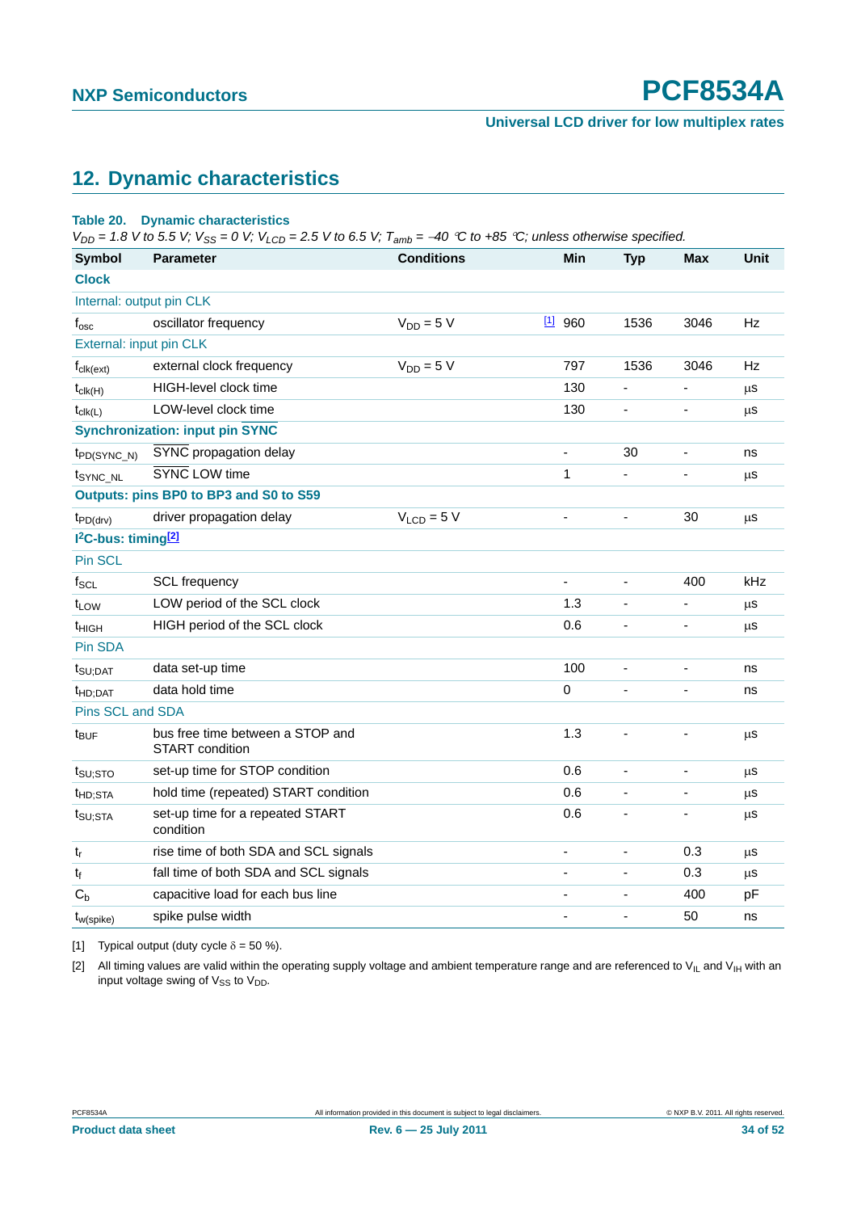## 12. Dynamic characteristics

**Table 20. Dynamic characteristics**

*$V_{DD}$ = 1.8 V to 5.5 V; $V_{SS}$ = 0 V; $V_{LCD}$ = 2.5 V to 6.5 V; $T_{amb}$ = −40 °C to +85 °C; unless otherwise specified.*

| Symbol | Parameter | Conditions | Min | Typ | Max | Unit |
|---|---|---|---|---|---|---|
| **Clock** | | | | | | |
| Internal: output pin CLK | | | | | | |
| $f_{osc}$ | oscillator frequency | $V_{DD}$ = 5 V [1] | 960 | 1536 | 3046 | Hz |
| External: input pin CLK | | | | | | |
| $f_{clk(ext)}$ | external clock frequency | $V_{DD}$ = 5 V | 797 | 1536 | 3046 | Hz |
| $t_{clk(H)}$ | HIGH-level clock time | | 130 | - | - | μs |
| $t_{clk(L)}$ | LOW-level clock time | | 130 | - | - | μs |
| **Synchronization: input pin $\overline{SYNC}$** | | | | | | |
| $t_{PD(SYNC\_N)}$ | $\overline{SYNC}$ propagation delay | | - | 30 | - | ns |
| $t_{SYNC\_NL}$ | $\overline{SYNC}$ LOW time | | 1 | - | - | μs |
| **Outputs: pins BP0 to BP3 and S0 to S59** | | | | | | |
| $t_{PD(drv)}$ | driver propagation delay | $V_{LCD}$ = 5 V | - | - | 30 | μs |
| **$I^2C$-bus: timing[2]** | | | | | | |
| Pin SCL | | | | | | |
| $f_{SCL}$ | SCL frequency | | - | - | 400 | kHz |
| $t_{LOW}$ | LOW period of the SCL clock | | 1.3 | - | - | μs |
| $t_{HIGH}$ | HIGH period of the SCL clock | | 0.6 | - | - | μs |
| Pin SDA | | | | | | |
| $t_{SU;DAT}$ | data set-up time | | 100 | - | - | ns |
| $t_{HD;DAT}$ | data hold time | | 0 | - | - | ns |
| Pins SCL and SDA | | | | | | |
| $t_{BUF}$ | bus free time between a STOP and START condition | | 1.3 | - | - | μs |
| $t_{SU;STO}$ | set-up time for STOP condition | | 0.6 | - | - | μs |
| $t_{HD;STA}$ | hold time (repeated) START condition | | 0.6 | - | - | μs |
| $t_{SU;STA}$ | set-up time for a repeated START condition | | 0.6 | - | - | μs |
| $t_r$ | rise time of both SDA and SCL signals | | - | - | 0.3 | μs |
| $t_f$ | fall time of both SDA and SCL signals | | - | - | 0.3 | μs |
| $C_b$ | capacitive load for each bus line | | - | - | 400 | pF |
| $t_{w(spike)}$ | spike pulse width | | - | - | 50 | ns |

[1] Typical output (duty cycle $\delta$ = 50 %).

[2] All timing values are valid within the operating supply voltage and ambient temperature range and are referenced to $V_{IL}$ and $V_{IH}$ with an input voltage swing of $V_{SS}$ to $V_{DD}$.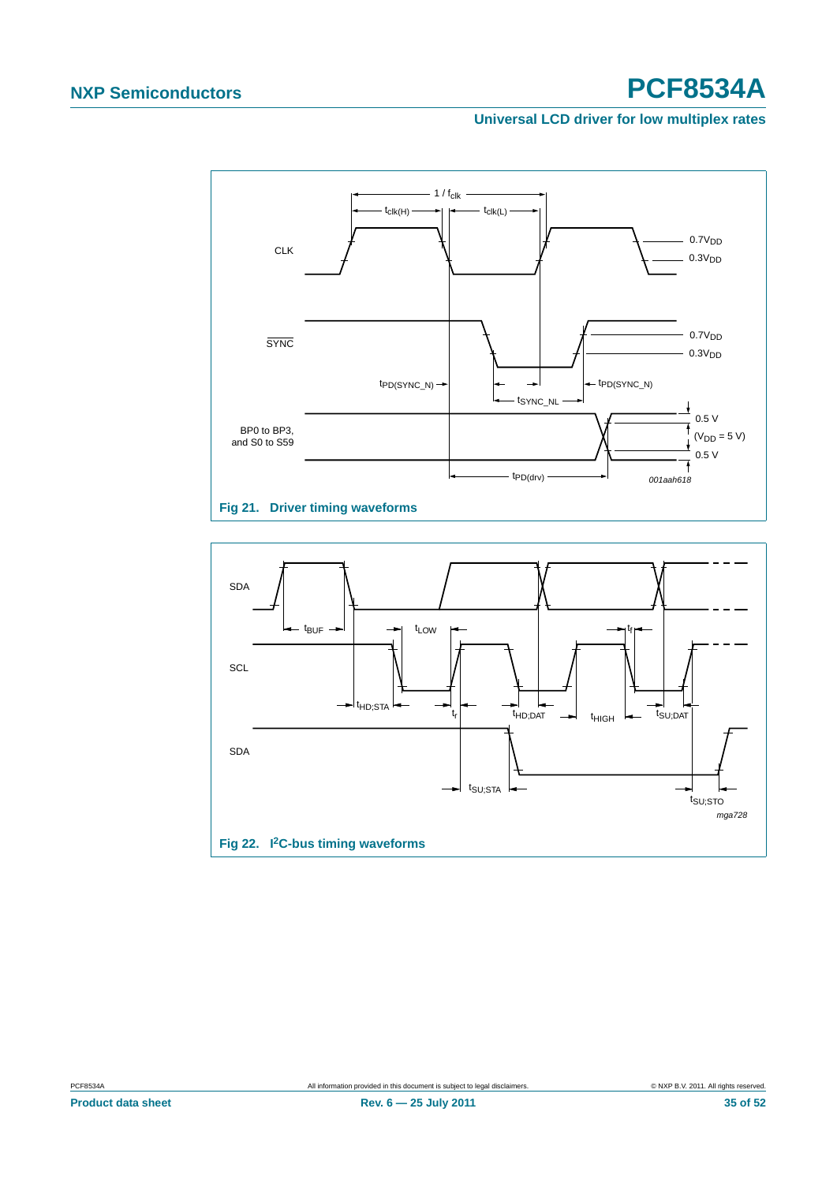CLK

$\overline{SYNC}$

BP0 to BP3, and S0 to S59

$1 / f_{clk}$

$t_{clk(H)}$

$t_{clk(L)}$

$0.7V_{DD}$

$0.3V_{DD}$

$t_{PD(SYNC\_N)}$

$t_{SYNC\_NL}$

0.5 V

$(V_{DD} = 5\ V)$

$t_{PD(drv)}$

001aah618

**Fig 21. Driver timing waveforms**

SDA

SCL

$t_{BUF}$

$t_{LOW}$

$t_f$

$t_{HD;STA}$

$t_r$

$t_{HD;DAT}$

$t_{HIGH}$

$t_{SU;DAT}$

$t_{SU;STA}$

$t_{SU;STO}$

mga728

**Fig 22. I²C-bus timing waveforms**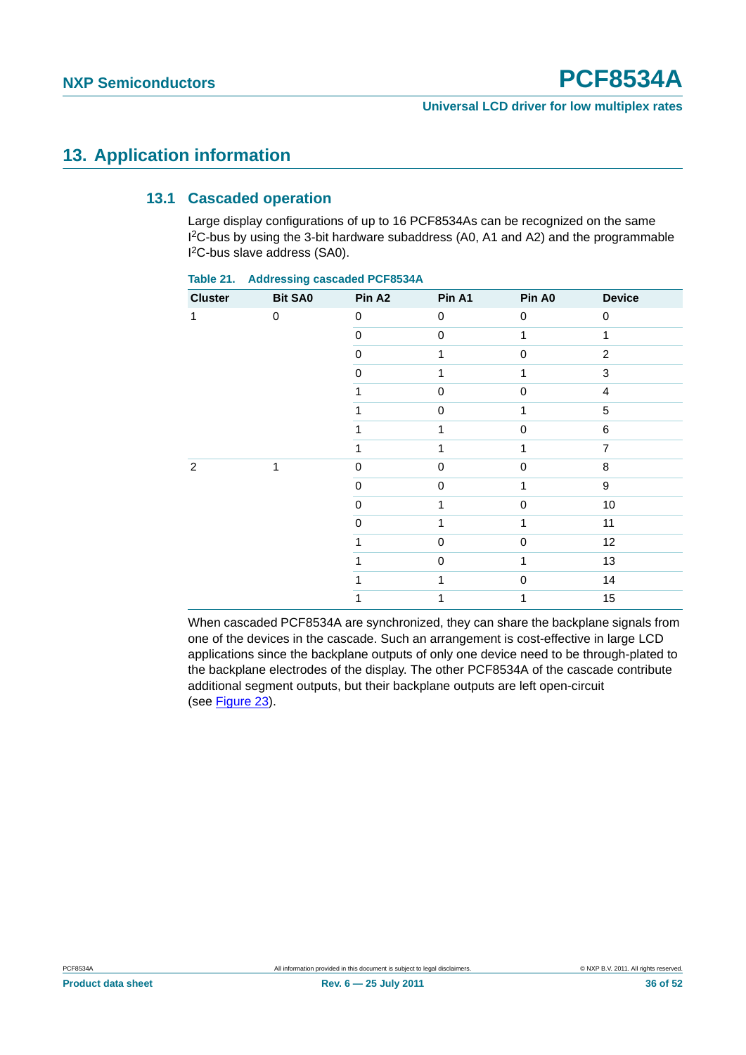# 13. Application information

## 13.1 Cascaded operation

Large display configurations of up to 16 PCF8534As can be recognized on the same $I^2C$-bus by using the 3-bit hardware subaddress (A0, A1 and A2) and the programmable $I^2C$-bus slave address (SA0).

**Table 21. Addressing cascaded PCF8534A**

| Cluster | Bit SA0 | Pin A2 | Pin A1 | Pin A0 | Device |
|---|---|---|---|---|---|
| 1 | 0 | 0 | 0 | 0 | 0 |
| | | 0 | 0 | 1 | 1 |
| | | 0 | 1 | 0 | 2 |
| | | 0 | 1 | 1 | 3 |
| | | 1 | 0 | 0 | 4 |
| | | 1 | 0 | 1 | 5 |
| | | 1 | 1 | 0 | 6 |
| | | 1 | 1 | 1 | 7 |
| 2 | 1 | 0 | 0 | 0 | 8 |
| | | 0 | 0 | 1 | 9 |
| | | 0 | 1 | 0 | 10 |
| | | 0 | 1 | 1 | 11 |
| | | 1 | 0 | 0 | 12 |
| | | 1 | 0 | 1 | 13 |
| | | 1 | 1 | 0 | 14 |
| | | 1 | 1 | 1 | 15 |

When cascaded PCF8534A are synchronized, they can share the backplane signals from one of the devices in the cascade. Such an arrangement is cost-effective in large LCD applications since the backplane outputs of only one device need to be through-plated to the backplane electrodes of the display. The other PCF8534A of the cascade contribute additional segment outputs, but their backplane outputs are left open-circuit (see Figure 23).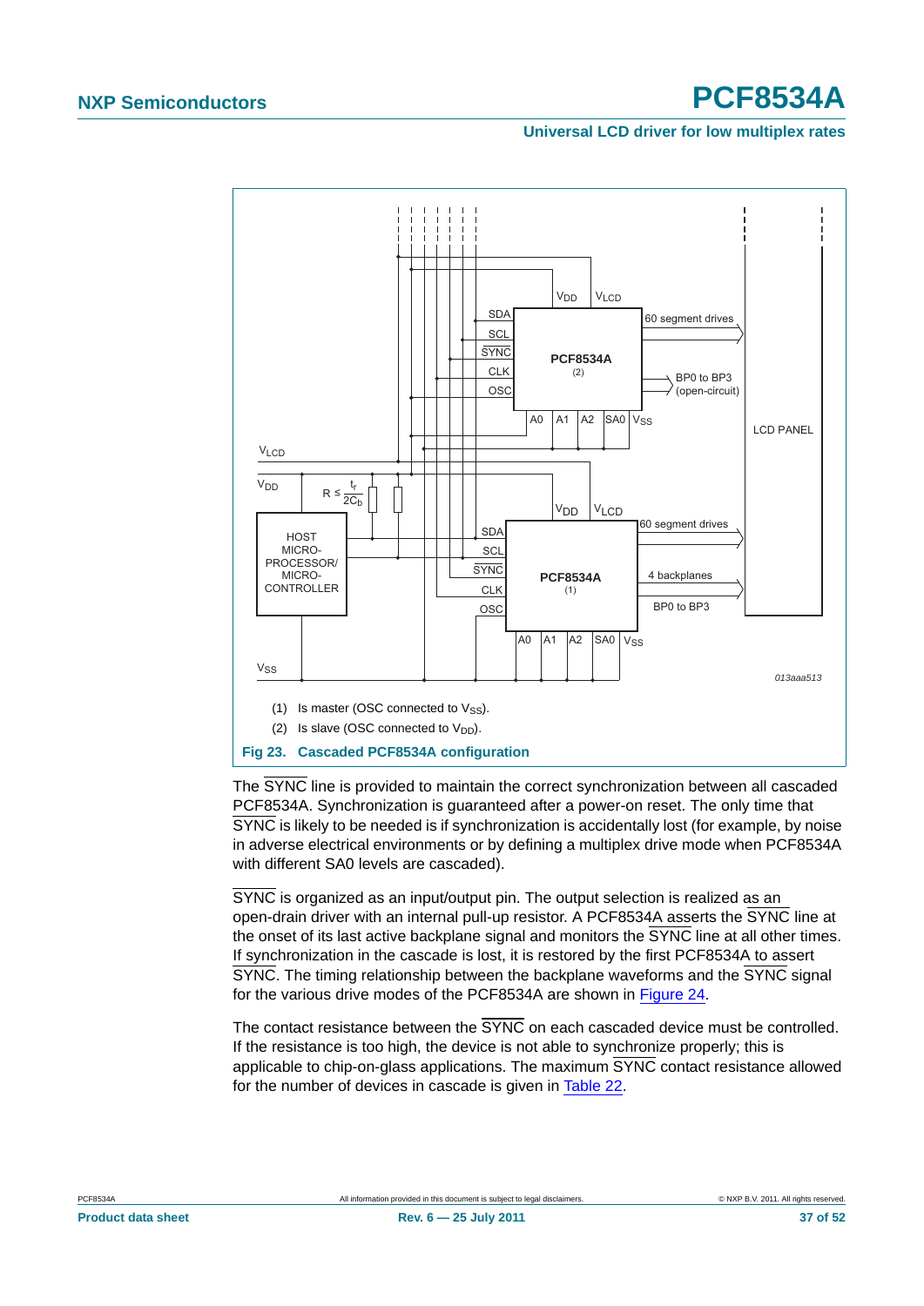(1) Is master (OSC connected to $V_{SS}$).

(2) Is slave (OSC connected to $V_{DD}$).

**Fig 23. Cascaded PCF8534A configuration**

The SYNC line is provided to maintain the correct synchronization between all cascaded PCF8534A. Synchronization is guaranteed after a power-on reset. The only time that SYNC is likely to be needed is if synchronization is accidentally lost (for example, by noise in adverse electrical environments or by defining a multiplex drive mode when PCF8534A with different SA0 levels are cascaded).

SYNC is organized as an input/output pin. The output selection is realized as an open-drain driver with an internal pull-up resistor. A PCF8534A asserts the SYNC line at the onset of its last active backplane signal and monitors the SYNC line at all other times. If synchronization in the cascade is lost, it is restored by the first PCF8534A to assert SYNC. The timing relationship between the backplane waveforms and the SYNC signal for the various drive modes of the PCF8534A are shown in Figure 24.

The contact resistance between the SYNC on each cascaded device must be controlled. If the resistance is too high, the device is not able to synchronize properly; this is applicable to chip-on-glass applications. The maximum SYNC contact resistance allowed for the number of devices in cascade is given in Table 22.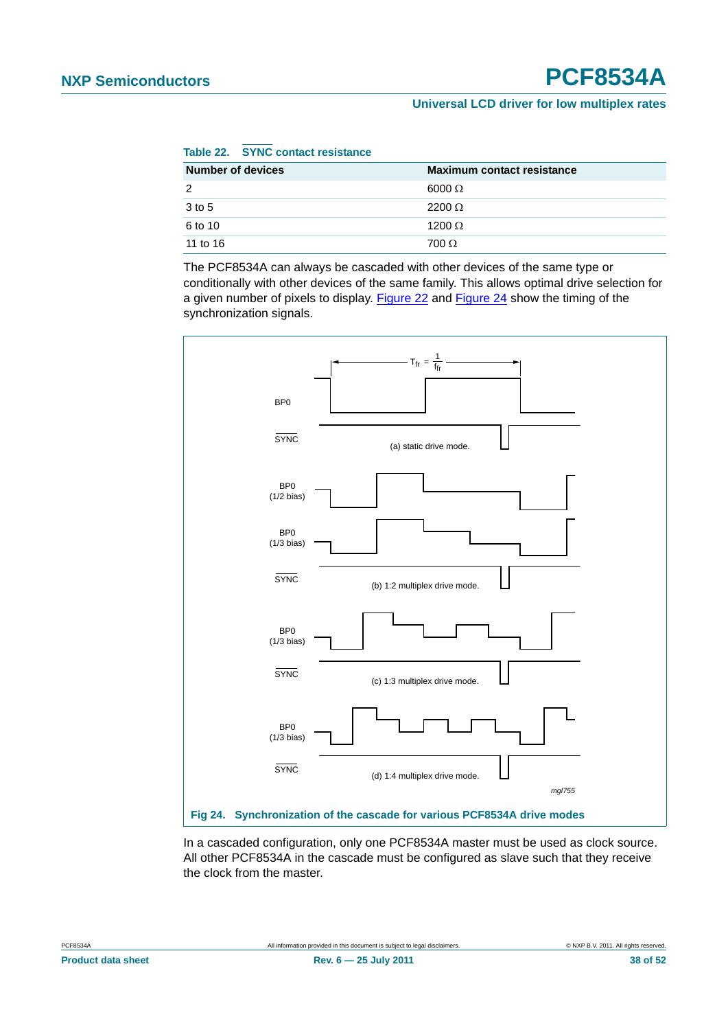**Table 22. SYNC contact resistance**

| Number of devices | Maximum contact resistance |
|---|---|
| 2 | 6000 Ω |
| 3 to 5 | 2200 Ω |
| 6 to 10 | 1200 Ω |
| 11 to 16 | 700 Ω |

The PCF8534A can always be cascaded with other devices of the same type or conditionally with other devices of the same family. This allows optimal drive selection for a given number of pixels to display. Figure 22 and Figure 24 show the timing of the synchronization signals.

Fig 24. Synchronization of the cascade for various PCF8534A drive modes

In a cascaded configuration, only one PCF8534A master must be used as clock source. All other PCF8534A in the cascade must be configured as slave such that they receive the clock from the master.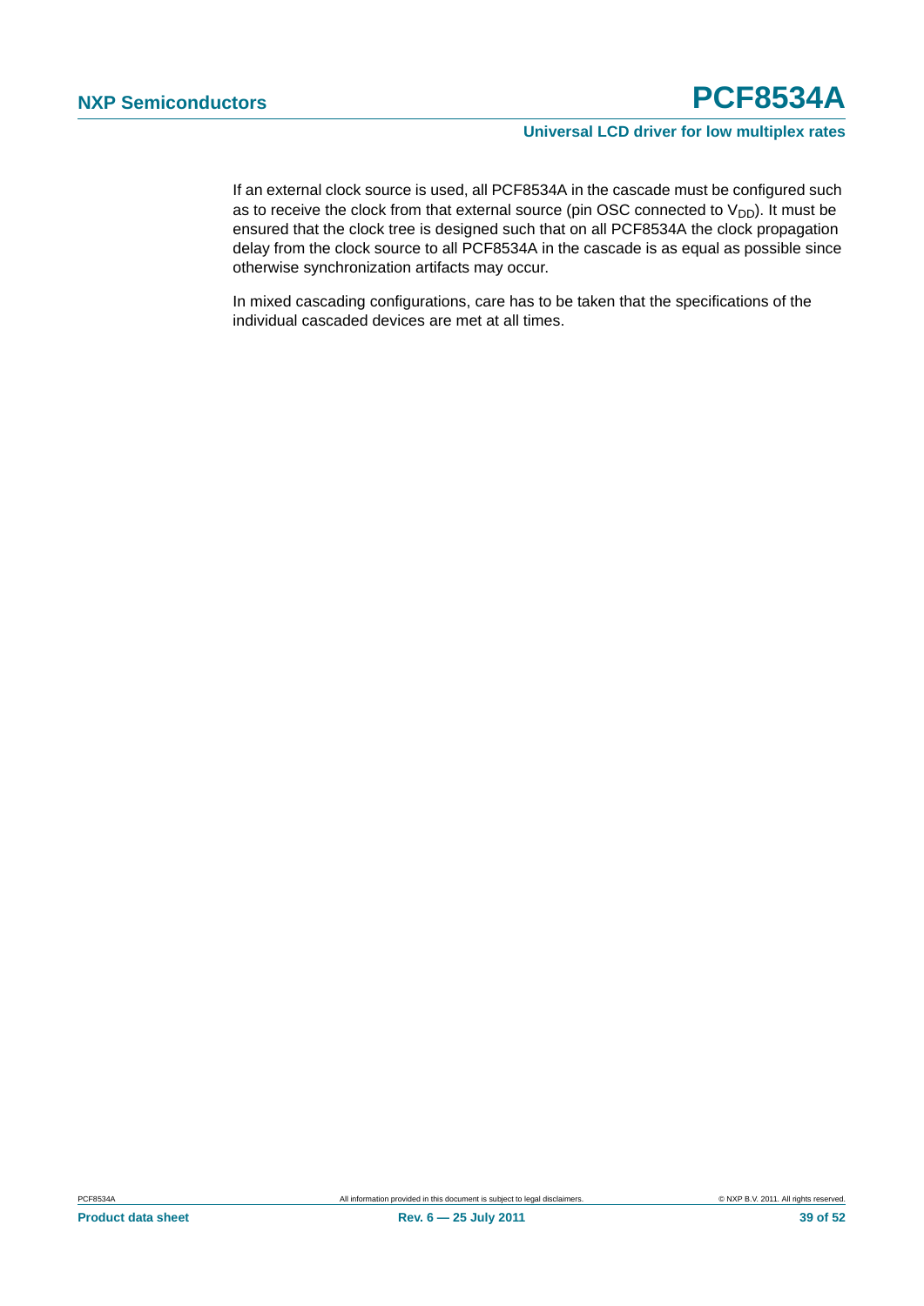If an external clock source is used, all PCF8534A in the cascade must be configured such as to receive the clock from that external source (pin OSC connected to $V_{DD}$). It must be ensured that the clock tree is designed such that on all PCF8534A the clock propagation delay from the clock source to all PCF8534A in the cascade is as equal as possible since otherwise synchronization artifacts may occur.

In mixed cascading configurations, care has to be taken that the specifications of the individual cascaded devices are met at all times.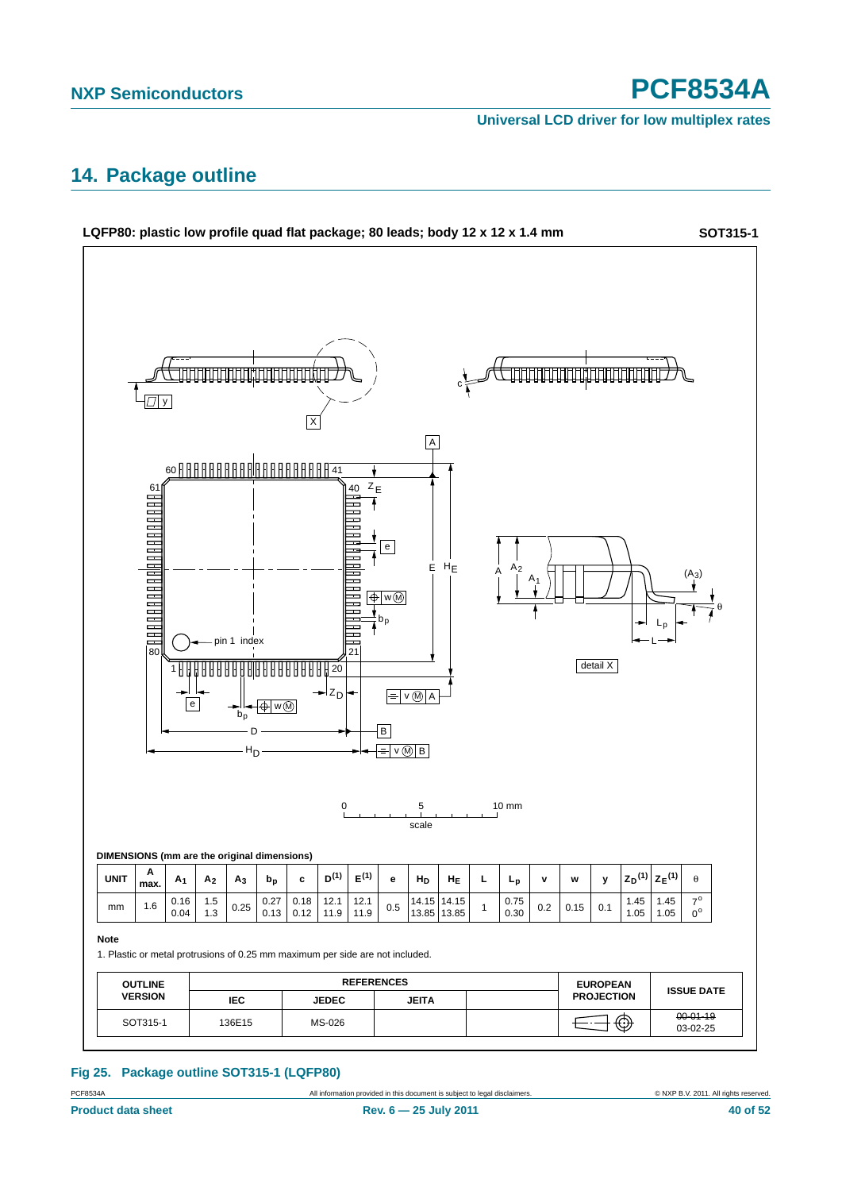## 14. Package outline

**LQFP80: plastic low profile quad flat package; 80 leads; body 12 x 12 x 1.4 mm** **SOT315-1**

**DIMENSIONS (mm are the original dimensions)**

| UNIT | A max. | $A_1$ | $A_2$ | $A_3$ | $b_p$ | c | $D^{(1)}$ | $E^{(1)}$ | e | $H_D$ | $H_E$ | L | $L_p$ | v | w | y | $Z_D^{(1)}$ | $Z_E^{(1)}$ | θ |
|---|---|---|---|---|---|---|---|---|---|---|---|---|---|---|---|---|---|---|---|
| mm | 1.6 | 0.16<br>0.04 | 1.5<br>1.3 | 0.25 | 0.27<br>0.13 | 0.18<br>0.12 | 12.1<br>11.9 | 12.1<br>11.9 | 0.5 | 14.15<br>13.85 | 14.15<br>13.85 | 1 | 0.75<br>0.30 | 0.2 | 0.15 | 0.1 | 1.45<br>1.05 | 1.45<br>1.05 | 7°<br>0° |

**Note**

1. Plastic or metal protrusions of 0.25 mm maximum per side are not included.

| OUTLINE VERSION | REFERENCES | | | | EUROPEAN PROJECTION | ISSUE DATE |
|---|---|---|---|---|---|---|
| | IEC | JEDEC | JEITA | | | |
| SOT315-1 | 136E15 | MS-026 | | | | ~~00-01-19~~<br>03-02-25 |

**Fig 25. Package outline SOT315-1 (LQFP80)**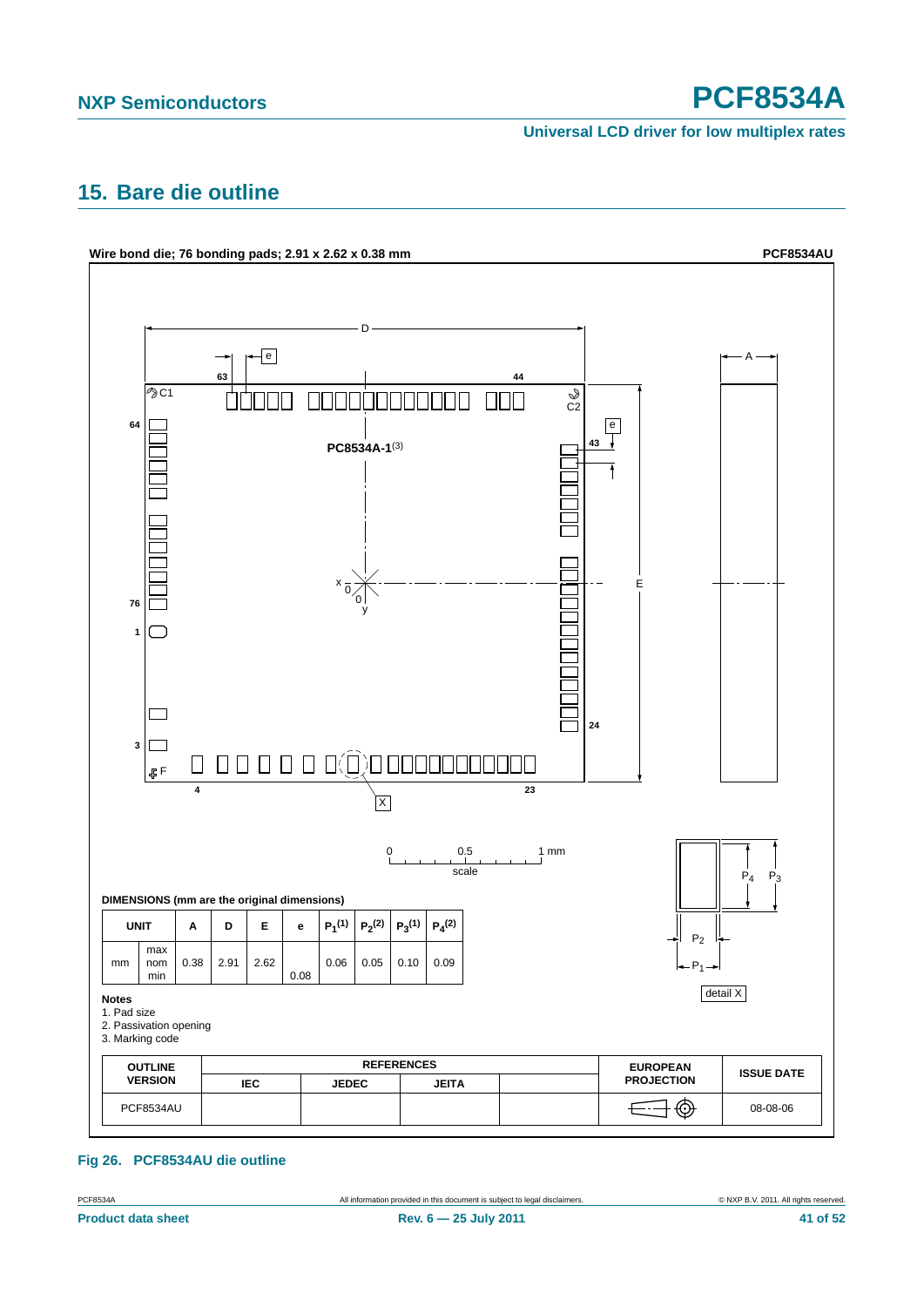## 15. Bare die outline

**Wire bond die; 76 bonding pads; 2.91 x 2.62 x 0.38 mm** **PCF8534AU**

DIMENSIONS (mm are the original dimensions)

| UNIT | | A | D | E | e | $P_1$(1) | $P_2$(2) | $P_3$(1) | $P_4$(2) |
|---|---|---|---|---|---|---|---|---|---|
| mm | max | | | | | | | | |
| | nom | 0.38 | 2.91 | 2.62 | | 0.06 | 0.05 | 0.10 | 0.09 |
| | min | | | | 0.08 | | | | |

**Notes**

1. Pad size
2. Passivation opening
3. Marking code

| OUTLINE VERSION | REFERENCES | | | | EUROPEAN PROJECTION | ISSUE DATE |
|---|---|---|---|---|---|---|
| | IEC | JEDEC | JEITA | | | |
| PCF8534AU | | | | | | 08-08-06 |

**Fig 26. PCF8534AU die outline**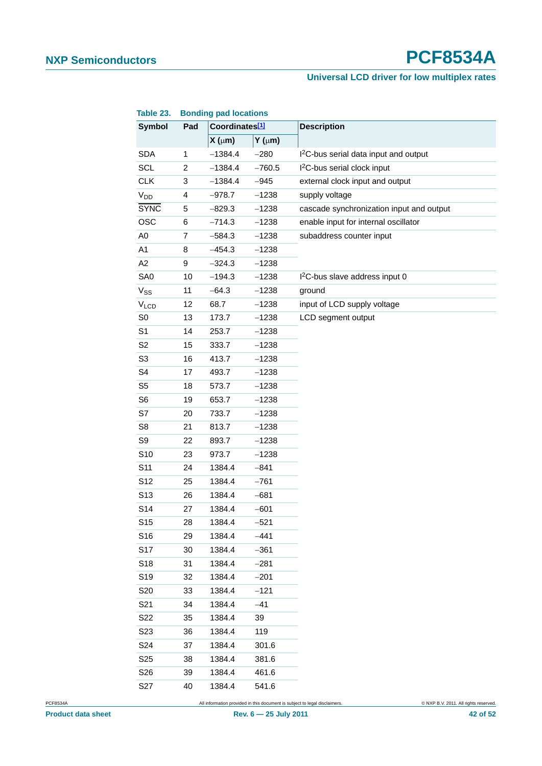**Table 23. Bonding pad locations**

| Symbol | Pad | Coordinates[1] | | Description |
|---|---|---|---|---|
| | | X (μm) | Y (μm) | |
| SDA | 1 | −1384.4 | −280 | $I^2C$-bus serial data input and output |
| SCL | 2 | −1384.4 | −760.5 | $I^2C$-bus serial clock input |
| CLK | 3 | −1384.4 | −945 | external clock input and output |
| $V_{DD}$ | 4 | −978.7 | −1238 | supply voltage |
| $\overline{SYNC}$ | 5 | −829.3 | −1238 | cascade synchronization input and output |
| OSC | 6 | −714.3 | −1238 | enable input for internal oscillator |
| A0 | 7 | −584.3 | −1238 | subaddress counter input |
| A1 | 8 | −454.3 | −1238 | |
| A2 | 9 | −324.3 | −1238 | |
| SA0 | 10 | −194.3 | −1238 | $I^2C$-bus slave address input 0 |
| $V_{SS}$ | 11 | −64.3 | −1238 | ground |
| $V_{LCD}$ | 12 | 68.7 | −1238 | input of LCD supply voltage |
| S0 | 13 | 173.7 | −1238 | LCD segment output |
| S1 | 14 | 253.7 | −1238 | |
| S2 | 15 | 333.7 | −1238 | |
| S3 | 16 | 413.7 | −1238 | |
| S4 | 17 | 493.7 | −1238 | |
| S5 | 18 | 573.7 | −1238 | |
| S6 | 19 | 653.7 | −1238 | |
| S7 | 20 | 733.7 | −1238 | |
| S8 | 21 | 813.7 | −1238 | |
| S9 | 22 | 893.7 | −1238 | |
| S10 | 23 | 973.7 | −1238 | |
| S11 | 24 | 1384.4 | −841 | |
| S12 | 25 | 1384.4 | −761 | |
| S13 | 26 | 1384.4 | −681 | |
| S14 | 27 | 1384.4 | −601 | |
| S15 | 28 | 1384.4 | −521 | |
| S16 | 29 | 1384.4 | −441 | |
| S17 | 30 | 1384.4 | −361 | |
| S18 | 31 | 1384.4 | −281 | |
| S19 | 32 | 1384.4 | −201 | |
| S20 | 33 | 1384.4 | −121 | |
| S21 | 34 | 1384.4 | −41 | |
| S22 | 35 | 1384.4 | 39 | |
| S23 | 36 | 1384.4 | 119 | |
| S24 | 37 | 1384.4 | 301.6 | |
| S25 | 38 | 1384.4 | 381.6 | |
| S26 | 39 | 1384.4 | 461.6 | |
| S27 | 40 | 1384.4 | 541.6 | |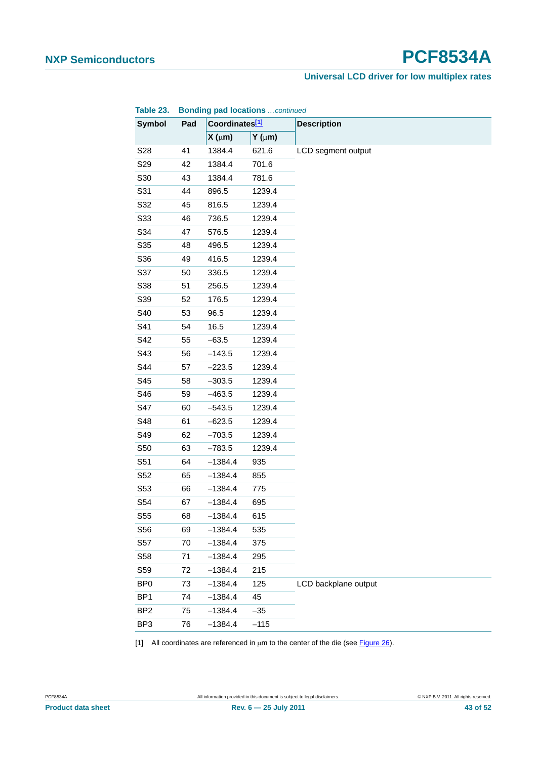**Table 23. Bonding pad locations** *…continued*

| Symbol | Pad | Coordinates[1] | | Description |
|---|---|---|---|---|
| | | X (μm) | Y (μm) | |
| S28 | 41 | 1384.4 | 621.6 | LCD segment output |
| S29 | 42 | 1384.4 | 701.6 | |
| S30 | 43 | 1384.4 | 781.6 | |
| S31 | 44 | 896.5 | 1239.4 | |
| S32 | 45 | 816.5 | 1239.4 | |
| S33 | 46 | 736.5 | 1239.4 | |
| S34 | 47 | 576.5 | 1239.4 | |
| S35 | 48 | 496.5 | 1239.4 | |
| S36 | 49 | 416.5 | 1239.4 | |
| S37 | 50 | 336.5 | 1239.4 | |
| S38 | 51 | 256.5 | 1239.4 | |
| S39 | 52 | 176.5 | 1239.4 | |
| S40 | 53 | 96.5 | 1239.4 | |
| S41 | 54 | 16.5 | 1239.4 | |
| S42 | 55 | −63.5 | 1239.4 | |
| S43 | 56 | −143.5 | 1239.4 | |
| S44 | 57 | −223.5 | 1239.4 | |
| S45 | 58 | −303.5 | 1239.4 | |
| S46 | 59 | −463.5 | 1239.4 | |
| S47 | 60 | −543.5 | 1239.4 | |
| S48 | 61 | −623.5 | 1239.4 | |
| S49 | 62 | −703.5 | 1239.4 | |
| S50 | 63 | −783.5 | 1239.4 | |
| S51 | 64 | −1384.4 | 935 | |
| S52 | 65 | −1384.4 | 855 | |
| S53 | 66 | −1384.4 | 775 | |
| S54 | 67 | −1384.4 | 695 | |
| S55 | 68 | −1384.4 | 615 | |
| S56 | 69 | −1384.4 | 535 | |
| S57 | 70 | −1384.4 | 375 | |
| S58 | 71 | −1384.4 | 295 | |
| S59 | 72 | −1384.4 | 215 | |
| BP0 | 73 | −1384.4 | 125 | LCD backplane output |
| BP1 | 74 | −1384.4 | 45 | |
| BP2 | 75 | −1384.4 | −35 | |
| BP3 | 76 | −1384.4 | −115 | |

[1] All coordinates are referenced in μm to the center of the die (see Figure 26).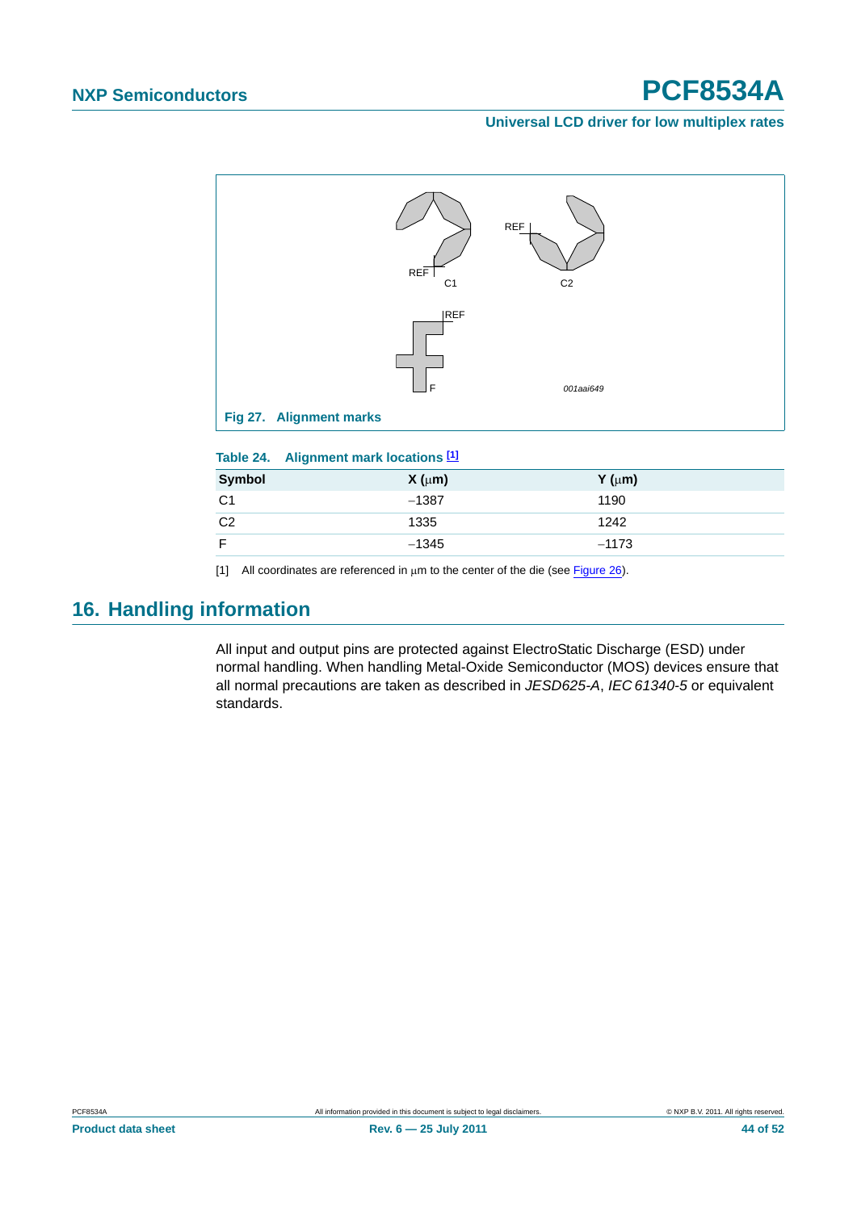Fig 27. Alignment marks

**Table 24. Alignment mark locations [1]**

| Symbol | X (µm) | Y (µm) |
|---|---|---|
| C1 | −1387 | 1190 |
| C2 | 1335 | 1242 |
| F | −1345 | −1173 |

[1] All coordinates are referenced in µm to the center of the die (see Figure 26).

## 16. Handling information

All input and output pins are protected against ElectroStatic Discharge (ESD) under normal handling. When handling Metal-Oxide Semiconductor (MOS) devices ensure that all normal precautions are taken as described in *JESD625-A*, *IEC 61340-5* or equivalent standards.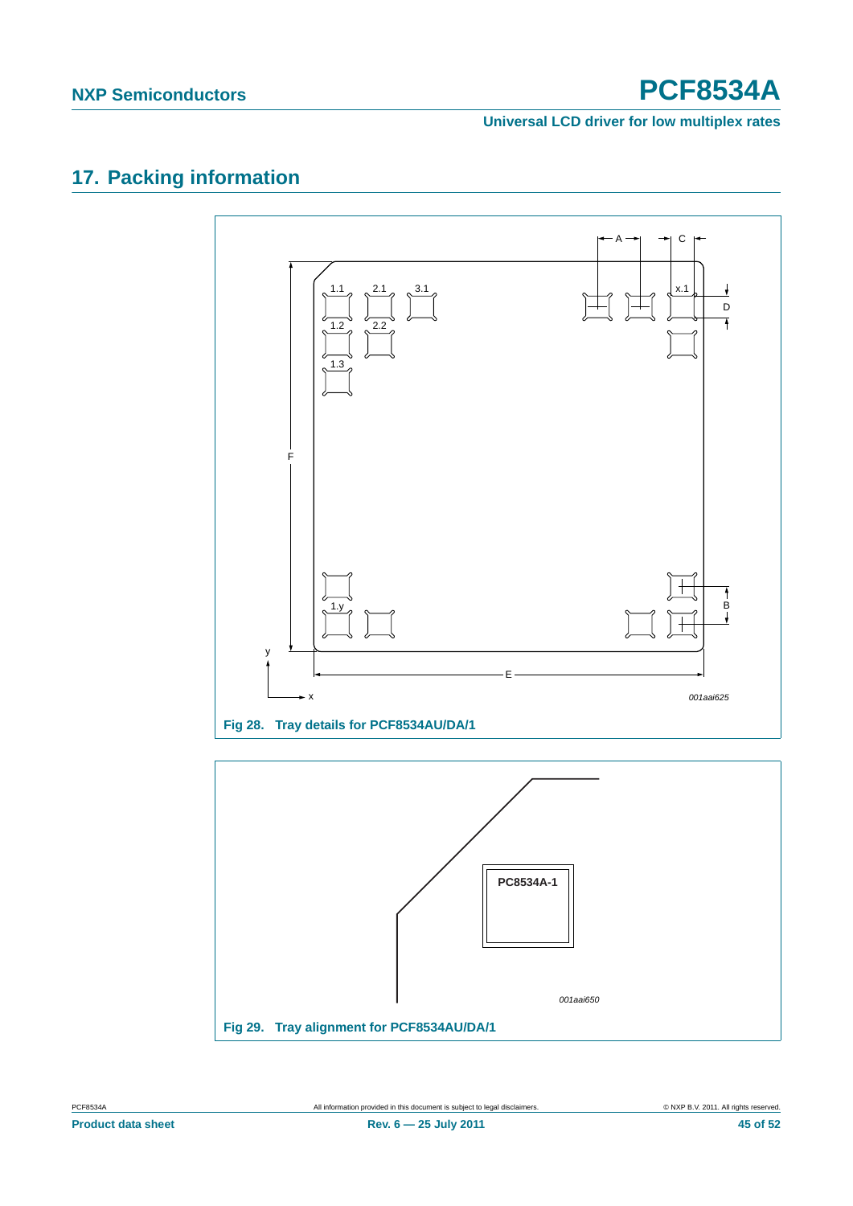# 17. Packing information

Fig 28. Tray details for PCF8534AU/DA/1

Fig 29. Tray alignment for PCF8534AU/DA/1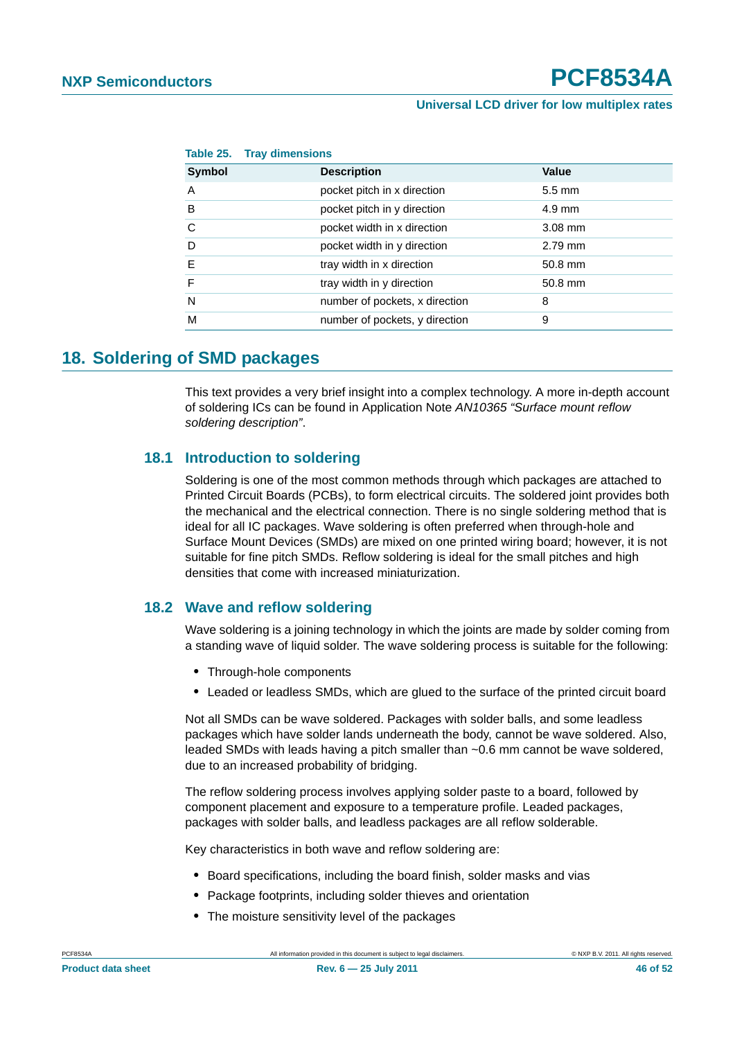**Table 25. Tray dimensions**

| Symbol | Description | Value |
|---|---|---|
| A | pocket pitch in x direction | 5.5 mm |
| B | pocket pitch in y direction | 4.9 mm |
| C | pocket width in x direction | 3.08 mm |
| D | pocket width in y direction | 2.79 mm |
| E | tray width in x direction | 50.8 mm |
| F | tray width in y direction | 50.8 mm |
| N | number of pockets, x direction | 8 |
| M | number of pockets, y direction | 9 |

# 18. Soldering of SMD packages

This text provides a very brief insight into a complex technology. A more in-depth account of soldering ICs can be found in Application Note *AN10365 "Surface mount reflow soldering description"*.

## 18.1 Introduction to soldering

Soldering is one of the most common methods through which packages are attached to Printed Circuit Boards (PCBs), to form electrical circuits. The soldered joint provides both the mechanical and the electrical connection. There is no single soldering method that is ideal for all IC packages. Wave soldering is often preferred when through-hole and Surface Mount Devices (SMDs) are mixed on one printed wiring board; however, it is not suitable for fine pitch SMDs. Reflow soldering is ideal for the small pitches and high densities that come with increased miniaturization.

## 18.2 Wave and reflow soldering

Wave soldering is a joining technology in which the joints are made by solder coming from a standing wave of liquid solder. The wave soldering process is suitable for the following:

- Through-hole components
- Leaded or leadless SMDs, which are glued to the surface of the printed circuit board

Not all SMDs can be wave soldered. Packages with solder balls, and some leadless packages which have solder lands underneath the body, cannot be wave soldered. Also, leaded SMDs with leads having a pitch smaller than ~0.6 mm cannot be wave soldered, due to an increased probability of bridging.

The reflow soldering process involves applying solder paste to a board, followed by component placement and exposure to a temperature profile. Leaded packages, packages with solder balls, and leadless packages are all reflow solderable.

Key characteristics in both wave and reflow soldering are:

- Board specifications, including the board finish, solder masks and vias
- Package footprints, including solder thieves and orientation
- The moisture sensitivity level of the packages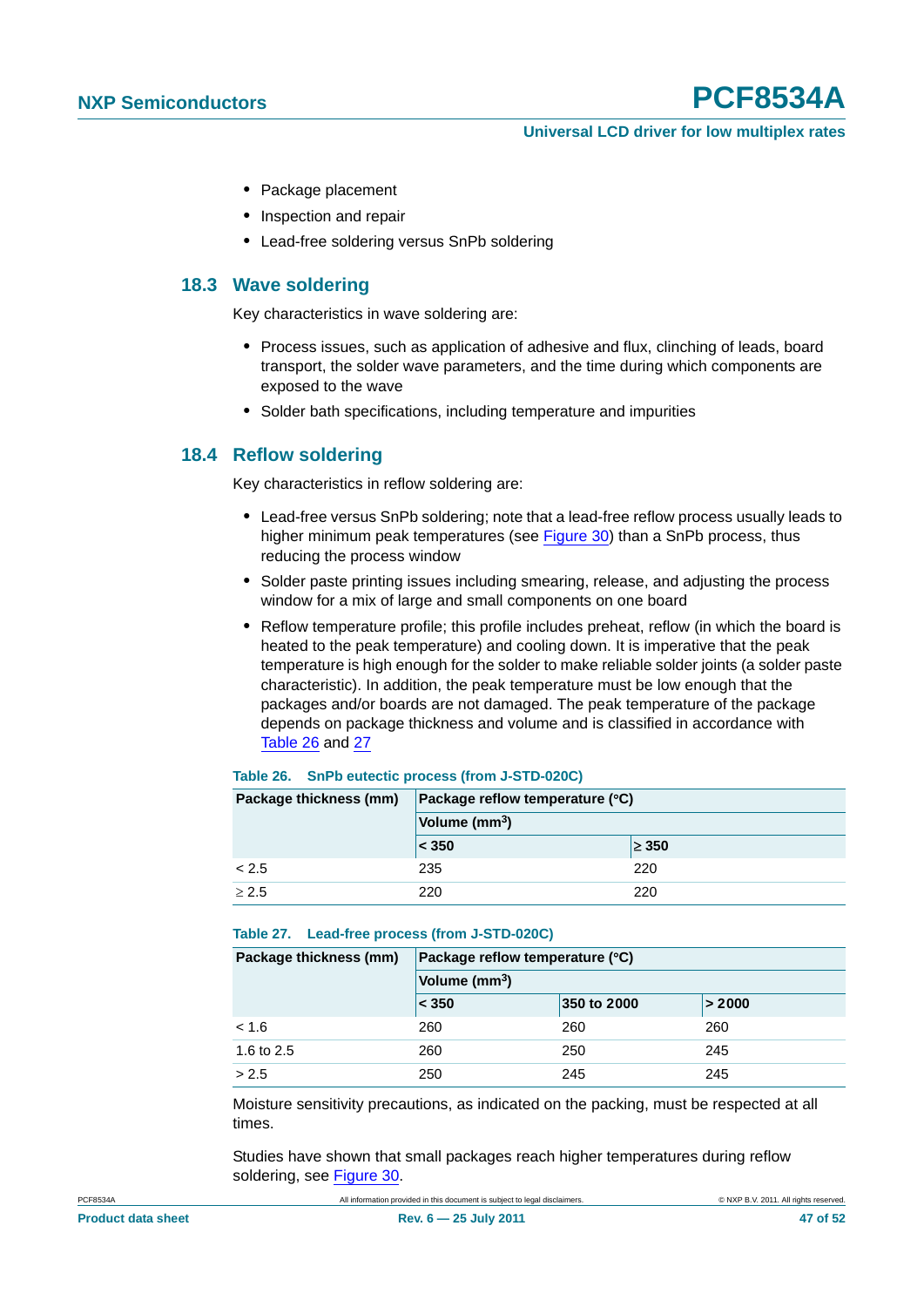- Package placement
- Inspection and repair
- Lead-free soldering versus SnPb soldering

## 18.3 Wave soldering

Key characteristics in wave soldering are:

- Process issues, such as application of adhesive and flux, clinching of leads, board transport, the solder wave parameters, and the time during which components are exposed to the wave
- Solder bath specifications, including temperature and impurities

## 18.4 Reflow soldering

Key characteristics in reflow soldering are:

- Lead-free versus SnPb soldering; note that a lead-free reflow process usually leads to higher minimum peak temperatures (see Figure 30) than a SnPb process, thus reducing the process window
- Solder paste printing issues including smearing, release, and adjusting the process window for a mix of large and small components on one board
- Reflow temperature profile; this profile includes preheat, reflow (in which the board is heated to the peak temperature) and cooling down. It is imperative that the peak temperature is high enough for the solder to make reliable solder joints (a solder paste characteristic). In addition, the peak temperature must be low enough that the packages and/or boards are not damaged. The peak temperature of the package depends on package thickness and volume and is classified in accordance with Table 26 and 27

**Table 26. SnPb eutectic process (from J-STD-020C)**

| Package thickness (mm) | Package reflow temperature (°C) | |
|---|---|---|
| | Volume (mm³) | |
| | < 350 | ≥ 350 |
| < 2.5 | 235 | 220 |
| ≥ 2.5 | 220 | 220 |

**Table 27. Lead-free process (from J-STD-020C)**

| Package thickness (mm) | Package reflow temperature (°C) | | |
|---|---|---|---|
| | Volume (mm³) | | |
| | < 350 | 350 to 2000 | > 2000 |
| < 1.6 | 260 | 260 | 260 |
| 1.6 to 2.5 | 260 | 250 | 245 |
| > 2.5 | 250 | 245 | 245 |

Moisture sensitivity precautions, as indicated on the packing, must be respected at all times.

Studies have shown that small packages reach higher temperatures during reflow soldering, see Figure 30.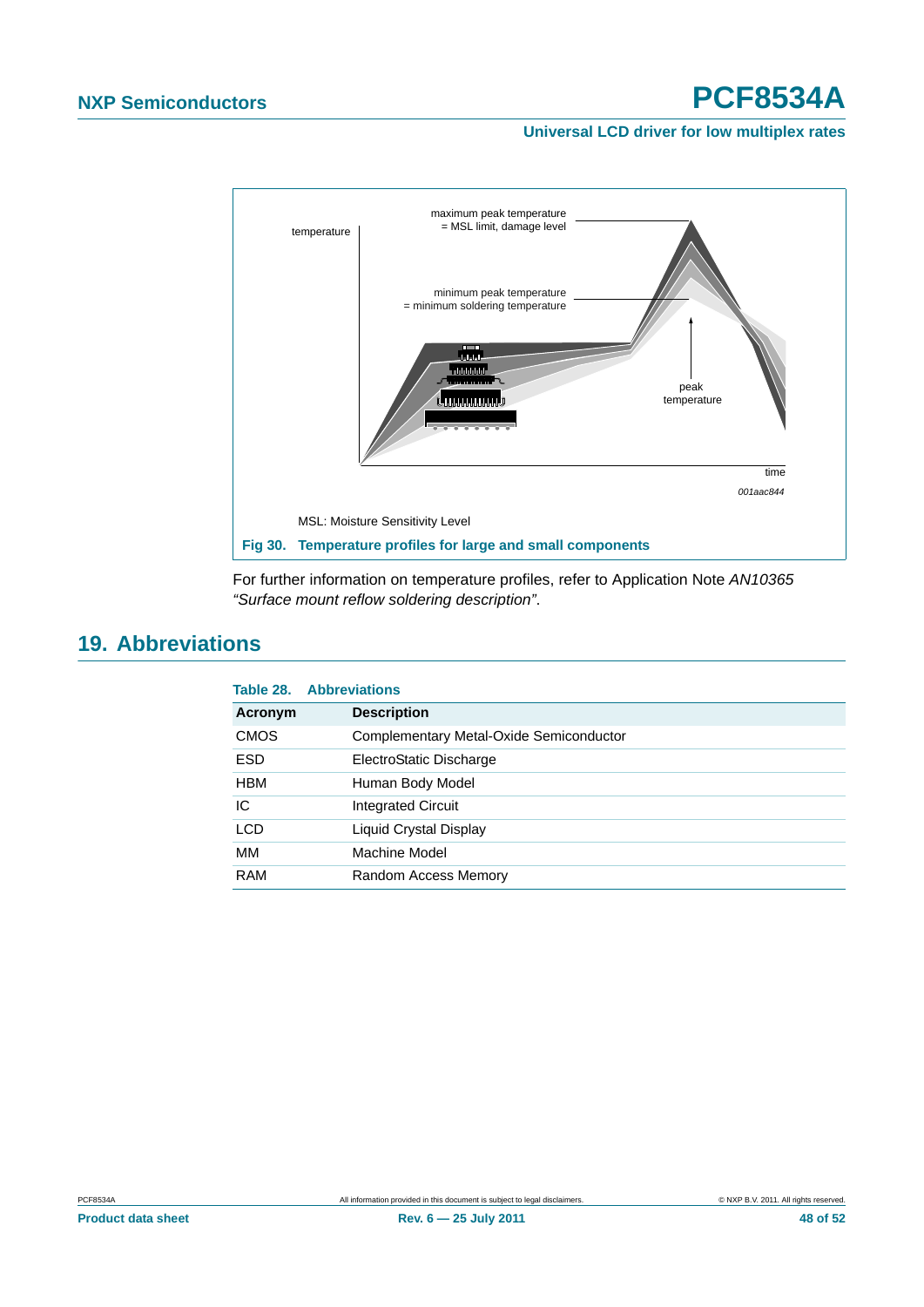temperature

maximum peak temperature
= MSL limit, damage level

minimum peak temperature
= minimum soldering temperature

peak
temperature

time

*001aac844*

MSL: Moisture Sensitivity Level

**Fig 30. Temperature profiles for large and small components**

For further information on temperature profiles, refer to Application Note *AN10365 "Surface mount reflow soldering description"*.

## 19. Abbreviations

**Table 28. Abbreviations**

| Acronym | Description |
|---|---|
| CMOS | Complementary Metal-Oxide Semiconductor |
| ESD | ElectroStatic Discharge |
| HBM | Human Body Model |
| IC | Integrated Circuit |
| LCD | Liquid Crystal Display |
| MM | Machine Model |
| RAM | Random Access Memory |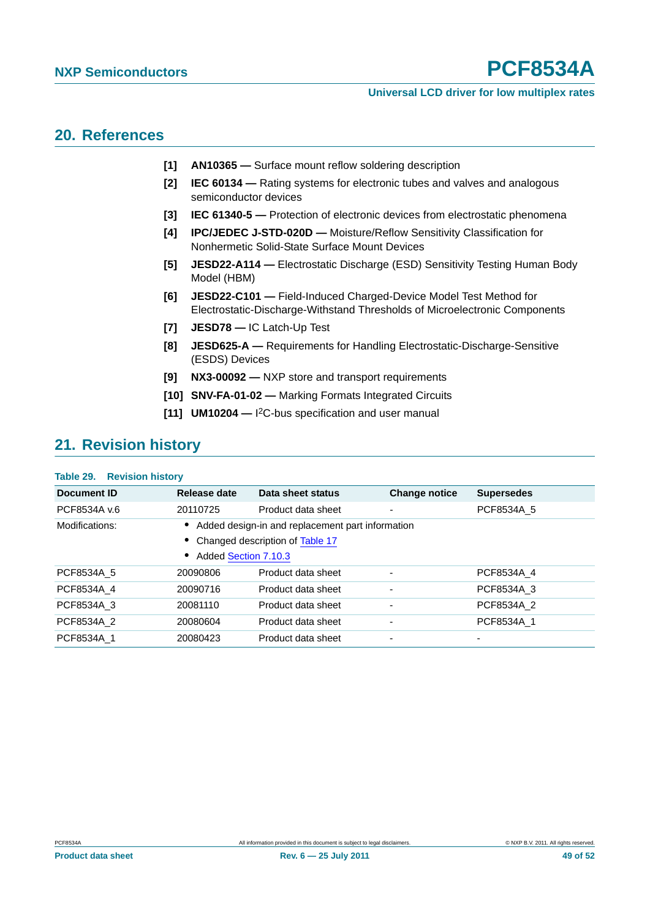## 20. References

[1] **AN10365 —** Surface mount reflow soldering description

[2] **IEC 60134 —** Rating systems for electronic tubes and valves and analogous semiconductor devices

[3] **IEC 61340-5 —** Protection of electronic devices from electrostatic phenomena

[4] **IPC/JEDEC J-STD-020D —** Moisture/Reflow Sensitivity Classification for Nonhermetic Solid-State Surface Mount Devices

[5] **JESD22-A114 —** Electrostatic Discharge (ESD) Sensitivity Testing Human Body Model (HBM)

[6] **JESD22-C101 —** Field-Induced Charged-Device Model Test Method for Electrostatic-Discharge-Withstand Thresholds of Microelectronic Components

[7] **JESD78 —** IC Latch-Up Test

[8] **JESD625-A —** Requirements for Handling Electrostatic-Discharge-Sensitive (ESDS) Devices

[9] **NX3-00092 —** NXP store and transport requirements

[10] **SNV-FA-01-02 —** Marking Formats Integrated Circuits

[11] **UM10204 —** $I^2C$-bus specification and user manual

## 21. Revision history

**Table 29. Revision history**

| Document ID | Release date | Data sheet status | Change notice | Supersedes |
|---|---|---|---|---|
| PCF8534A v.6 | 20110725 | Product data sheet | - | PCF8534A_5 |
| Modifications: | • Added design-in and replacement part information<br>• Changed description of Table 17<br>• Added Section 7.10.3 | | | |
| PCF8534A_5 | 20090806 | Product data sheet | - | PCF8534A_4 |
| PCF8534A_4 | 20090716 | Product data sheet | - | PCF8534A_3 |
| PCF8534A_3 | 20081110 | Product data sheet | - | PCF8534A_2 |
| PCF8534A_2 | 20080604 | Product data sheet | - | PCF8534A_1 |
| PCF8534A_1 | 20080423 | Product data sheet | - | - |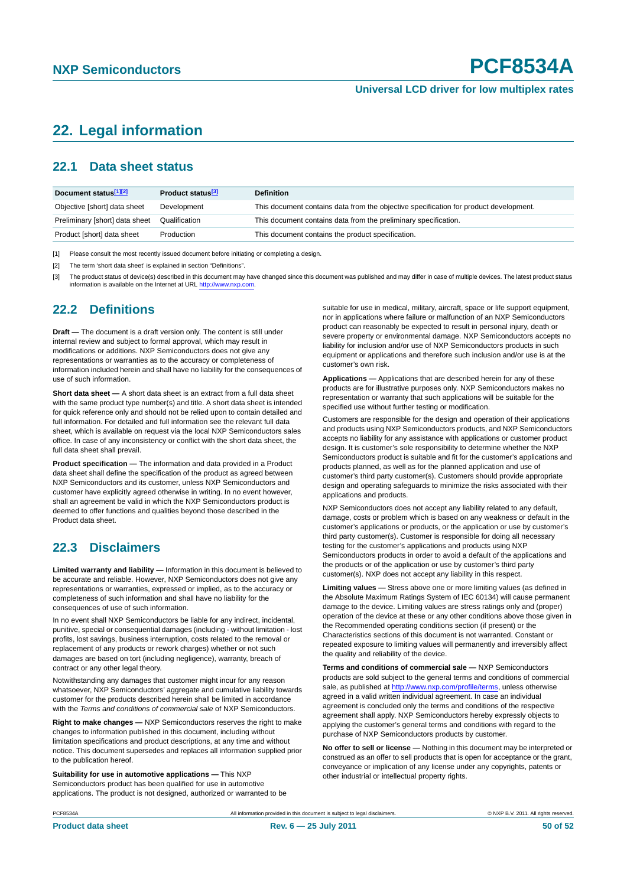## 22. Legal information

### 22.1 Data sheet status

| Document status[1][2] | Product status[3] | Definition |
|---|---|---|
| Objective [short] data sheet | Development | This document contains data from the objective specification for product development. |
| Preliminary [short] data sheet | Qualification | This document contains data from the preliminary specification. |
| Product [short] data sheet | Production | This document contains the product specification. |

[1] Please consult the most recently issued document before initiating or completing a design.

[2] The term 'short data sheet' is explained in section "Definitions".

[3] The product status of device(s) described in this document may have changed since this document was published and may differ in case of multiple devices. The latest product status information is available on the Internet at URL http://www.nxp.com.

### 22.2 Definitions

**Draft —** The document is a draft version only. The content is still under internal review and subject to formal approval, which may result in modifications or additions. NXP Semiconductors does not give any representations or warranties as to the accuracy or completeness of information included herein and shall have no liability for the consequences of use of such information.

**Short data sheet —** A short data sheet is an extract from a full data sheet with the same product type number(s) and title. A short data sheet is intended for quick reference only and should not be relied upon to contain detailed and full information. For detailed and full information see the relevant full data sheet, which is available on request via the local NXP Semiconductors sales office. In case of any inconsistency or conflict with the short data sheet, the full data sheet shall prevail.

**Product specification —** The information and data provided in a Product data sheet shall define the specification of the product as agreed between NXP Semiconductors and its customer, unless NXP Semiconductors and customer have explicitly agreed otherwise in writing. In no event however, shall an agreement be valid in which the NXP Semiconductors product is deemed to offer functions and qualities beyond those described in the Product data sheet.

### 22.3 Disclaimers

**Limited warranty and liability —** Information in this document is believed to be accurate and reliable. However, NXP Semiconductors does not give any representations or warranties, expressed or implied, as to the accuracy or completeness of such information and shall have no liability for the consequences of use of such information.

In no event shall NXP Semiconductors be liable for any indirect, incidental, punitive, special or consequential damages (including - without limitation - lost profits, lost savings, business interruption, costs related to the removal or replacement of any products or rework charges) whether or not such damages are based on tort (including negligence), warranty, breach of contract or any other legal theory.

Notwithstanding any damages that customer might incur for any reason whatsoever, NXP Semiconductors' aggregate and cumulative liability towards customer for the products described herein shall be limited in accordance with the *Terms and conditions of commercial sale* of NXP Semiconductors.

**Right to make changes —** NXP Semiconductors reserves the right to make changes to information published in this document, including without limitation specifications and product descriptions, at any time and without notice. This document supersedes and replaces all information supplied prior to the publication hereof.

**Suitability for use in automotive applications —** This NXP Semiconductors product has been qualified for use in automotive applications. The product is not designed, authorized or warranted to be suitable for use in medical, military, aircraft, space or life support equipment, nor in applications where failure or malfunction of an NXP Semiconductors product can reasonably be expected to result in personal injury, death or severe property or environmental damage. NXP Semiconductors accepts no liability for inclusion and/or use of NXP Semiconductors products in such equipment or applications and therefore such inclusion and/or use is at the customer's own risk.

**Applications —** Applications that are described herein for any of these products are for illustrative purposes only. NXP Semiconductors makes no representation or warranty that such applications will be suitable for the specified use without further testing or modification.

Customers are responsible for the design and operation of their applications and products using NXP Semiconductors products, and NXP Semiconductors accepts no liability for any assistance with applications or customer product design. It is customer's sole responsibility to determine whether the NXP Semiconductors product is suitable and fit for the customer's applications and products planned, as well as for the planned application and use of customer's third party customer(s). Customers should provide appropriate design and operating safeguards to minimize the risks associated with their applications and products.

NXP Semiconductors does not accept any liability related to any default, damage, costs or problem which is based on any weakness or default in the customer's applications or products, or the application or use by customer's third party customer(s). Customer is responsible for doing all necessary testing for the customer's applications and products using NXP Semiconductors products in order to avoid a default of the applications and the products or of the application or use by customer's third party customer(s). NXP does not accept any liability in this respect.

**Limiting values —** Stress above one or more limiting values (as defined in the Absolute Maximum Ratings System of IEC 60134) will cause permanent damage to the device. Limiting values are stress ratings only and (proper) operation of the device at these or any other conditions above those given in the Recommended operating conditions section (if present) or the Characteristics sections of this document is not warranted. Constant or repeated exposure to limiting values will permanently and irreversibly affect the quality and reliability of the device.

**Terms and conditions of commercial sale —** NXP Semiconductors products are sold subject to the general terms and conditions of commercial sale, as published at http://www.nxp.com/profile/terms, unless otherwise agreed in a valid written individual agreement. In case an individual agreement is concluded only the terms and conditions of the respective agreement shall apply. NXP Semiconductors hereby expressly objects to applying the customer's general terms and conditions with regard to the purchase of NXP Semiconductors products by customer.

**No offer to sell or license —** Nothing in this document may be interpreted or construed as an offer to sell products that is open for acceptance or the grant, conveyance or implication of any license under any copyrights, patents or other industrial or intellectual property rights.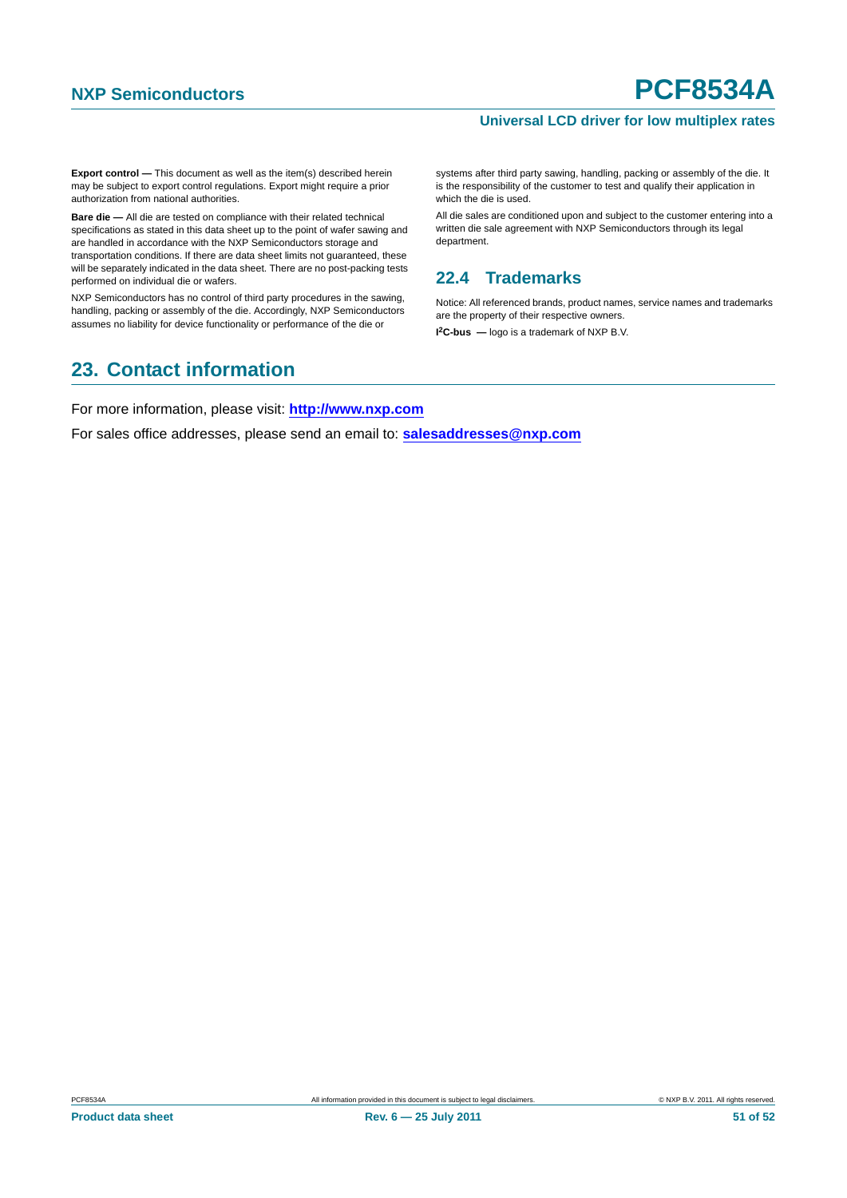**Export control —** This document as well as the item(s) described herein may be subject to export control regulations. Export might require a prior authorization from national authorities.

**Bare die —** All die are tested on compliance with their related technical specifications as stated in this data sheet up to the point of wafer sawing and are handled in accordance with the NXP Semiconductors storage and transportation conditions. If there are data sheet limits not guaranteed, these will be separately indicated in the data sheet. There are no post-packing tests performed on individual die or wafers.

NXP Semiconductors has no control of third party procedures in the sawing, handling, packing or assembly of the die. Accordingly, NXP Semiconductors assumes no liability for device functionality or performance of the die or systems after third party sawing, handling, packing or assembly of the die. It is the responsibility of the customer to test and qualify their application in which the die is used.

All die sales are conditioned upon and subject to the customer entering into a written die sale agreement with NXP Semiconductors through its legal department.

### 22.4 Trademarks

Notice: All referenced brands, product names, service names and trademarks are the property of their respective owners.

**I²C-bus —** logo is a trademark of NXP B.V.

## 23. Contact information

For more information, please visit: **http://www.nxp.com**

For sales office addresses, please send an email to: **salesaddresses@nxp.com**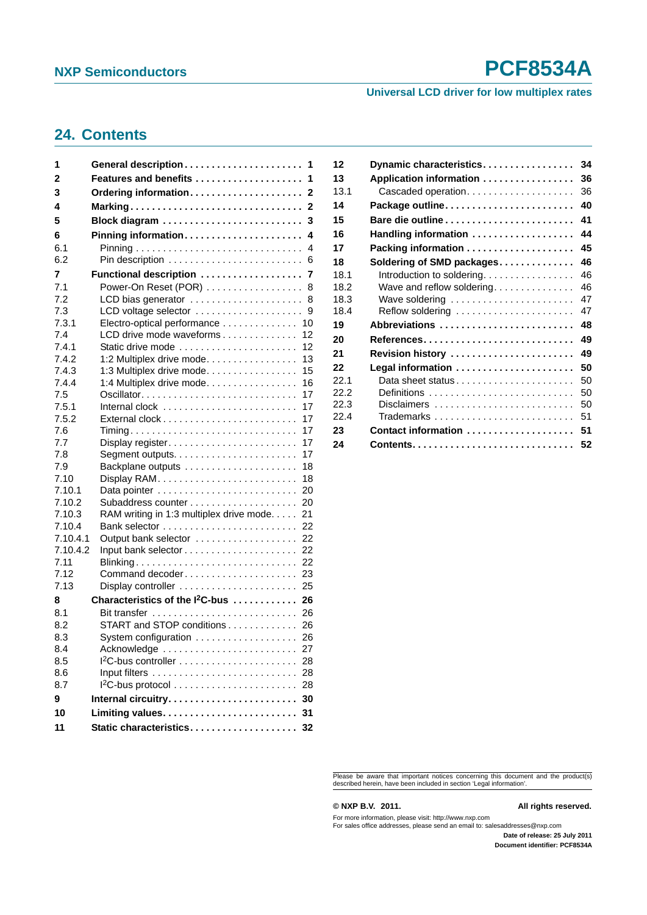## 24. Contents

| | | |
|---|---|---|
| **1** | **General description** | **1** |
| **2** | **Features and benefits** | **1** |
| **3** | **Ordering information** | **2** |
| **4** | **Marking** | **2** |
| **5** | **Block diagram** | **3** |
| **6** | **Pinning information** | **4** |
| 6.1 | Pinning | 4 |
| 6.2 | Pin description | 6 |
| **7** | **Functional description** | **7** |
| 7.1 | Power-On Reset (POR) | 8 |
| 7.2 | LCD bias generator | 8 |
| 7.3 | LCD voltage selector | 9 |
| 7.3.1 | Electro-optical performance | 10 |
| 7.4 | LCD drive mode waveforms | 12 |
| 7.4.1 | Static drive mode | 12 |
| 7.4.2 | 1:2 Multiplex drive mode | 13 |
| 7.4.3 | 1:3 Multiplex drive mode | 15 |
| 7.4.4 | 1:4 Multiplex drive mode | 16 |
| 7.5 | Oscillator | 17 |
| 7.5.1 | Internal clock | 17 |
| 7.5.2 | External clock | 17 |
| 7.6 | Timing | 17 |
| 7.7 | Display register | 17 |
| 7.8 | Segment outputs | 17 |
| 7.9 | Backplane outputs | 18 |
| 7.10 | Display RAM | 18 |
| 7.10.1 | Data pointer | 20 |
| 7.10.2 | Subaddress counter | 20 |
| 7.10.3 | RAM writing in 1:3 multiplex drive mode | 21 |
| 7.10.4 | Bank selector | 22 |
| 7.10.4.1 | Output bank selector | 22 |
| 7.10.4.2 | Input bank selector | 22 |
| 7.11 | Blinking | 22 |
| 7.12 | Command decoder | 23 |
| 7.13 | Display controller | 25 |
| **8** | **Characteristics of the I²C-bus** | **26** |
| 8.1 | Bit transfer | 26 |
| 8.2 | START and STOP conditions | 26 |
| 8.3 | System configuration | 26 |
| 8.4 | Acknowledge | 27 |
| 8.5 | I²C-bus controller | 28 |
| 8.6 | Input filters | 28 |
| 8.7 | I²C-bus protocol | 28 |
| **9** | **Internal circuitry** | **30** |
| **10** | **Limiting values** | **31** |
| **11** | **Static characteristics** | **32** |
| **12** | **Dynamic characteristics** | **34** |
| **13** | **Application information** | **36** |
| 13.1 | Cascaded operation | 36 |
| **14** | **Package outline** | **40** |
| **15** | **Bare die outline** | **41** |
| **16** | **Handling information** | **44** |
| **17** | **Packing information** | **45** |
| **18** | **Soldering of SMD packages** | **46** |
| 18.1 | Introduction to soldering | 46 |
| 18.2 | Wave and reflow soldering | 46 |
| 18.3 | Wave soldering | 47 |
| 18.4 | Reflow soldering | 47 |
| **19** | **Abbreviations** | **48** |
| **20** | **References** | **49** |
| **21** | **Revision history** | **49** |
| **22** | **Legal information** | **50** |
| 22.1 | Data sheet status | 50 |
| 22.2 | Definitions | 50 |
| 22.3 | Disclaimers | 50 |
| 22.4 | Trademarks | 51 |
| **23** | **Contact information** | **51** |
| **24** | **Contents** | **52** |

Please be aware that important notices concerning this document and the product(s) described herein, have been included in section 'Legal information'.

**© NXP B.V. 2011.** **All rights reserved.**

For more information, please visit: http://www.nxp.com
For sales office addresses, please send an email to: salesaddresses@nxp.com

**Date of release: 25 July 2011**
**Document identifier: PCF8534A**